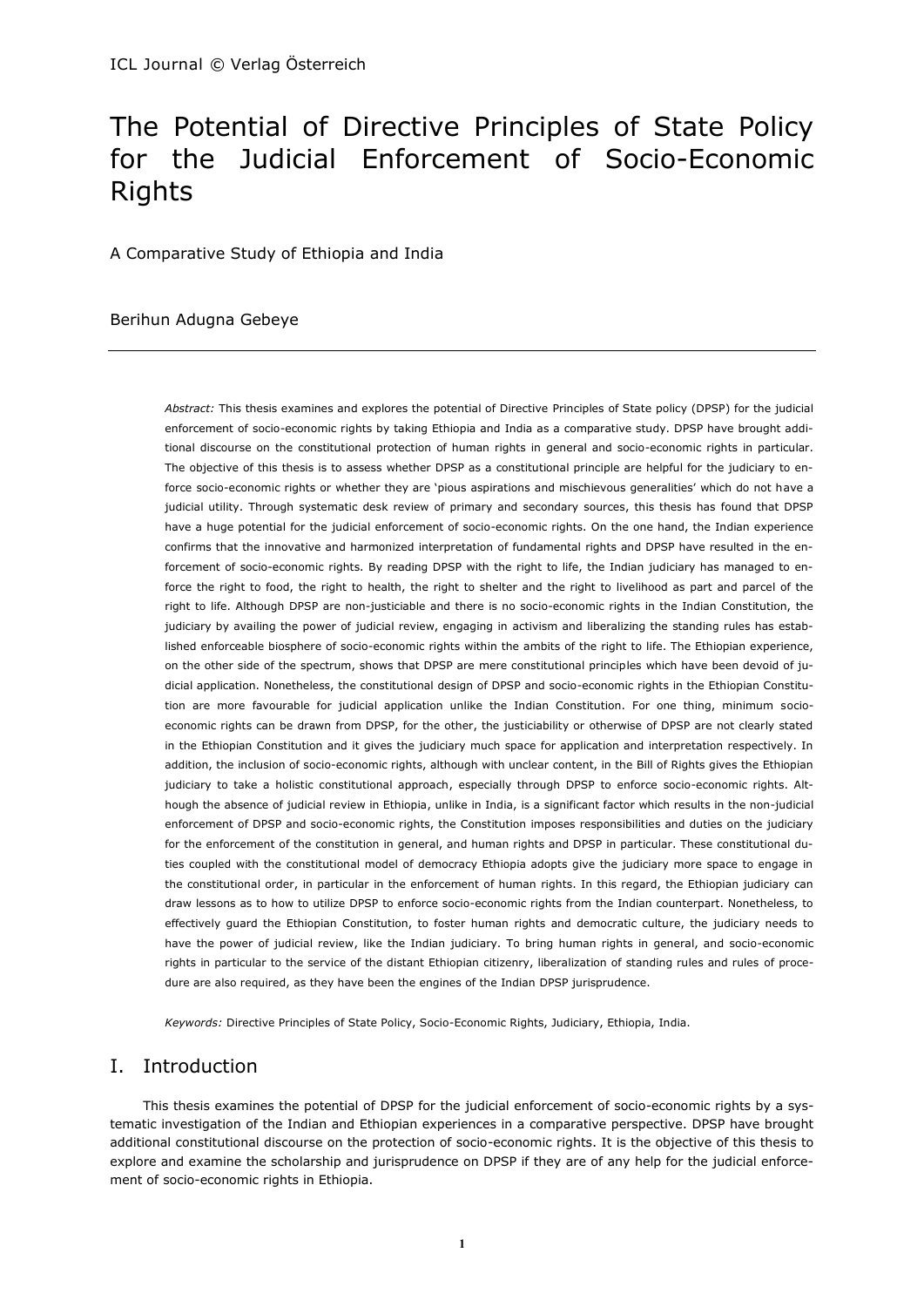# The Potential of Directive Principles of State Policy for the Judicial Enforcement of Socio-Economic Rights

A Comparative Study of Ethiopia and India

Berihun Adugna Gebeye

---

*Abstract:* This thesis examines and explores the potential of Directive Principles of State policy (DPSP) for the judicial enforcement of socio-economic rights by taking Ethiopia and India as a comparative study. DPSP have brought additional discourse on the constitutional protection of human rights in general and socio-economic rights in particular. The objective of this thesis is to assess whether DPSP as a constitutional principle are helpful for the judiciary to enforce socio-economic rights or whether they are 'pious aspirations and mischievous generalities' which do not have a judicial utility. Through systematic desk review of primary and secondary sources, this thesis has found that DPSP have a huge potential for the judicial enforcement of socio-economic rights. On the one hand, the Indian experience confirms that the innovative and harmonized interpretation of fundamental rights and DPSP have resulted in the enforcement of socio-economic rights. By reading DPSP with the right to life, the Indian judiciary has managed to enforce the right to food, the right to health, the right to shelter and the right to livelihood as part and parcel of the right to life. Although DPSP are non-justiciable and there is no socio-economic rights in the Indian Constitution, the judiciary by availing the power of judicial review, engaging in activism and liberalizing the standing rules has established enforceable biosphere of socio-economic rights within the ambits of the right to life. The Ethiopian experience, on the other side of the spectrum, shows that DPSP are mere constitutional principles which have been devoid of judicial application. Nonetheless, the constitutional design of DPSP and socio-economic rights in the Ethiopian Constitution are more favourable for judicial application unlike the Indian Constitution. For one thing, minimum socio-economic rights can be drawn from DPSP, for the other, the justiciability or otherwise of DPSP are not clearly stated in the Ethiopian Constitution and it gives the judiciary much space for application and interpretation respectively. In addition, the inclusion of socio-economic rights, although with unclear content, in the Bill of Rights gives the Ethiopian judiciary to take a holistic constitutional approach, especially through DPSP to enforce socio-economic rights. Although the absence of judicial review in Ethiopia, unlike in India, is a significant factor which results in the non-judicial enforcement of DPSP and socio-economic rights, the Constitution imposes responsibilities and duties on the judiciary for the enforcement of the constitution in general, and human rights and DPSP in particular. These constitutional duties coupled with the constitutional model of democracy Ethiopia adopts give the judiciary more space to engage in the constitutional order, in particular in the enforcement of human rights. In this regard, the Ethiopian judiciary can draw lessons as to how to utilize DPSP to enforce socio-economic rights from the Indian counterpart. Nonetheless, to effectively guard the Ethiopian Constitution, to foster human rights and democratic culture, the judiciary needs to have the power of judicial review, like the Indian judiciary. To bring human rights in general, and socio-economic rights in particular to the service of the distant Ethiopian citizenry, liberalization of standing rules and rules of procedure are also required, as they have been the engines of the Indian DPSP jurisprudence.

*Keywords:* Directive Principles of State Policy, Socio-Economic Rights, Judiciary, Ethiopia, India.

## I. Introduction

This thesis examines the potential of DPSP for the judicial enforcement of socio-economic rights by a systematic investigation of the Indian and Ethiopian experiences in a comparative perspective. DPSP have brought additional constitutional discourse on the protection of socio-economic rights. It is the objective of this thesis to explore and examine the scholarship and jurisprudence on DPSP if they are of any help for the judicial enforcement of socio-economic rights in Ethiopia.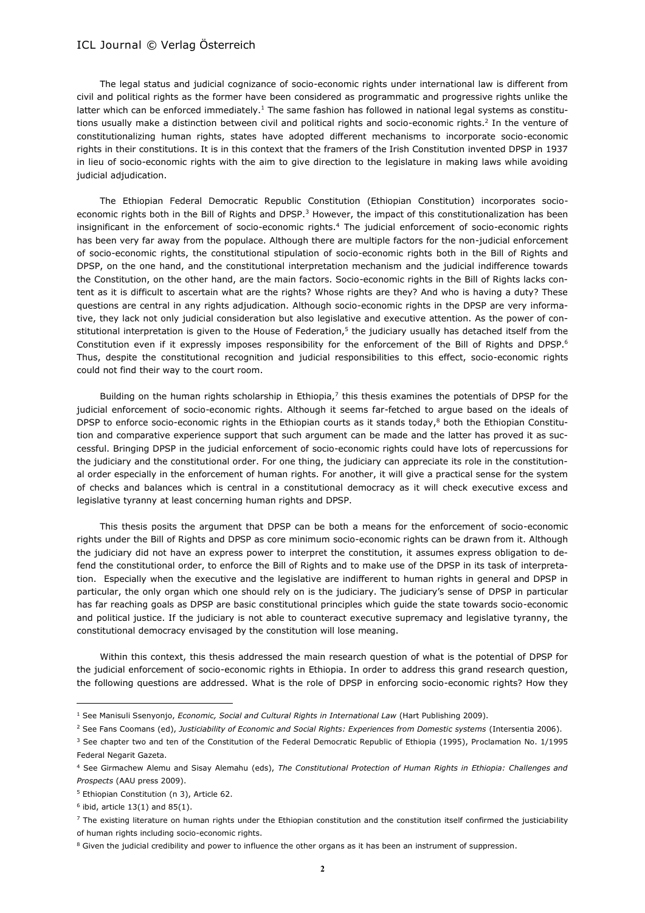The legal status and judicial cognizance of socio-economic rights under international law is different from civil and political rights as the former have been considered as programmatic and progressive rights unlike the latter which can be enforced immediately.[1] The same fashion has followed in national legal systems as constitutions usually make a distinction between civil and political rights and socio-economic rights.[2] In the venture of constitutionalizing human rights, states have adopted different mechanisms to incorporate socio-economic rights in their constitutions. It is in this context that the framers of the Irish Constitution invented DPSP in 1937 in lieu of socio-economic rights with the aim to give direction to the legislature in making laws while avoiding judicial adjudication.

The Ethiopian Federal Democratic Republic Constitution (Ethiopian Constitution) incorporates socio-economic rights both in the Bill of Rights and DPSP.[3] However, the impact of this constitutionalization has been insignificant in the enforcement of socio-economic rights.[4] The judicial enforcement of socio-economic rights has been very far away from the populace. Although there are multiple factors for the non-judicial enforcement of socio-economic rights, the constitutional stipulation of socio-economic rights both in the Bill of Rights and DPSP, on the one hand, and the constitutional interpretation mechanism and the judicial indifference towards the Constitution, on the other hand, are the main factors. Socio-economic rights in the Bill of Rights lacks content as it is difficult to ascertain what are the rights? Whose rights are they? And who is having a duty? These questions are central in any rights adjudication. Although socio-economic rights in the DPSP are very informative, they lack not only judicial consideration but also legislative and executive attention. As the power of constitutional interpretation is given to the House of Federation,[5] the judiciary usually has detached itself from the Constitution even if it expressly imposes responsibility for the enforcement of the Bill of Rights and DPSP.[6] Thus, despite the constitutional recognition and judicial responsibilities to this effect, socio-economic rights could not find their way to the court room.

Building on the human rights scholarship in Ethiopia,[7] this thesis examines the potentials of DPSP for the judicial enforcement of socio-economic rights. Although it seems far-fetched to argue based on the ideals of DPSP to enforce socio-economic rights in the Ethiopian courts as it stands today,[8] both the Ethiopian Constitution and comparative experience support that such argument can be made and the latter has proved it as successful. Bringing DPSP in the judicial enforcement of socio-economic rights could have lots of repercussions for the judiciary and the constitutional order. For one thing, the judiciary can appreciate its role in the constitutional order especially in the enforcement of human rights. For another, it will give a practical sense for the system of checks and balances which is central in a constitutional democracy as it will check executive excess and legislative tyranny at least concerning human rights and DPSP.

This thesis posits the argument that DPSP can be both a means for the enforcement of socio-economic rights under the Bill of Rights and DPSP as core minimum socio-economic rights can be drawn from it. Although the judiciary did not have an express power to interpret the constitution, it assumes express obligation to defend the constitutional order, to enforce the Bill of Rights and to make use of the DPSP in its task of interpretation. Especially when the executive and the legislative are indifferent to human rights in general and DPSP in particular, the only organ which one should rely on is the judiciary. The judiciary's sense of DPSP in particular has far reaching goals as DPSP are basic constitutional principles which guide the state towards socio-economic and political justice. If the judiciary is not able to counteract executive supremacy and legislative tyranny, the constitutional democracy envisaged by the constitution will lose meaning.

Within this context, this thesis addressed the main research question of what is the potential of DPSP for the judicial enforcement of socio-economic rights in Ethiopia. In order to address this grand research question, the following questions are addressed. What is the role of DPSP in enforcing socio-economic rights? How they

---

[1] See Manisuli Ssenyonjo, *Economic, Social and Cultural Rights in International Law* (Hart Publishing 2009).

[2] See Fans Coomans (ed), *Justiciability of Economic and Social Rights: Experiences from Domestic systems* (Intersentia 2006).

[3] See chapter two and ten of the Constitution of the Federal Democratic Republic of Ethiopia (1995), Proclamation No. 1/1995 Federal Negarit Gazeta.

[4] See Girmachew Alemu and Sisay Alemahu (eds), *The Constitutional Protection of Human Rights in Ethiopia: Challenges and Prospects* (AAU press 2009).

[5] Ethiopian Constitution (n 3), Article 62.

[6] ibid, article 13(1) and 85(1).

[7] The existing literature on human rights under the Ethiopian constitution and the constitution itself confirmed the justiciability of human rights including socio-economic rights.

[8] Given the judicial credibility and power to influence the other organs as it has been an instrument of suppression.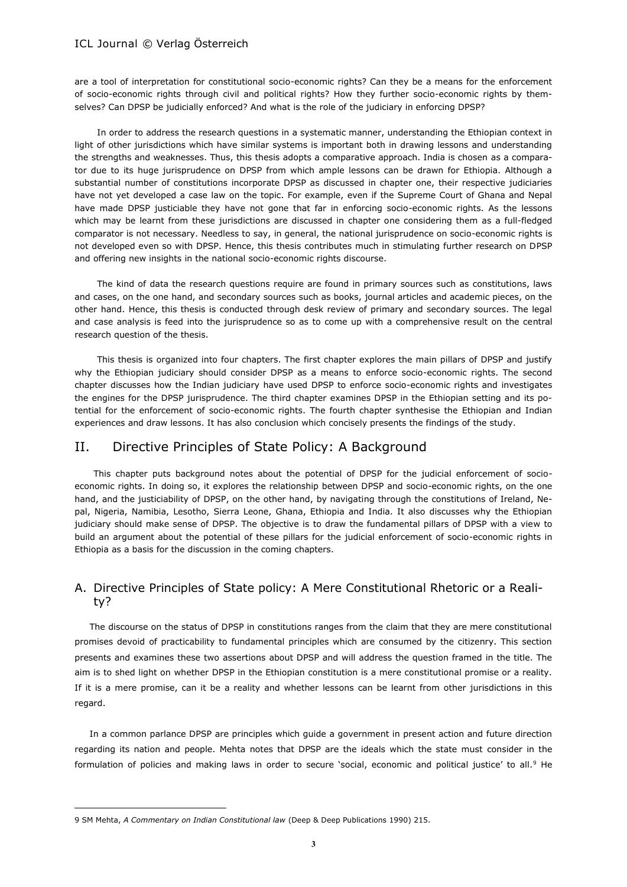are a tool of interpretation for constitutional socio-economic rights? Can they be a means for the enforcement of socio-economic rights through civil and political rights? How they further socio-economic rights by themselves? Can DPSP be judicially enforced? And what is the role of the judiciary in enforcing DPSP?

In order to address the research questions in a systematic manner, understanding the Ethiopian context in light of other jurisdictions which have similar systems is important both in drawing lessons and understanding the strengths and weaknesses. Thus, this thesis adopts a comparative approach. India is chosen as a comparator due to its huge jurisprudence on DPSP from which ample lessons can be drawn for Ethiopia. Although a substantial number of constitutions incorporate DPSP as discussed in chapter one, their respective judiciaries have not yet developed a case law on the topic. For example, even if the Supreme Court of Ghana and Nepal have made DPSP justiciable they have not gone that far in enforcing socio-economic rights. As the lessons which may be learnt from these jurisdictions are discussed in chapter one considering them as a full-fledged comparator is not necessary. Needless to say, in general, the national jurisprudence on socio-economic rights is not developed even so with DPSP. Hence, this thesis contributes much in stimulating further research on DPSP and offering new insights in the national socio-economic rights discourse.

The kind of data the research questions require are found in primary sources such as constitutions, laws and cases, on the one hand, and secondary sources such as books, journal articles and academic pieces, on the other hand. Hence, this thesis is conducted through desk review of primary and secondary sources. The legal and case analysis is feed into the jurisprudence so as to come up with a comprehensive result on the central research question of the thesis.

This thesis is organized into four chapters. The first chapter explores the main pillars of DPSP and justify why the Ethiopian judiciary should consider DPSP as a means to enforce socio-economic rights. The second chapter discusses how the Indian judiciary have used DPSP to enforce socio-economic rights and investigates the engines for the DPSP jurisprudence. The third chapter examines DPSP in the Ethiopian setting and its potential for the enforcement of socio-economic rights. The fourth chapter synthesise the Ethiopian and Indian experiences and draw lessons. It has also conclusion which concisely presents the findings of the study.

## II. Directive Principles of State Policy: A Background

This chapter puts background notes about the potential of DPSP for the judicial enforcement of socio-economic rights. In doing so, it explores the relationship between DPSP and socio-economic rights, on the one hand, and the justiciability of DPSP, on the other hand, by navigating through the constitutions of Ireland, Nepal, Nigeria, Namibia, Lesotho, Sierra Leone, Ghana, Ethiopia and India. It also discusses why the Ethiopian judiciary should make sense of DPSP. The objective is to draw the fundamental pillars of DPSP with a view to build an argument about the potential of these pillars for the judicial enforcement of socio-economic rights in Ethiopia as a basis for the discussion in the coming chapters.

### A. Directive Principles of State policy: A Mere Constitutional Rhetoric or a Reality?

The discourse on the status of DPSP in constitutions ranges from the claim that they are mere constitutional promises devoid of practicability to fundamental principles which are consumed by the citizenry. This section presents and examines these two assertions about DPSP and will address the question framed in the title. The aim is to shed light on whether DPSP in the Ethiopian constitution is a mere constitutional promise or a reality. If it is a mere promise, can it be a reality and whether lessons can be learnt from other jurisdictions in this regard.

In a common parlance DPSP are principles which guide a government in present action and future direction regarding its nation and people. Mehta notes that DPSP are the ideals which the state must consider in the formulation of policies and making laws in order to secure 'social, economic and political justice' to all.[9] He

---

9 SM Mehta, *A Commentary on Indian Constitutional law* (Deep & Deep Publications 1990) 215.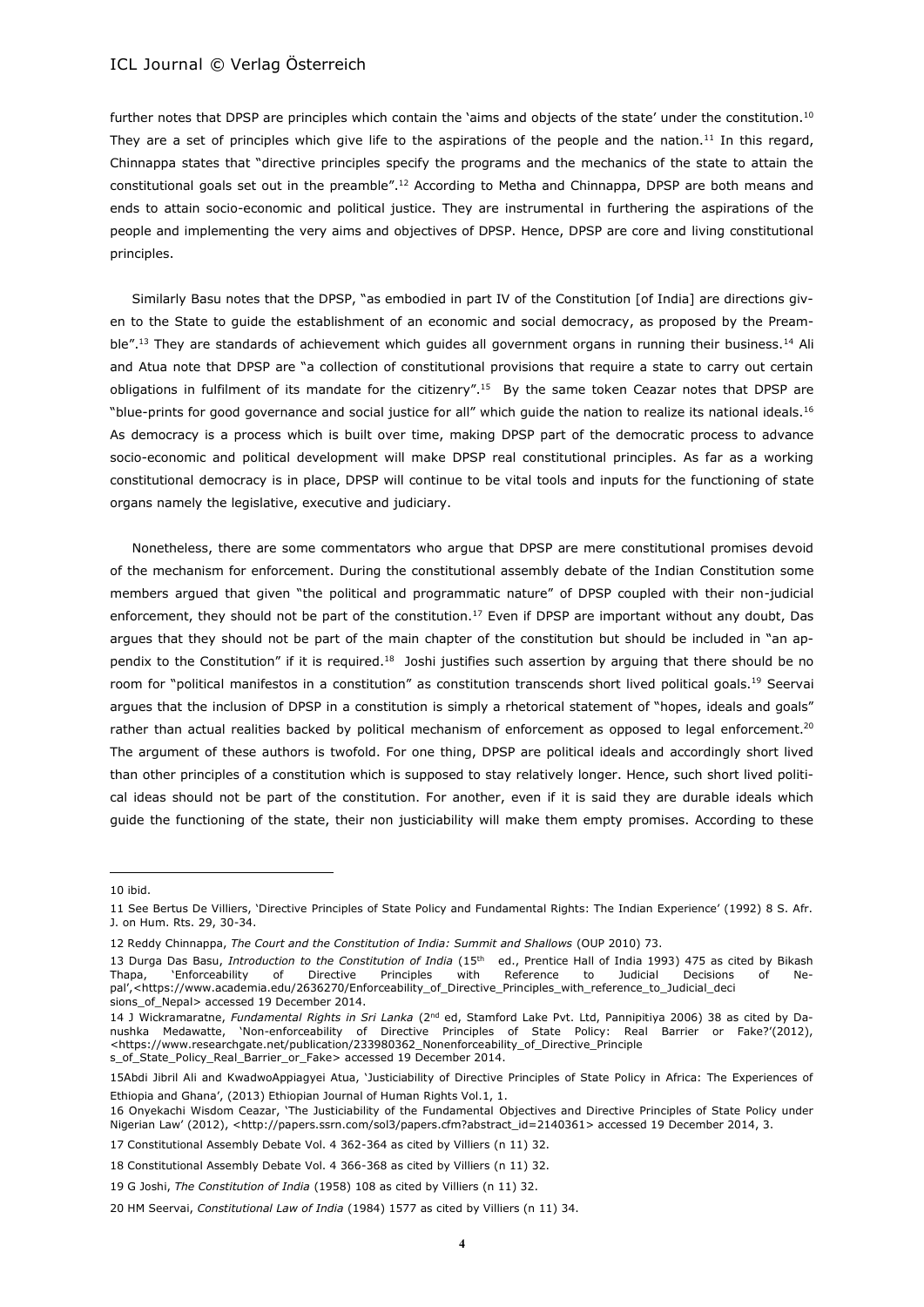further notes that DPSP are principles which contain the 'aims and objects of the state' under the constitution.[10] They are a set of principles which give life to the aspirations of the people and the nation.[11] In this regard, Chinnappa states that "directive principles specify the programs and the mechanics of the state to attain the constitutional goals set out in the preamble".[12] According to Metha and Chinnappa, DPSP are both means and ends to attain socio-economic and political justice. They are instrumental in furthering the aspirations of the people and implementing the very aims and objectives of DPSP. Hence, DPSP are core and living constitutional principles.

Similarly Basu notes that the DPSP, "as embodied in part IV of the Constitution [of India] are directions given to the State to guide the establishment of an economic and social democracy, as proposed by the Preamble".[13] They are standards of achievement which guides all government organs in running their business.[14] Ali and Atua note that DPSP are "a collection of constitutional provisions that require a state to carry out certain obligations in fulfilment of its mandate for the citizenry".[15] By the same token Ceazar notes that DPSP are "blue-prints for good governance and social justice for all" which guide the nation to realize its national ideals.[16] As democracy is a process which is built over time, making DPSP part of the democratic process to advance socio-economic and political development will make DPSP real constitutional principles. As far as a working constitutional democracy is in place, DPSP will continue to be vital tools and inputs for the functioning of state organs namely the legislative, executive and judiciary.

Nonetheless, there are some commentators who argue that DPSP are mere constitutional promises devoid of the mechanism for enforcement. During the constitutional assembly debate of the Indian Constitution some members argued that given "the political and programmatic nature" of DPSP coupled with their non-judicial enforcement, they should not be part of the constitution.[17] Even if DPSP are important without any doubt, Das argues that they should not be part of the main chapter of the constitution but should be included in "an appendix to the Constitution" if it is required.[18] Joshi justifies such assertion by arguing that there should be no room for "political manifestos in a constitution" as constitution transcends short lived political goals.[19] Seervai argues that the inclusion of DPSP in a constitution is simply a rhetorical statement of "hopes, ideals and goals" rather than actual realities backed by political mechanism of enforcement as opposed to legal enforcement.[20] The argument of these authors is twofold. For one thing, DPSP are political ideals and accordingly short lived than other principles of a constitution which is supposed to stay relatively longer. Hence, such short lived political ideas should not be part of the constitution. For another, even if it is said they are durable ideals which guide the functioning of the state, their non justiciability will make them empty promises. According to these

---

10 ibid.

11 See Bertus De Villiers, 'Directive Principles of State Policy and Fundamental Rights: The Indian Experience' (1992) 8 S. Afr. J. on Hum. Rts. 29, 30-34.

12 Reddy Chinnappa, *The Court and the Constitution of India: Summit and Shallows* (OUP 2010) 73.

13 Durga Das Basu, *Introduction to the Constitution of India* (15th ed., Prentice Hall of India 1993) 475 as cited by Bikash Thapa, 'Enforceability of Directive Principles with Reference to Judicial Decisions of Nepal',<https://www.academia.edu/2636270/Enforceability_of_Directive_Principles_with_reference_to_Judicial_decisions_of_Nepal> accessed 19 December 2014.

14 J Wickramaratne, *Fundamental Rights in Sri Lanka* (2nd ed, Stamford Lake Pvt. Ltd, Pannipitiya 2006) 38 as cited by Danushka Medawatte, 'Non-enforceability of Directive Principles of State Policy: Real Barrier or Fake?'(2012), <https://www.researchgate.net/publication/233980362_Nonenforceability_of_Directive_Principles_of_State_Policy_Real_Barrier_or_Fake> accessed 19 December 2014.

15Abdi Jibril Ali and KwadwoAppiagyei Atua, 'Justiciability of Directive Principles of State Policy in Africa: The Experiences of Ethiopia and Ghana', (2013) Ethiopian Journal of Human Rights Vol.1, 1.

16 Onyekachi Wisdom Ceazar, 'The Justiciability of the Fundamental Objectives and Directive Principles of State Policy under Nigerian Law' (2012), <http://papers.ssrn.com/sol3/papers.cfm?abstract_id=2140361> accessed 19 December 2014, 3.

17 Constitutional Assembly Debate Vol. 4 362-364 as cited by Villiers (n 11) 32.

18 Constitutional Assembly Debate Vol. 4 366-368 as cited by Villiers (n 11) 32.

19 G Joshi, *The Constitution of India* (1958) 108 as cited by Villiers (n 11) 32.

20 HM Seervai, *Constitutional Law of India* (1984) 1577 as cited by Villiers (n 11) 34.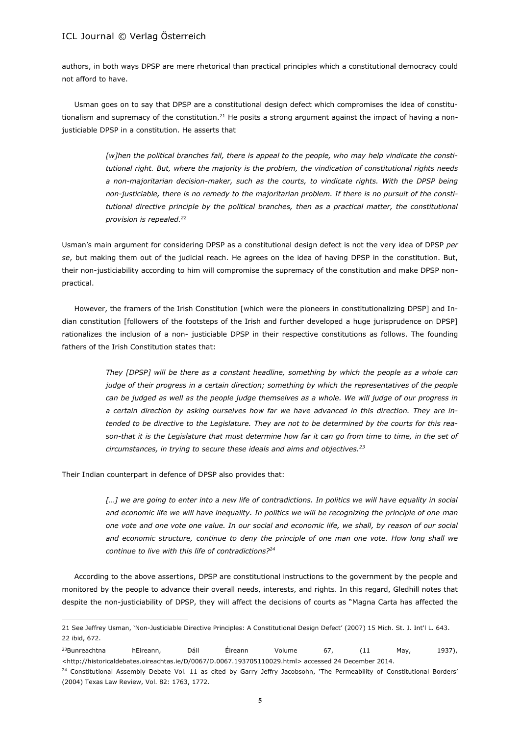authors, in both ways DPSP are mere rhetorical than practical principles which a constitutional democracy could not afford to have.

Usman goes on to say that DPSP are a constitutional design defect which compromises the idea of constitutionalism and supremacy of the constitution.[21] He posits a strong argument against the impact of having a non-justiciable DPSP in a constitution. He asserts that

> *[w]hen the political branches fail, there is appeal to the people, who may help vindicate the constitutional right. But, where the majority is the problem, the vindication of constitutional rights needs a non-majoritarian decision-maker, such as the courts, to vindicate rights. With the DPSP being non-justiciable, there is no remedy to the majoritarian problem. If there is no pursuit of the constitutional directive principle by the political branches, then as a practical matter, the constitutional provision is repealed.*[22]

Usman's main argument for considering DPSP as a constitutional design defect is not the very idea of DPSP *per se*, but making them out of the judicial reach. He agrees on the idea of having DPSP in the constitution. But, their non-justiciability according to him will compromise the supremacy of the constitution and make DPSP non-practical.

However, the framers of the Irish Constitution [which were the pioneers in constitutionalizing DPSP] and Indian constitution [followers of the footsteps of the Irish and further developed a huge jurisprudence on DPSP] rationalizes the inclusion of a non- justiciable DPSP in their respective constitutions as follows. The founding fathers of the Irish Constitution states that:

> *They [DPSP] will be there as a constant headline, something by which the people as a whole can judge of their progress in a certain direction; something by which the representatives of the people can be judged as well as the people judge themselves as a whole. We will judge of our progress in a certain direction by asking ourselves how far we have advanced in this direction. They are intended to be directive to the Legislature. They are not to be determined by the courts for this reason-that it is the Legislature that must determine how far it can go from time to time, in the set of circumstances, in trying to secure these ideals and aims and objectives.*[23]

Their Indian counterpart in defence of DPSP also provides that:

> *[…] we are going to enter into a new life of contradictions. In politics we will have equality in social and economic life we will have inequality. In politics we will be recognizing the principle of one man one vote and one vote one value. In our social and economic life, we shall, by reason of our social and economic structure, continue to deny the principle of one man one vote. How long shall we continue to live with this life of contradictions?*[24]

According to the above assertions, DPSP are constitutional instructions to the government by the people and monitored by the people to advance their overall needs, interests, and rights. In this regard, Gledhill notes that despite the non-justiciability of DPSP, they will affect the decisions of courts as "Magna Carta has affected the

---

21 See Jeffrey Usman, 'Non-Justiciable Directive Principles: A Constitutional Design Defect' (2007) 15 Mich. St. J. Int'l L. 643.

22 ibid, 672.

23 Bunreachtna hEireann, Dáil Éireann Volume 67, (11 May, 1937), <http://historicaldebates.oireachtas.ie/D/0067/D.0067.193705110029.html> accessed 24 December 2014.

24 Constitutional Assembly Debate Vol. 11 as cited by Garry Jeffry Jacobsohn, 'The Permeability of Constitutional Borders' (2004) Texas Law Review, Vol. 82: 1763, 1772.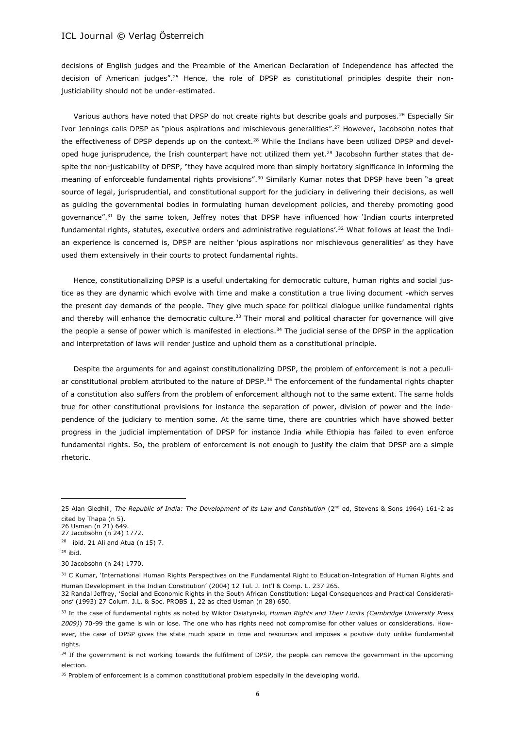decisions of English judges and the Preamble of the American Declaration of Independence has affected the decision of American judges".[25] Hence, the role of DPSP as constitutional principles despite their non-justiciability should not be under-estimated.

Various authors have noted that DPSP do not create rights but describe goals and purposes.[26] Especially Sir Ivor Jennings calls DPSP as "pious aspirations and mischievous generalities".[27] However, Jacobsohn notes that the effectiveness of DPSP depends up on the context.[28] While the Indians have been utilized DPSP and developed huge jurisprudence, the Irish counterpart have not utilized them yet.[29] Jacobsohn further states that despite the non-justicability of DPSP, "they have acquired more than simply hortatory significance in informing the meaning of enforceable fundamental rights provisions".[30] Similarly Kumar notes that DPSP have been "a great source of legal, jurisprudential, and constitutional support for the judiciary in delivering their decisions, as well as guiding the governmental bodies in formulating human development policies, and thereby promoting good governance".[31] By the same token, Jeffrey notes that DPSP have influenced how 'Indian courts interpreted fundamental rights, statutes, executive orders and administrative regulations'.[32] What follows at least the Indian experience is concerned is, DPSP are neither 'pious aspirations nor mischievous generalities' as they have used them extensively in their courts to protect fundamental rights.

Hence, constitutionalizing DPSP is a useful undertaking for democratic culture, human rights and social justice as they are dynamic which evolve with time and make a constitution a true living document -which serves the present day demands of the people. They give much space for political dialogue unlike fundamental rights and thereby will enhance the democratic culture.[33] Their moral and political character for governance will give the people a sense of power which is manifested in elections.[34] The judicial sense of the DPSP in the application and interpretation of laws will render justice and uphold them as a constitutional principle.

Despite the arguments for and against constitutionalizing DPSP, the problem of enforcement is not a peculiar constitutional problem attributed to the nature of DPSP.[35] The enforcement of the fundamental rights chapter of a constitution also suffers from the problem of enforcement although not to the same extent. The same holds true for other constitutional provisions for instance the separation of power, division of power and the independence of the judiciary to mention some. At the same time, there are countries which have showed better progress in the judicial implementation of DPSP for instance India while Ethiopia has failed to even enforce fundamental rights. So, the problem of enforcement is not enough to justify the claim that DPSP are a simple rhetoric.

---

25 Alan Gledhill, *The Republic of India: The Development of its Law and Constitution* (2nd ed, Stevens & Sons 1964) 161-2 as cited by Thapa (n 5).

26 Usman (n 21) 649.

27 Jacobsohn (n 24) 1772.

28 ibid. 21 Ali and Atua (n 15) 7.

29 ibid.

30 Jacobsohn (n 24) 1770.

31 C Kumar, 'International Human Rights Perspectives on the Fundamental Right to Education-Integration of Human Rights and Human Development in the Indian Constitution' (2004) 12 Tul. J. Int'l & Comp. L. 237 265.

32 Randal Jeffrey, 'Social and Economic Rights in the South African Constitution: Legal Consequences and Practical Considerations' (1993) 27 Colum. J.L. & Soc. PROBS 1, 22 as cited Usman (n 28) 650.

33 In the case of fundamental rights as noted by Wiktor Osiatynski, *Human Rights and Their Limits (Cambridge University Press 2009)*) 70-99 the game is win or lose. The one who has rights need not compromise for other values or considerations. However, the case of DPSP gives the state much space in time and resources and imposes a positive duty unlike fundamental rights.

34 If the government is not working towards the fulfilment of DPSP, the people can remove the government in the upcoming election.

35 Problem of enforcement is a common constitutional problem especially in the developing world.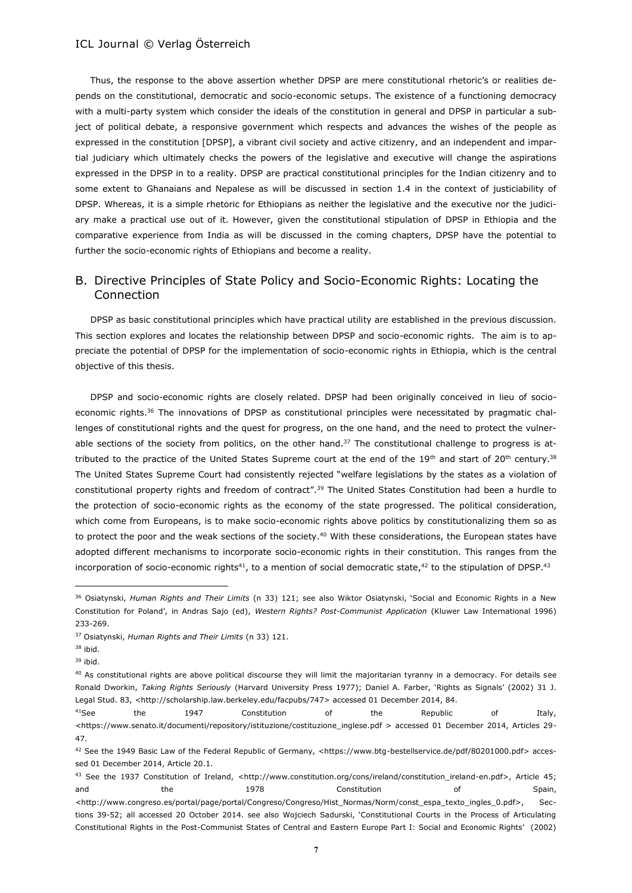Thus, the response to the above assertion whether DPSP are mere constitutional rhetoric's or realities depends on the constitutional, democratic and socio-economic setups. The existence of a functioning democracy with a multi-party system which consider the ideals of the constitution in general and DPSP in particular a subject of political debate, a responsive government which respects and advances the wishes of the people as expressed in the constitution [DPSP], a vibrant civil society and active citizenry, and an independent and impartial judiciary which ultimately checks the powers of the legislative and executive will change the aspirations expressed in the DPSP in to a reality. DPSP are practical constitutional principles for the Indian citizenry and to some extent to Ghanaians and Nepalese as will be discussed in section 1.4 in the context of justiciability of DPSP. Whereas, it is a simple rhetoric for Ethiopians as neither the legislative and the executive nor the judiciary make a practical use out of it. However, given the constitutional stipulation of DPSP in Ethiopia and the comparative experience from India as will be discussed in the coming chapters, DPSP have the potential to further the socio-economic rights of Ethiopians and become a reality.

## B. Directive Principles of State Policy and Socio-Economic Rights: Locating the Connection

DPSP as basic constitutional principles which have practical utility are established in the previous discussion. This section explores and locates the relationship between DPSP and socio-economic rights. The aim is to appreciate the potential of DPSP for the implementation of socio-economic rights in Ethiopia, which is the central objective of this thesis.

DPSP and socio-economic rights are closely related. DPSP had been originally conceived in lieu of socio-economic rights.[36] The innovations of DPSP as constitutional principles were necessitated by pragmatic challenges of constitutional rights and the quest for progress, on the one hand, and the need to protect the vulnerable sections of the society from politics, on the other hand.[37] The constitutional challenge to progress is attributed to the practice of the United States Supreme court at the end of the 19th and start of 20th century.[38] The United States Supreme Court had consistently rejected "welfare legislations by the states as a violation of constitutional property rights and freedom of contract".[39] The United States Constitution had been a hurdle to the protection of socio-economic rights as the economy of the state progressed. The political consideration, which come from Europeans, is to make socio-economic rights above politics by constitutionalizing them so as to protect the poor and the weak sections of the society.[40] With these considerations, the European states have adopted different mechanisms to incorporate socio-economic rights in their constitution. This ranges from the incorporation of socio-economic rights[41], to a mention of social democratic state,[42] to the stipulation of DPSP.[43]

---

[36] Osiatynski, *Human Rights and Their Limits* (n 33) 121; see also Wiktor Osiatynski, 'Social and Economic Rights in a New Constitution for Poland', in Andras Sajo (ed), *Western Rights? Post-Communist Application* (Kluwer Law International 1996) 233-269.

[37] Osiatynski, *Human Rights and Their Limits* (n 33) 121.

[38] ibid.

[39] ibid.

[40] As constitutional rights are above political discourse they will limit the majoritarian tyranny in a democracy. For details see Ronald Dworkin, *Taking Rights Seriously* (Harvard University Press 1977); Daniel A. Farber, 'Rights as Signals' (2002) 31 J. Legal Stud. 83, <http://scholarship.law.berkeley.edu/facpubs/747> accessed 01 December 2014, 84.

[41] See the 1947 Constitution of the Republic of Italy, <https://www.senato.it/documenti/repository/istituzione/costituzione_inglese.pdf > accessed 01 December 2014, Articles 29-47.

[42] See the 1949 Basic Law of the Federal Republic of Germany, <https://www.btg-bestellservice.de/pdf/80201000.pdf> accessed 01 December 2014, Article 20.1.

[43] See the 1937 Constitution of Ireland, <http://www.constitution.org/cons/ireland/constitution_ireland-en.pdf>, Article 45; and the 1978 Constitution of Spain, <http://www.congreso.es/portal/page/portal/Congreso/Congreso/Hist_Normas/Norm/const_espa_texto_ingles_0.pdf>, Sections 39-52; all accessed 20 October 2014. see also Wojciech Sadurski, 'Constitutional Courts in the Process of Articulating Constitutional Rights in the Post-Communist States of Central and Eastern Europe Part I: Social and Economic Rights' (2002)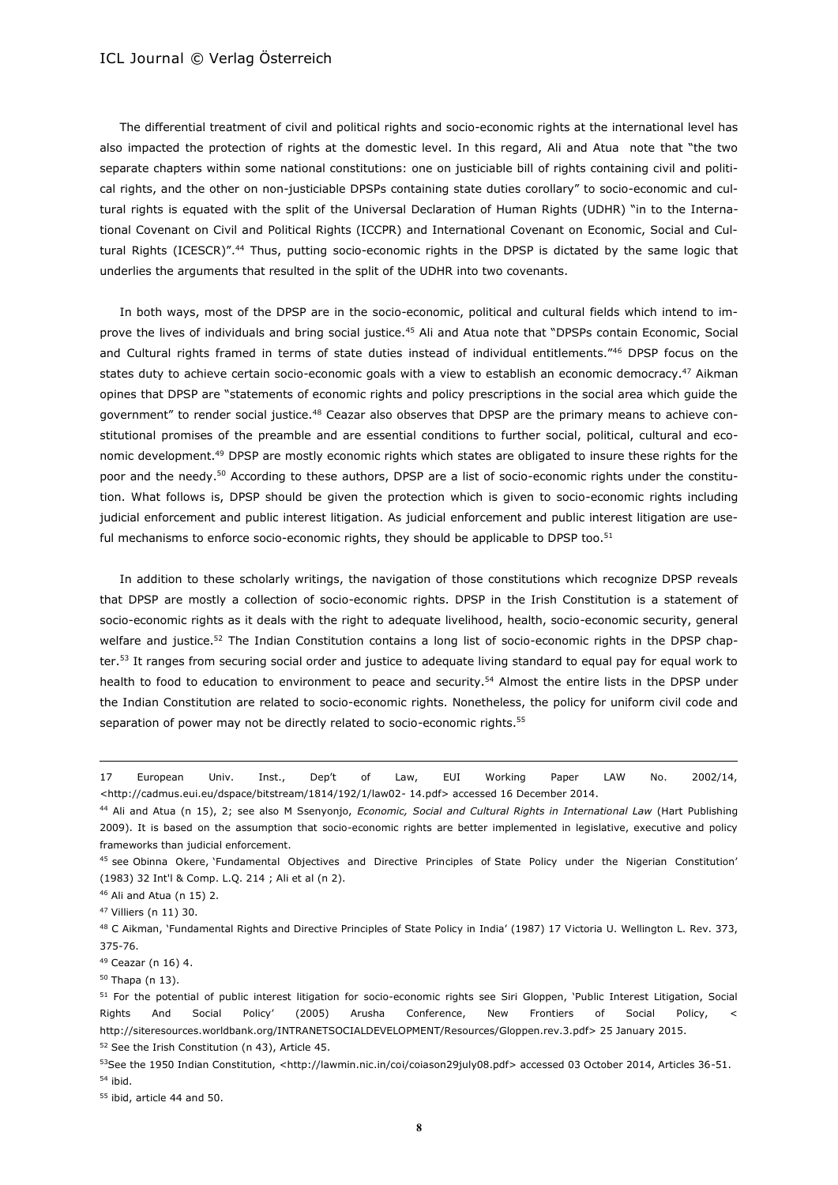The differential treatment of civil and political rights and socio-economic rights at the international level has also impacted the protection of rights at the domestic level. In this regard, Ali and Atua note that "the two separate chapters within some national constitutions: one on justiciable bill of rights containing civil and political rights, and the other on non-justiciable DPSPs containing state duties corollary" to socio-economic and cultural rights is equated with the split of the Universal Declaration of Human Rights (UDHR) "in to the International Covenant on Civil and Political Rights (ICCPR) and International Covenant on Economic, Social and Cultural Rights (ICESCR)".[44] Thus, putting socio-economic rights in the DPSP is dictated by the same logic that underlies the arguments that resulted in the split of the UDHR into two covenants.

In both ways, most of the DPSP are in the socio-economic, political and cultural fields which intend to improve the lives of individuals and bring social justice.[45] Ali and Atua note that "DPSPs contain Economic, Social and Cultural rights framed in terms of state duties instead of individual entitlements."[46] DPSP focus on the states duty to achieve certain socio-economic goals with a view to establish an economic democracy.[47] Aikman opines that DPSP are "statements of economic rights and policy prescriptions in the social area which guide the government" to render social justice.[48] Ceazar also observes that DPSP are the primary means to achieve constitutional promises of the preamble and are essential conditions to further social, political, cultural and economic development.[49] DPSP are mostly economic rights which states are obligated to insure these rights for the poor and the needy.[50] According to these authors, DPSP are a list of socio-economic rights under the constitution. What follows is, DPSP should be given the protection which is given to socio-economic rights including judicial enforcement and public interest litigation. As judicial enforcement and public interest litigation are useful mechanisms to enforce socio-economic rights, they should be applicable to DPSP too.[51]

In addition to these scholarly writings, the navigation of those constitutions which recognize DPSP reveals that DPSP are mostly a collection of socio-economic rights. DPSP in the Irish Constitution is a statement of socio-economic rights as it deals with the right to adequate livelihood, health, socio-economic security, general welfare and justice.[52] The Indian Constitution contains a long list of socio-economic rights in the DPSP chapter.[53] It ranges from securing social order and justice to adequate living standard to equal pay for equal work to health to food to education to environment to peace and security.[54] Almost the entire lists in the DPSP under the Indian Constitution are related to socio-economic rights. Nonetheless, the policy for uniform civil code and separation of power may not be directly related to socio-economic rights.[55]

---

17 European Univ. Inst., Dep't of Law, EUI Working Paper LAW No. 2002/14, <http://cadmus.eui.eu/dspace/bitstream/1814/192/1/law02- 14.pdf> accessed 16 December 2014.

[44] Ali and Atua (n 15), 2; see also M Ssenyonjo, *Economic, Social and Cultural Rights in International Law* (Hart Publishing 2009). It is based on the assumption that socio-economic rights are better implemented in legislative, executive and policy frameworks than judicial enforcement.

[45] see Obinna Okere, 'Fundamental Objectives and Directive Principles of State Policy under the Nigerian Constitution' (1983) 32 Int'l & Comp. L.Q. 214 ; Ali et al (n 2).

[46] Ali and Atua (n 15) 2.

[47] Villiers (n 11) 30.

[48] C Aikman, 'Fundamental Rights and Directive Principles of State Policy in India' (1987) 17 Victoria U. Wellington L. Rev. 373, 375-76.

[49] Ceazar (n 16) 4.

[50] Thapa (n 13).

[51] For the potential of public interest litigation for socio-economic rights see Siri Gloppen, 'Public Interest Litigation, Social Rights And Social Policy' (2005) Arusha Conference, New Frontiers of Social Policy, < http://siteresources.worldbank.org/INTRANETSOCIALDEVELOPMENT/Resources/Gloppen.rev.3.pdf> 25 January 2015.

[52] See the Irish Constitution (n 43), Article 45.

[53] See the 1950 Indian Constitution, <http://lawmin.nic.in/coi/coiason29july08.pdf> accessed 03 October 2014, Articles 36-51.

[54] ibid.

[55] ibid, article 44 and 50.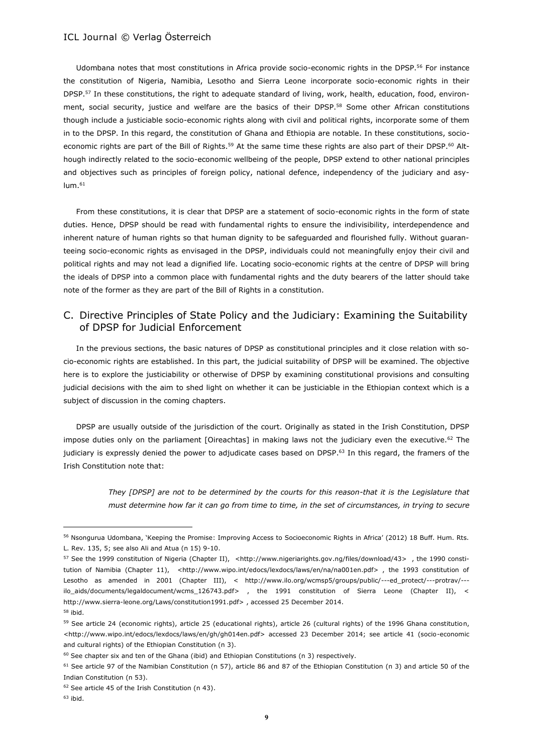Udombana notes that most constitutions in Africa provide socio-economic rights in the DPSP.[56] For instance the constitution of Nigeria, Namibia, Lesotho and Sierra Leone incorporate socio-economic rights in their DPSP.[57] In these constitutions, the right to adequate standard of living, work, health, education, food, environment, social security, justice and welfare are the basics of their DPSP.[58] Some other African constitutions though include a justiciable socio-economic rights along with civil and political rights, incorporate some of them in to the DPSP. In this regard, the constitution of Ghana and Ethiopia are notable. In these constitutions, socio-economic rights are part of the Bill of Rights.[59] At the same time these rights are also part of their DPSP.[60] Although indirectly related to the socio-economic wellbeing of the people, DPSP extend to other national principles and objectives such as principles of foreign policy, national defence, independency of the judiciary and asylum.[61]

From these constitutions, it is clear that DPSP are a statement of socio-economic rights in the form of state duties. Hence, DPSP should be read with fundamental rights to ensure the indivisibility, interdependence and inherent nature of human rights so that human dignity to be safeguarded and flourished fully. Without guaranteeing socio-economic rights as envisaged in the DPSP, individuals could not meaningfully enjoy their civil and political rights and may not lead a dignified life. Locating socio-economic rights at the centre of DPSP will bring the ideals of DPSP into a common place with fundamental rights and the duty bearers of the latter should take note of the former as they are part of the Bill of Rights in a constitution.

## C. Directive Principles of State Policy and the Judiciary: Examining the Suitability of DPSP for Judicial Enforcement

In the previous sections, the basic natures of DPSP as constitutional principles and it close relation with socio-economic rights are established. In this part, the judicial suitability of DPSP will be examined. The objective here is to explore the justiciability or otherwise of DPSP by examining constitutional provisions and consulting judicial decisions with the aim to shed light on whether it can be justiciable in the Ethiopian context which is a subject of discussion in the coming chapters.

DPSP are usually outside of the jurisdiction of the court. Originally as stated in the Irish Constitution, DPSP impose duties only on the parliament [Oireachtas] in making laws not the judiciary even the executive.[62] The judiciary is expressly denied the power to adjudicate cases based on DPSP.[63] In this regard, the framers of the Irish Constitution note that:

> *They [DPSP] are not to be determined by the courts for this reason-that it is the Legislature that must determine how far it can go from time to time, in the set of circumstances, in trying to secure*

---

[56] Nsongurua Udombana, 'Keeping the Promise: Improving Access to Socioeconomic Rights in Africa' (2012) 18 Buff. Hum. Rts. L. Rev. 135, 5; see also Ali and Atua (n 15) 9-10.

[57] See the 1999 constitution of Nigeria (Chapter II), <http://www.nigeriarights.gov.ng/files/download/43> , the 1990 constitution of Namibia (Chapter 11), <http://www.wipo.int/edocs/lexdocs/laws/en/na/na001en.pdf> , the 1993 constitution of Lesotho as amended in 2001 (Chapter III), < http://www.ilo.org/wcmsp5/groups/public/---ed_protect/---protrav/---ilo_aids/documents/legaldocument/wcms_126743.pdf> , the 1991 constitution of Sierra Leone (Chapter II), < http://www.sierra-leone.org/Laws/constitution1991.pdf> , accessed 25 December 2014.

[58] ibid.

[59] See article 24 (economic rights), article 25 (educational rights), article 26 (cultural rights) of the 1996 Ghana constitution, <http://www.wipo.int/edocs/lexdocs/laws/en/gh/gh014en.pdf> accessed 23 December 2014; see article 41 (socio-economic and cultural rights) of the Ethiopian Constitution (n 3).

[60] See chapter six and ten of the Ghana (ibid) and Ethiopian Constitutions (n 3) respectively.

[61] See article 97 of the Namibian Constitution (n 57), article 86 and 87 of the Ethiopian Constitution (n 3) and article 50 of the Indian Constitution (n 53).

[62] See article 45 of the Irish Constitution (n 43).

[63] ibid.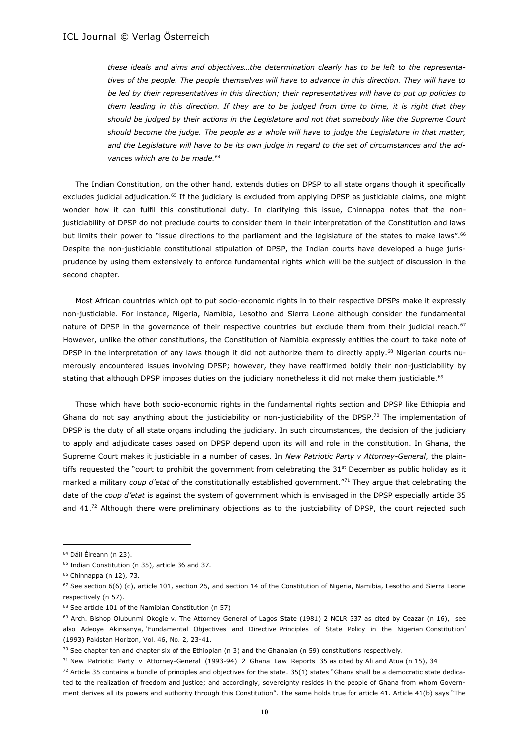> *these ideals and aims and objectives…the determination clearly has to be left to the representatives of the people. The people themselves will have to advance in this direction. They will have to be led by their representatives in this direction; their representatives will have to put up policies to them leading in this direction. If they are to be judged from time to time, it is right that they should be judged by their actions in the Legislature and not that somebody like the Supreme Court should become the judge. The people as a whole will have to judge the Legislature in that matter, and the Legislature will have to be its own judge in regard to the set of circumstances and the advances which are to be made.*[64]

The Indian Constitution, on the other hand, extends duties on DPSP to all state organs though it specifically excludes judicial adjudication.[65] If the judiciary is excluded from applying DPSP as justiciable claims, one might wonder how it can fulfil this constitutional duty. In clarifying this issue, Chinnappa notes that the non-justiciability of DPSP do not preclude courts to consider them in their interpretation of the Constitution and laws but limits their power to "issue directions to the parliament and the legislature of the states to make laws".[66] Despite the non-justiciable constitutional stipulation of DPSP, the Indian courts have developed a huge jurisprudence by using them extensively to enforce fundamental rights which will be the subject of discussion in the second chapter.

Most African countries which opt to put socio-economic rights in to their respective DPSPs make it expressly non-justiciable. For instance, Nigeria, Namibia, Lesotho and Sierra Leone although consider the fundamental nature of DPSP in the governance of their respective countries but exclude them from their judicial reach.[67] However, unlike the other constitutions, the Constitution of Namibia expressly entitles the court to take note of DPSP in the interpretation of any laws though it did not authorize them to directly apply.[68] Nigerian courts numerously encountered issues involving DPSP; however, they have reaffirmed boldly their non-justiciability by stating that although DPSP imposes duties on the judiciary nonetheless it did not make them justiciable.[69]

Those which have both socio-economic rights in the fundamental rights section and DPSP like Ethiopia and Ghana do not say anything about the justiciability or non-justiciability of the DPSP.[70] The implementation of DPSP is the duty of all state organs including the judiciary. In such circumstances, the decision of the judiciary to apply and adjudicate cases based on DPSP depend upon its will and role in the constitution. In Ghana, the Supreme Court makes it justiciable in a number of cases. In *New Patriotic Party v Attorney-General*, the plaintiffs requested the "court to prohibit the government from celebrating the 31st December as public holiday as it marked a military *coup d'etat* of the constitutionally established government."[71] They argue that celebrating the date of the *coup d'etat* is against the system of government which is envisaged in the DPSP especially article 35 and 41.[72] Although there were preliminary objections as to the justciability of DPSP, the court rejected such

---

[64] Dáil Éireann (n 23).

[65] Indian Constitution (n 35), article 36 and 37.

[66] Chinnappa (n 12), 73.

[67] See section 6(6) (c), article 101, section 25, and section 14 of the Constitution of Nigeria, Namibia, Lesotho and Sierra Leone respectively (n 57).

[68] See article 101 of the Namibian Constitution (n 57)

[69] Arch. Bishop Olubunmi Okogie v. The Attorney General of Lagos State (1981) 2 NCLR 337 as cited by Ceazar (n 16), see also Adeoye Akinsanya, 'Fundamental Objectives and Directive Principles of State Policy in the Nigerian Constitution' (1993) Pakistan Horizon, Vol. 46, No. 2, 23-41.

[70] See chapter ten and chapter six of the Ethiopian (n 3) and the Ghanaian (n 59) constitutions respectively.

[71] New Patriotic Party v Attorney-General (1993-94) 2 Ghana Law Reports 35 as cited by Ali and Atua (n 15), 34

[72] Article 35 contains a bundle of principles and objectives for the state. 35(1) states "Ghana shall be a democratic state dedicated to the realization of freedom and justice; and accordingly, sovereignty resides in the people of Ghana from whom Government derives all its powers and authority through this Constitution". The same holds true for article 41. Article 41(b) says "The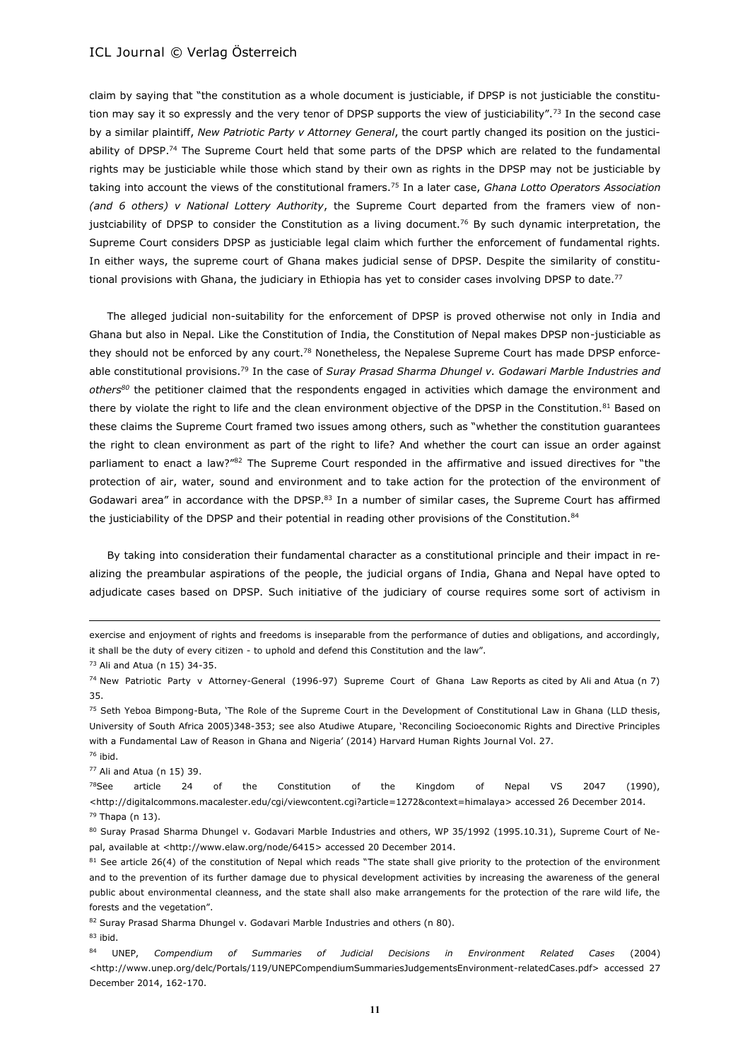claim by saying that "the constitution as a whole document is justiciable, if DPSP is not justiciable the constitution may say it so expressly and the very tenor of DPSP supports the view of justiciability".[73] In the second case by a similar plaintiff, *New Patriotic Party v Attorney General*, the court partly changed its position on the justiciability of DPSP.[74] The Supreme Court held that some parts of the DPSP which are related to the fundamental rights may be justiciable while those which stand by their own as rights in the DPSP may not be justiciable by taking into account the views of the constitutional framers.[75] In a later case, *Ghana Lotto Operators Association (and 6 others) v National Lottery Authority*, the Supreme Court departed from the framers view of non-justciability of DPSP to consider the Constitution as a living document.[76] By such dynamic interpretation, the Supreme Court considers DPSP as justiciable legal claim which further the enforcement of fundamental rights. In either ways, the supreme court of Ghana makes judicial sense of DPSP. Despite the similarity of constitutional provisions with Ghana, the judiciary in Ethiopia has yet to consider cases involving DPSP to date.[77]

The alleged judicial non-suitability for the enforcement of DPSP is proved otherwise not only in India and Ghana but also in Nepal. Like the Constitution of India, the Constitution of Nepal makes DPSP non-justiciable as they should not be enforced by any court.[78] Nonetheless, the Nepalese Supreme Court has made DPSP enforceable constitutional provisions.[79] In the case of *Suray Prasad Sharma Dhungel v. Godawari Marble Industries and others*[80] the petitioner claimed that the respondents engaged in activities which damage the environment and there by violate the right to life and the clean environment objective of the DPSP in the Constitution.[81] Based on these claims the Supreme Court framed two issues among others, such as "whether the constitution guarantees the right to clean environment as part of the right to life? And whether the court can issue an order against parliament to enact a law?"[82] The Supreme Court responded in the affirmative and issued directives for "the protection of air, water, sound and environment and to take action for the protection of the environment of Godawari area" in accordance with the DPSP.[83] In a number of similar cases, the Supreme Court has affirmed the justiciability of the DPSP and their potential in reading other provisions of the Constitution.[84]

By taking into consideration their fundamental character as a constitutional principle and their impact in realizing the preambular aspirations of the people, the judicial organs of India, Ghana and Nepal have opted to adjudicate cases based on DPSP. Such initiative of the judiciary of course requires some sort of activism in

---

exercise and enjoyment of rights and freedoms is inseparable from the performance of duties and obligations, and accordingly, it shall be the duty of every citizen - to uphold and defend this Constitution and the law".

[73] Ali and Atua (n 15) 34-35.

[74] New Patriotic Party v Attorney-General (1996-97) Supreme Court of Ghana Law Reports as cited by Ali and Atua (n 7) 35.

[75] Seth Yeboa Bimpong-Buta, 'The Role of the Supreme Court in the Development of Constitutional Law in Ghana (LLD thesis, University of South Africa 2005)348-353; see also Atudiwe Atupare, 'Reconciling Socioeconomic Rights and Directive Principles with a Fundamental Law of Reason in Ghana and Nigeria' (2014) Harvard Human Rights Journal Vol. 27.

[76] ibid.

[77] Ali and Atua (n 15) 39.

[78] See article 24 of the Constitution of the Kingdom of Nepal VS 2047 (1990), <http://digitalcommons.macalester.edu/cgi/viewcontent.cgi?article=1272&context=himalaya> accessed 26 December 2014.

[79] Thapa (n 13).

[80] Suray Prasad Sharma Dhungel v. Godavari Marble Industries and others, WP 35/1992 (1995.10.31), Supreme Court of Nepal, available at <http://www.elaw.org/node/6415> accessed 20 December 2014.

[81] See article 26(4) of the constitution of Nepal which reads "The state shall give priority to the protection of the environment and to the prevention of its further damage due to physical development activities by increasing the awareness of the general public about environmental cleanness, and the state shall also make arrangements for the protection of the rare wild life, the forests and the vegetation".

[82] Suray Prasad Sharma Dhungel v. Godavari Marble Industries and others (n 80).

[83] ibid.

[84] UNEP, *Compendium of Summaries of Judicial Decisions in Environment Related Cases* (2004) <http://www.unep.org/delc/Portals/119/UNEPCompendiumSummariesJudgementsEnvironment-relatedCases.pdf> accessed 27 December 2014, 162-170.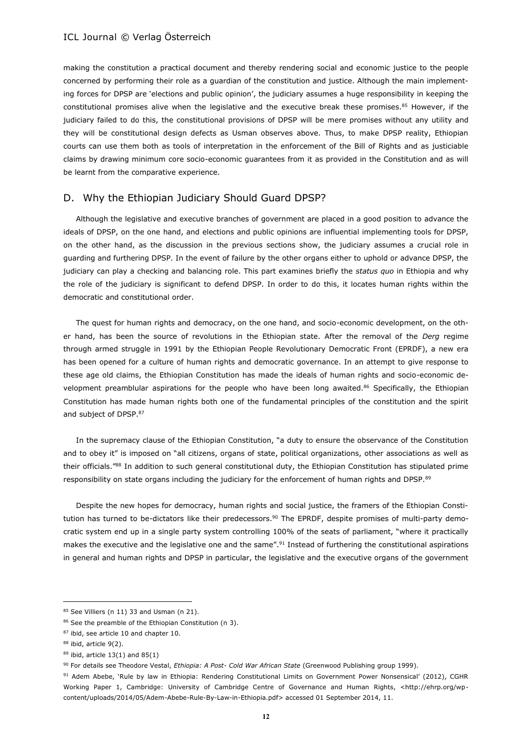making the constitution a practical document and thereby rendering social and economic justice to the people concerned by performing their role as a guardian of the constitution and justice. Although the main implementing forces for DPSP are 'elections and public opinion', the judiciary assumes a huge responsibility in keeping the constitutional promises alive when the legislative and the executive break these promises.[85] However, if the judiciary failed to do this, the constitutional provisions of DPSP will be mere promises without any utility and they will be constitutional design defects as Usman observes above. Thus, to make DPSP reality, Ethiopian courts can use them both as tools of interpretation in the enforcement of the Bill of Rights and as justiciable claims by drawing minimum core socio-economic guarantees from it as provided in the Constitution and as will be learnt from the comparative experience.

## D. Why the Ethiopian Judiciary Should Guard DPSP?

Although the legislative and executive branches of government are placed in a good position to advance the ideals of DPSP, on the one hand, and elections and public opinions are influential implementing tools for DPSP, on the other hand, as the discussion in the previous sections show, the judiciary assumes a crucial role in guarding and furthering DPSP. In the event of failure by the other organs either to uphold or advance DPSP, the judiciary can play a checking and balancing role. This part examines briefly the *status quo* in Ethiopia and why the role of the judiciary is significant to defend DPSP. In order to do this, it locates human rights within the democratic and constitutional order.

The quest for human rights and democracy, on the one hand, and socio-economic development, on the other hand, has been the source of revolutions in the Ethiopian state. After the removal of the *Derg* regime through armed struggle in 1991 by the Ethiopian People Revolutionary Democratic Front (EPRDF), a new era has been opened for a culture of human rights and democratic governance. In an attempt to give response to these age old claims, the Ethiopian Constitution has made the ideals of human rights and socio-economic development preamblular aspirations for the people who have been long awaited.[86] Specifically, the Ethiopian Constitution has made human rights both one of the fundamental principles of the constitution and the spirit and subject of DPSP.[87]

In the supremacy clause of the Ethiopian Constitution, "a duty to ensure the observance of the Constitution and to obey it" is imposed on "all citizens, organs of state, political organizations, other associations as well as their officials."[88] In addition to such general constitutional duty, the Ethiopian Constitution has stipulated prime responsibility on state organs including the judiciary for the enforcement of human rights and DPSP.[89]

Despite the new hopes for democracy, human rights and social justice, the framers of the Ethiopian Constitution has turned to be-dictators like their predecessors.[90] The EPRDF, despite promises of multi-party democratic system end up in a single party system controlling 100% of the seats of parliament, "where it practically makes the executive and the legislative one and the same".[91] Instead of furthering the constitutional aspirations in general and human rights and DPSP in particular, the legislative and the executive organs of the government

---

[85] See Villiers (n 11) 33 and Usman (n 21).

[86] See the preamble of the Ethiopian Constitution (n 3).

[87] ibid, see article 10 and chapter 10.

[88] ibid, article 9(2).

[89] ibid, article 13(1) and 85(1)

[90] For details see Theodore Vestal, *Ethiopia: A Post- Cold War African State* (Greenwood Publishing group 1999).

[91] Adem Abebe, 'Rule by law in Ethiopia: Rendering Constitutional Limits on Government Power Nonsensical' (2012), CGHR Working Paper 1, Cambridge: University of Cambridge Centre of Governance and Human Rights, <http://ehrp.org/wp-content/uploads/2014/05/Adem-Abebe-Rule-By-Law-in-Ethiopia.pdf> accessed 01 September 2014, 11.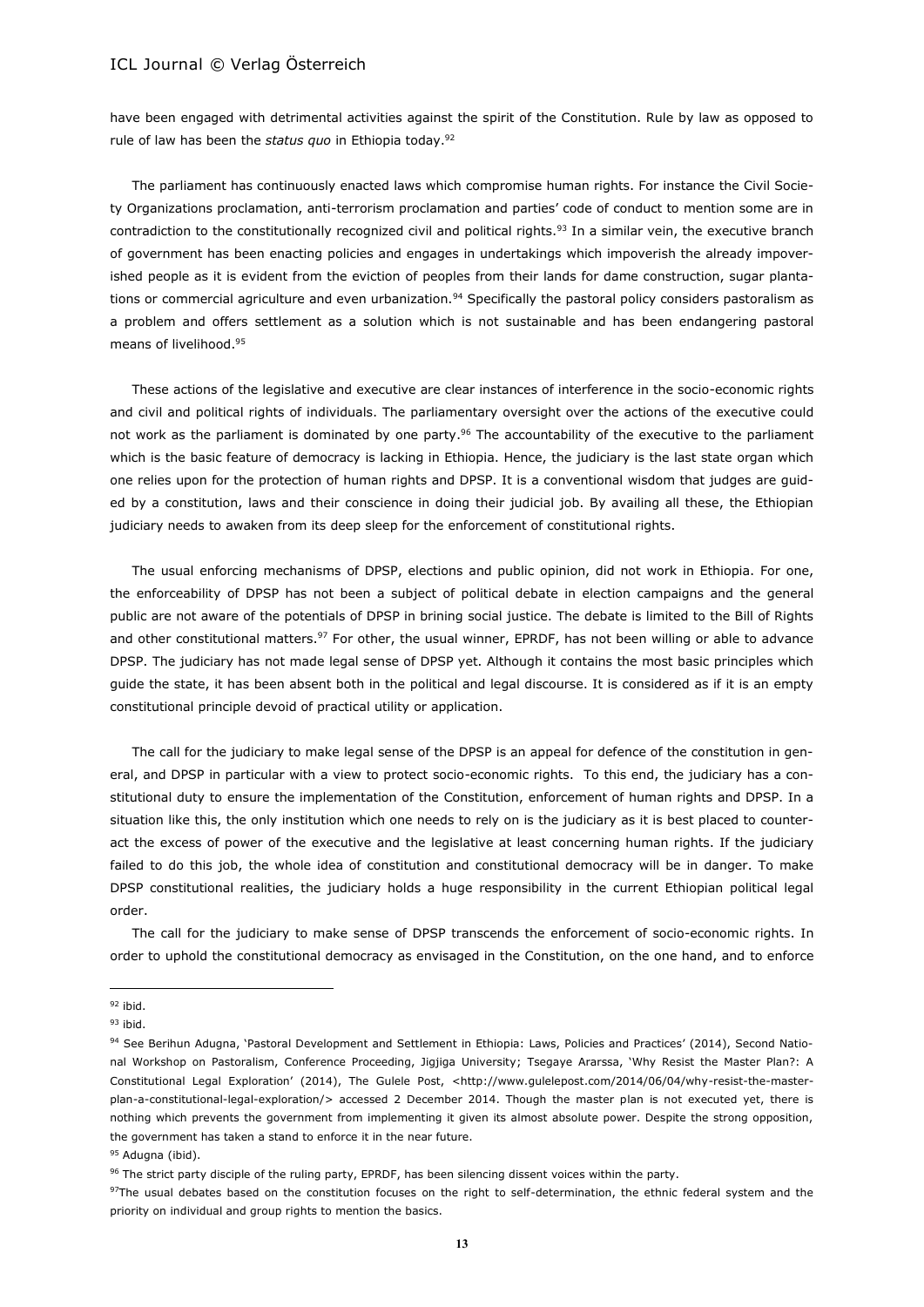have been engaged with detrimental activities against the spirit of the Constitution. Rule by law as opposed to rule of law has been the *status quo* in Ethiopia today.[92]

The parliament has continuously enacted laws which compromise human rights. For instance the Civil Society Organizations proclamation, anti-terrorism proclamation and parties' code of conduct to mention some are in contradiction to the constitutionally recognized civil and political rights.[93] In a similar vein, the executive branch of government has been enacting policies and engages in undertakings which impoverish the already impoverished people as it is evident from the eviction of peoples from their lands for dame construction, sugar plantations or commercial agriculture and even urbanization.[94] Specifically the pastoral policy considers pastoralism as a problem and offers settlement as a solution which is not sustainable and has been endangering pastoral means of livelihood.[95]

These actions of the legislative and executive are clear instances of interference in the socio-economic rights and civil and political rights of individuals. The parliamentary oversight over the actions of the executive could not work as the parliament is dominated by one party.[96] The accountability of the executive to the parliament which is the basic feature of democracy is lacking in Ethiopia. Hence, the judiciary is the last state organ which one relies upon for the protection of human rights and DPSP. It is a conventional wisdom that judges are guided by a constitution, laws and their conscience in doing their judicial job. By availing all these, the Ethiopian judiciary needs to awaken from its deep sleep for the enforcement of constitutional rights.

The usual enforcing mechanisms of DPSP, elections and public opinion, did not work in Ethiopia. For one, the enforceability of DPSP has not been a subject of political debate in election campaigns and the general public are not aware of the potentials of DPSP in brining social justice. The debate is limited to the Bill of Rights and other constitutional matters.[97] For other, the usual winner, EPRDF, has not been willing or able to advance DPSP. The judiciary has not made legal sense of DPSP yet. Although it contains the most basic principles which guide the state, it has been absent both in the political and legal discourse. It is considered as if it is an empty constitutional principle devoid of practical utility or application.

The call for the judiciary to make legal sense of the DPSP is an appeal for defence of the constitution in general, and DPSP in particular with a view to protect socio-economic rights. To this end, the judiciary has a constitutional duty to ensure the implementation of the Constitution, enforcement of human rights and DPSP. In a situation like this, the only institution which one needs to rely on is the judiciary as it is best placed to counteract the excess of power of the executive and the legislative at least concerning human rights. If the judiciary failed to do this job, the whole idea of constitution and constitutional democracy will be in danger. To make DPSP constitutional realities, the judiciary holds a huge responsibility in the current Ethiopian political legal order.

The call for the judiciary to make sense of DPSP transcends the enforcement of socio-economic rights. In order to uphold the constitutional democracy as envisaged in the Constitution, on the one hand, and to enforce

---

[92] ibid.

[93] ibid.

[94] See Berihun Adugna, 'Pastoral Development and Settlement in Ethiopia: Laws, Policies and Practices' (2014), Second National Workshop on Pastoralism, Conference Proceeding, Jigjiga University; Tsegaye Ararssa, 'Why Resist the Master Plan?: A Constitutional Legal Exploration' (2014), The Gulele Post, <http://www.gulelepost.com/2014/06/04/why-resist-the-master-plan-a-constitutional-legal-exploration/> accessed 2 December 2014. Though the master plan is not executed yet, there is nothing which prevents the government from implementing it given its almost absolute power. Despite the strong opposition, the government has taken a stand to enforce it in the near future.

[95] Adugna (ibid).

[96] The strict party disciple of the ruling party, EPRDF, has been silencing dissent voices within the party.

[97] The usual debates based on the constitution focuses on the right to self-determination, the ethnic federal system and the priority on individual and group rights to mention the basics.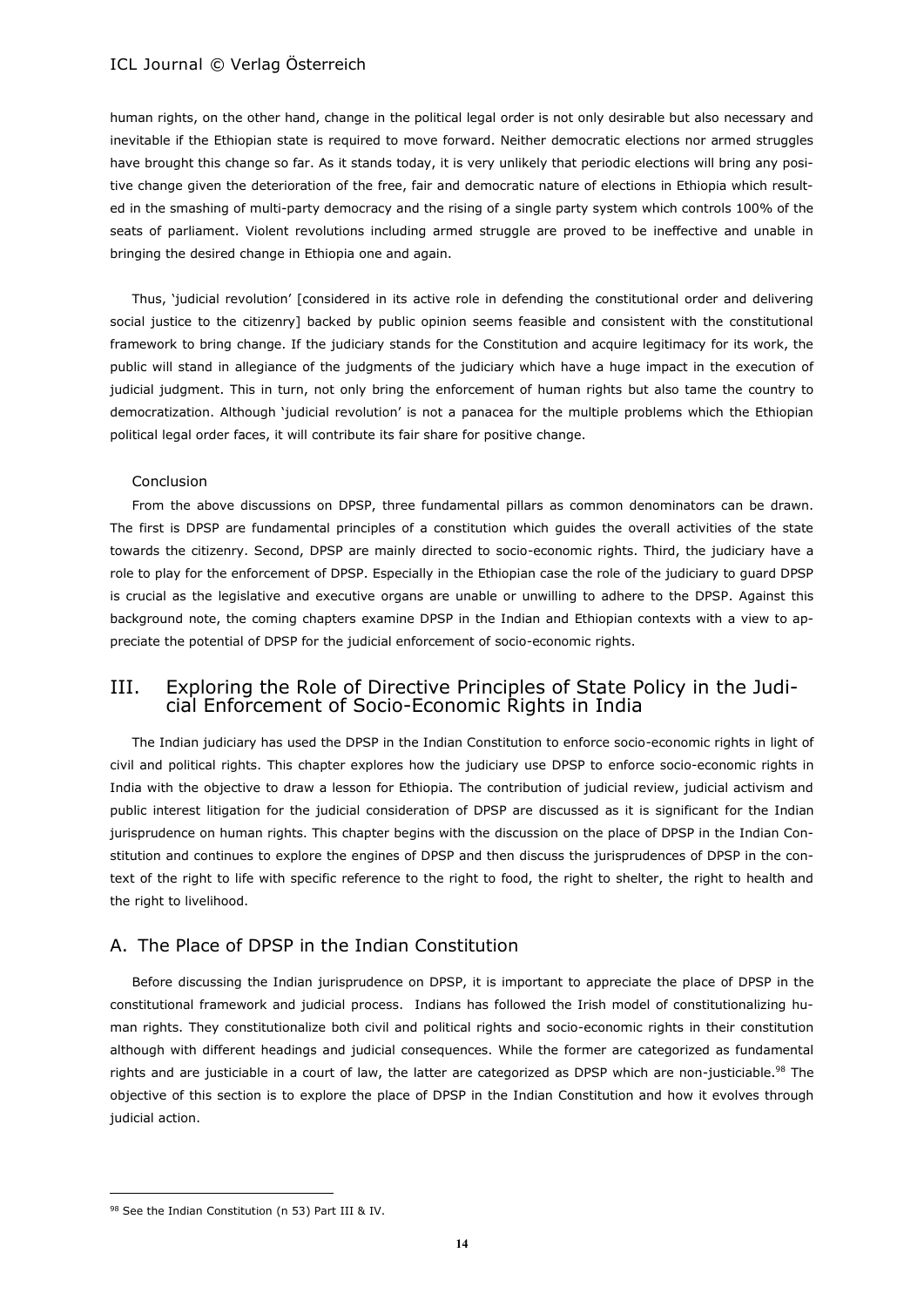human rights, on the other hand, change in the political legal order is not only desirable but also necessary and inevitable if the Ethiopian state is required to move forward. Neither democratic elections nor armed struggles have brought this change so far. As it stands today, it is very unlikely that periodic elections will bring any positive change given the deterioration of the free, fair and democratic nature of elections in Ethiopia which resulted in the smashing of multi-party democracy and the rising of a single party system which controls 100% of the seats of parliament. Violent revolutions including armed struggle are proved to be ineffective and unable in bringing the desired change in Ethiopia one and again.

Thus, 'judicial revolution' [considered in its active role in defending the constitutional order and delivering social justice to the citizenry] backed by public opinion seems feasible and consistent with the constitutional framework to bring change. If the judiciary stands for the Constitution and acquire legitimacy for its work, the public will stand in allegiance of the judgments of the judiciary which have a huge impact in the execution of judicial judgment. This in turn, not only bring the enforcement of human rights but also tame the country to democratization. Although 'judicial revolution' is not a panacea for the multiple problems which the Ethiopian political legal order faces, it will contribute its fair share for positive change.

Conclusion

From the above discussions on DPSP, three fundamental pillars as common denominators can be drawn. The first is DPSP are fundamental principles of a constitution which guides the overall activities of the state towards the citizenry. Second, DPSP are mainly directed to socio-economic rights. Third, the judiciary have a role to play for the enforcement of DPSP. Especially in the Ethiopian case the role of the judiciary to guard DPSP is crucial as the legislative and executive organs are unable or unwilling to adhere to the DPSP. Against this background note, the coming chapters examine DPSP in the Indian and Ethiopian contexts with a view to appreciate the potential of DPSP for the judicial enforcement of socio-economic rights.

## III. Exploring the Role of Directive Principles of State Policy in the Judicial Enforcement of Socio-Economic Rights in India

The Indian judiciary has used the DPSP in the Indian Constitution to enforce socio-economic rights in light of civil and political rights. This chapter explores how the judiciary use DPSP to enforce socio-economic rights in India with the objective to draw a lesson for Ethiopia. The contribution of judicial review, judicial activism and public interest litigation for the judicial consideration of DPSP are discussed as it is significant for the Indian jurisprudence on human rights. This chapter begins with the discussion on the place of DPSP in the Indian Constitution and continues to explore the engines of DPSP and then discuss the jurisprudences of DPSP in the context of the right to life with specific reference to the right to food, the right to shelter, the right to health and the right to livelihood.

### A. The Place of DPSP in the Indian Constitution

Before discussing the Indian jurisprudence on DPSP, it is important to appreciate the place of DPSP in the constitutional framework and judicial process. Indians has followed the Irish model of constitutionalizing human rights. They constitutionalize both civil and political rights and socio-economic rights in their constitution although with different headings and judicial consequences. While the former are categorized as fundamental rights and are justiciable in a court of law, the latter are categorized as DPSP which are non-justiciable.[98] The objective of this section is to explore the place of DPSP in the Indian Constitution and how it evolves through judicial action.

---

[98] See the Indian Constitution (n 53) Part III & IV.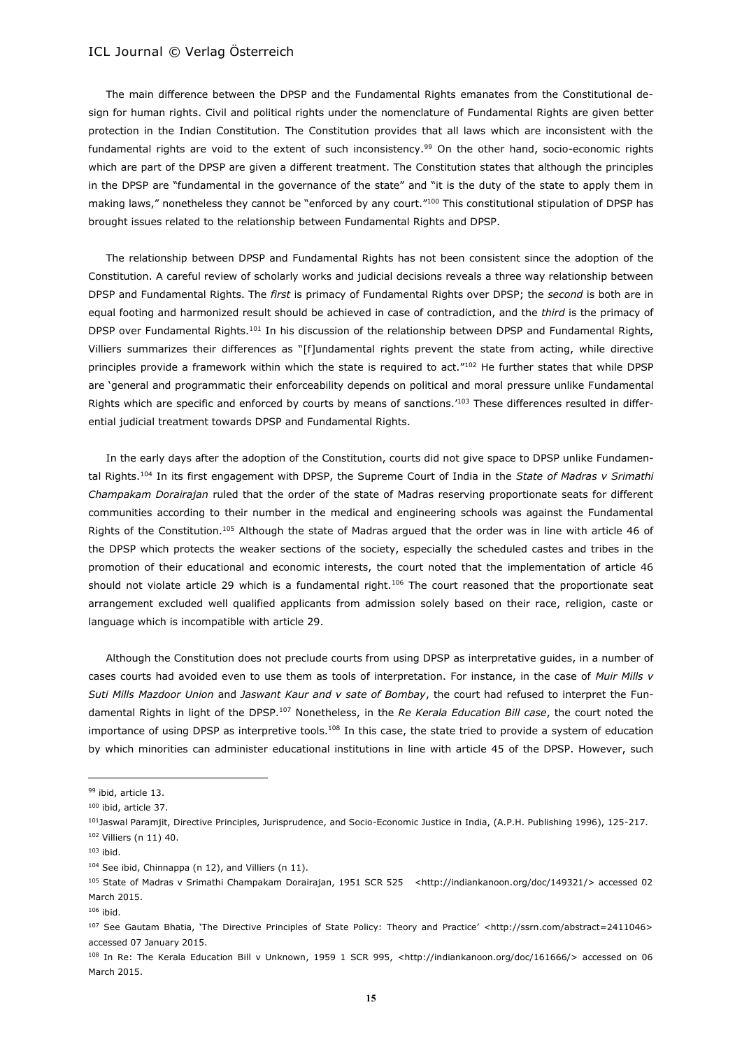The main difference between the DPSP and the Fundamental Rights emanates from the Constitutional design for human rights. Civil and political rights under the nomenclature of Fundamental Rights are given better protection in the Indian Constitution. The Constitution provides that all laws which are inconsistent with the fundamental rights are void to the extent of such inconsistency.[99] On the other hand, socio-economic rights which are part of the DPSP are given a different treatment. The Constitution states that although the principles in the DPSP are "fundamental in the governance of the state" and "it is the duty of the state to apply them in making laws," nonetheless they cannot be "enforced by any court."[100] This constitutional stipulation of DPSP has brought issues related to the relationship between Fundamental Rights and DPSP.

The relationship between DPSP and Fundamental Rights has not been consistent since the adoption of the Constitution. A careful review of scholarly works and judicial decisions reveals a three way relationship between DPSP and Fundamental Rights. The *first* is primacy of Fundamental Rights over DPSP; the *second* is both are in equal footing and harmonized result should be achieved in case of contradiction, and the *third* is the primacy of DPSP over Fundamental Rights.[101] In his discussion of the relationship between DPSP and Fundamental Rights, Villiers summarizes their differences as "[f]undamental rights prevent the state from acting, while directive principles provide a framework within which the state is required to act."[102] He further states that while DPSP are 'general and programmatic their enforceability depends on political and moral pressure unlike Fundamental Rights which are specific and enforced by courts by means of sanctions.'[103] These differences resulted in differential judicial treatment towards DPSP and Fundamental Rights.

In the early days after the adoption of the Constitution, courts did not give space to DPSP unlike Fundamental Rights.[104] In its first engagement with DPSP, the Supreme Court of India in the *State of Madras v Srimathi Champakam Dorairajan* ruled that the order of the state of Madras reserving proportionate seats for different communities according to their number in the medical and engineering schools was against the Fundamental Rights of the Constitution.[105] Although the state of Madras argued that the order was in line with article 46 of the DPSP which protects the weaker sections of the society, especially the scheduled castes and tribes in the promotion of their educational and economic interests, the court noted that the implementation of article 46 should not violate article 29 which is a fundamental right.[106] The court reasoned that the proportionate seat arrangement excluded well qualified applicants from admission solely based on their race, religion, caste or language which is incompatible with article 29.

Although the Constitution does not preclude courts from using DPSP as interpretative guides, in a number of cases courts had avoided even to use them as tools of interpretation. For instance, in the case of *Muir Mills v Suti Mills Mazdoor Union* and *Jaswant Kaur and v sate of Bombay*, the court had refused to interpret the Fundamental Rights in light of the DPSP.[107] Nonetheless, in the *Re Kerala Education Bill case*, the court noted the importance of using DPSP as interpretive tools.[108] In this case, the state tried to provide a system of education by which minorities can administer educational institutions in line with article 45 of the DPSP. However, such

---

[99] ibid, article 13.

[100] ibid, article 37.

[101] Jaswal Paramjit, Directive Principles, Jurisprudence, and Socio-Economic Justice in India, (A.P.H. Publishing 1996), 125-217.

[102] Villiers (n 11) 40.

[103] ibid.

[104] See ibid, Chinnappa (n 12), and Villiers (n 11).

[105] State of Madras v Srimathi Champakam Dorairajan, 1951 SCR 525 <http://indiankanoon.org/doc/149321/> accessed 02 March 2015.

[106] ibid.

[107] See Gautam Bhatia, 'The Directive Principles of State Policy: Theory and Practice' <http://ssrn.com/abstract=2411046> accessed 07 January 2015.

[108] In Re: The Kerala Education Bill v Unknown, 1959 1 SCR 995, <http://indiankanoon.org/doc/161666/> accessed on 06 March 2015.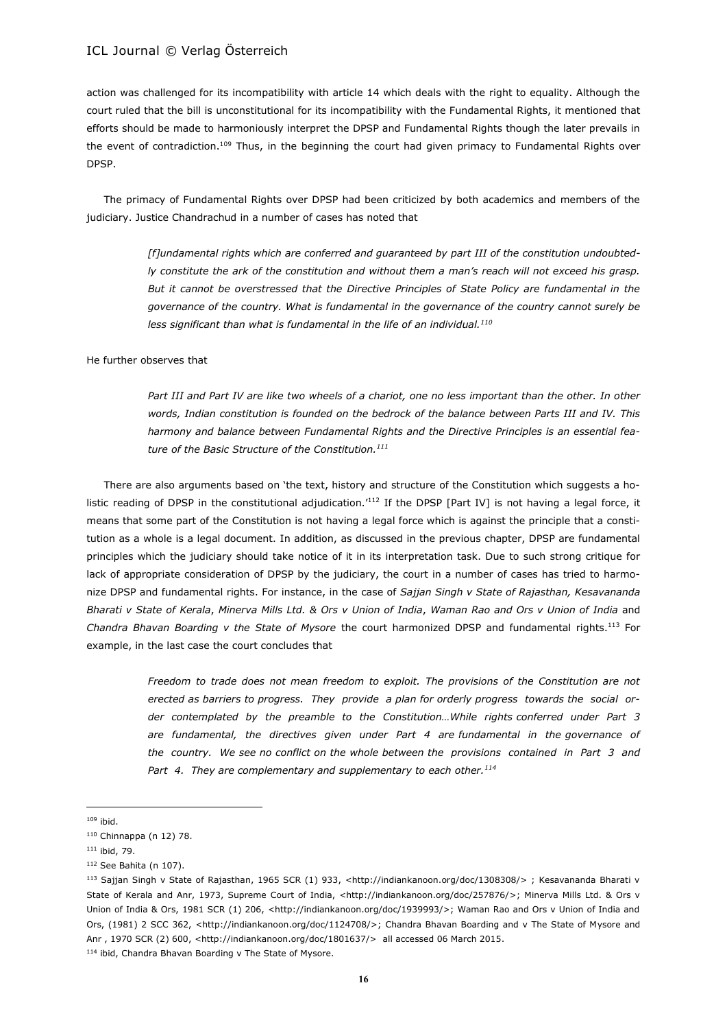action was challenged for its incompatibility with article 14 which deals with the right to equality. Although the court ruled that the bill is unconstitutional for its incompatibility with the Fundamental Rights, it mentioned that efforts should be made to harmoniously interpret the DPSP and Fundamental Rights though the later prevails in the event of contradiction.[109] Thus, in the beginning the court had given primacy to Fundamental Rights over DPSP.

The primacy of Fundamental Rights over DPSP had been criticized by both academics and members of the judiciary. Justice Chandrachud in a number of cases has noted that

> *[f]undamental rights which are conferred and guaranteed by part III of the constitution undoubtedly constitute the ark of the constitution and without them a man's reach will not exceed his grasp. But it cannot be overstressed that the Directive Principles of State Policy are fundamental in the governance of the country. What is fundamental in the governance of the country cannot surely be less significant than what is fundamental in the life of an individual.*[110]

He further observes that

> *Part III and Part IV are like two wheels of a chariot, one no less important than the other. In other words, Indian constitution is founded on the bedrock of the balance between Parts III and IV. This harmony and balance between Fundamental Rights and the Directive Principles is an essential feature of the Basic Structure of the Constitution.*[111]

There are also arguments based on 'the text, history and structure of the Constitution which suggests a holistic reading of DPSP in the constitutional adjudication.'[112] If the DPSP [Part IV] is not having a legal force, it means that some part of the Constitution is not having a legal force which is against the principle that a constitution as a whole is a legal document. In addition, as discussed in the previous chapter, DPSP are fundamental principles which the judiciary should take notice of it in its interpretation task. Due to such strong critique for lack of appropriate consideration of DPSP by the judiciary, the court in a number of cases has tried to harmonize DPSP and fundamental rights. For instance, in the case of *Sajjan Singh v State of Rajasthan, Kesavananda Bharati v State of Kerala*, *Minerva Mills Ltd. & Ors v Union of India*, *Waman Rao and Ors v Union of India* and *Chandra Bhavan Boarding v the State of Mysore* the court harmonized DPSP and fundamental rights.[113] For example, in the last case the court concludes that

> *Freedom to trade does not mean freedom to exploit. The provisions of the Constitution are not erected as barriers to progress. They provide a plan for orderly progress towards the social order contemplated by the preamble to the Constitution…While rights conferred under Part 3 are fundamental, the directives given under Part 4 are fundamental in the governance of the country. We see no conflict on the whole between the provisions contained in Part 3 and Part 4. They are complementary and supplementary to each other.*[114]

---

[109] ibid.

[110] Chinnappa (n 12) 78.

[111] ibid, 79.

[112] See Bahita (n 107).

[113] Sajjan Singh v State of Rajasthan, 1965 SCR (1) 933, <http://indiankanoon.org/doc/1308308/> ; Kesavananda Bharati v State of Kerala and Anr, 1973, Supreme Court of India, <http://indiankanoon.org/doc/257876/>; Minerva Mills Ltd. & Ors v Union of India & Ors, 1981 SCR (1) 206, <http://indiankanoon.org/doc/1939993/>; Waman Rao and Ors v Union of India and Ors, (1981) 2 SCC 362, <http://indiankanoon.org/doc/1124708/>; Chandra Bhavan Boarding and v The State of Mysore and Anr , 1970 SCR (2) 600, <http://indiankanoon.org/doc/1801637/> all accessed 06 March 2015.

[114] ibid, Chandra Bhavan Boarding v The State of Mysore.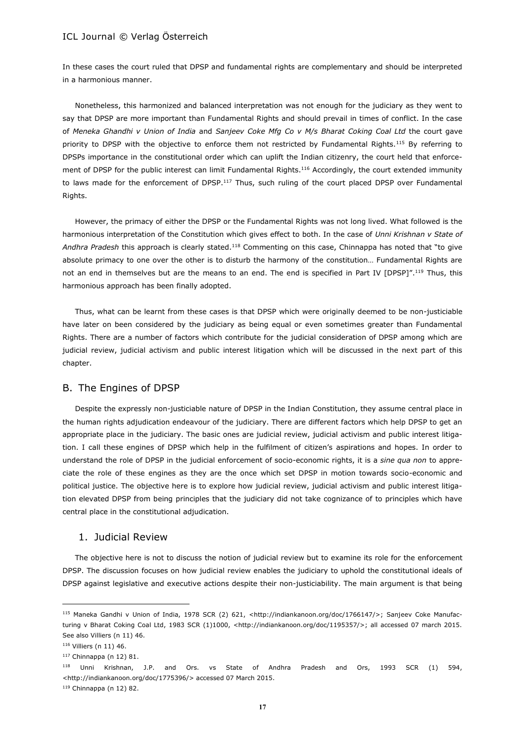In these cases the court ruled that DPSP and fundamental rights are complementary and should be interpreted in a harmonious manner.

Nonetheless, this harmonized and balanced interpretation was not enough for the judiciary as they went to say that DPSP are more important than Fundamental Rights and should prevail in times of conflict. In the case of *Meneka Ghandhi v Union of India* and *Sanjeev Coke Mfg Co v M/s Bharat Coking Coal Ltd* the court gave priority to DPSP with the objective to enforce them not restricted by Fundamental Rights.[115] By referring to DPSPs importance in the constitutional order which can uplift the Indian citizenry, the court held that enforcement of DPSP for the public interest can limit Fundamental Rights.[116] Accordingly, the court extended immunity to laws made for the enforcement of DPSP.[117] Thus, such ruling of the court placed DPSP over Fundamental Rights.

However, the primacy of either the DPSP or the Fundamental Rights was not long lived. What followed is the harmonious interpretation of the Constitution which gives effect to both. In the case of *Unni Krishnan v State of Andhra Pradesh* this approach is clearly stated.[118] Commenting on this case, Chinnappa has noted that "to give absolute primacy to one over the other is to disturb the harmony of the constitution… Fundamental Rights are not an end in themselves but are the means to an end. The end is specified in Part IV [DPSP]".[119] Thus, this harmonious approach has been finally adopted.

Thus, what can be learnt from these cases is that DPSP which were originally deemed to be non-justiciable have later on been considered by the judiciary as being equal or even sometimes greater than Fundamental Rights. There are a number of factors which contribute for the judicial consideration of DPSP among which are judicial review, judicial activism and public interest litigation which will be discussed in the next part of this chapter.

## B. The Engines of DPSP

Despite the expressly non-justiciable nature of DPSP in the Indian Constitution, they assume central place in the human rights adjudication endeavour of the judiciary. There are different factors which help DPSP to get an appropriate place in the judiciary. The basic ones are judicial review, judicial activism and public interest litigation. I call these engines of DPSP which help in the fulfilment of citizen's aspirations and hopes. In order to understand the role of DPSP in the judicial enforcement of socio-economic rights, it is a *sine qua non* to appreciate the role of these engines as they are the once which set DPSP in motion towards socio-economic and political justice. The objective here is to explore how judicial review, judicial activism and public interest litigation elevated DPSP from being principles that the judiciary did not take cognizance of to principles which have central place in the constitutional adjudication.

### 1. Judicial Review

The objective here is not to discuss the notion of judicial review but to examine its role for the enforcement DPSP. The discussion focuses on how judicial review enables the judiciary to uphold the constitutional ideals of DPSP against legislative and executive actions despite their non-justiciability. The main argument is that being

---

[115] Maneka Gandhi v Union of India, 1978 SCR (2) 621, <http://indiankanoon.org/doc/1766147/>; Sanjeev Coke Manufacturing v Bharat Coking Coal Ltd, 1983 SCR (1)1000, <http://indiankanoon.org/doc/1195357/>; all accessed 07 march 2015. See also Villiers (n 11) 46.

[116] Villiers (n 11) 46.

[117] Chinnappa (n 12) 81.

[118] Unni Krishnan, J.P. and Ors. vs State of Andhra Pradesh and Ors, 1993 SCR (1) 594, <http://indiankanoon.org/doc/1775396/> accessed 07 March 2015.

[119] Chinnappa (n 12) 82.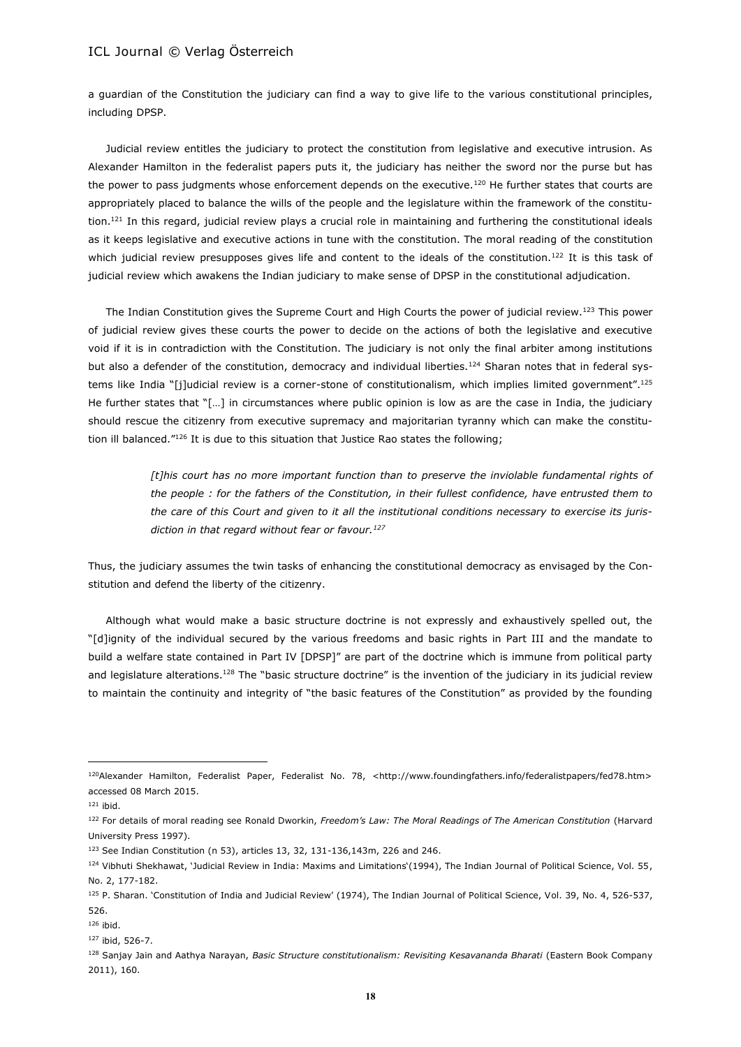a guardian of the Constitution the judiciary can find a way to give life to the various constitutional principles, including DPSP.

Judicial review entitles the judiciary to protect the constitution from legislative and executive intrusion. As Alexander Hamilton in the federalist papers puts it, the judiciary has neither the sword nor the purse but has the power to pass judgments whose enforcement depends on the executive.[120] He further states that courts are appropriately placed to balance the wills of the people and the legislature within the framework of the constitution.[121] In this regard, judicial review plays a crucial role in maintaining and furthering the constitutional ideals as it keeps legislative and executive actions in tune with the constitution. The moral reading of the constitution which judicial review presupposes gives life and content to the ideals of the constitution.[122] It is this task of judicial review which awakens the Indian judiciary to make sense of DPSP in the constitutional adjudication.

The Indian Constitution gives the Supreme Court and High Courts the power of judicial review.[123] This power of judicial review gives these courts the power to decide on the actions of both the legislative and executive void if it is in contradiction with the Constitution. The judiciary is not only the final arbiter among institutions but also a defender of the constitution, democracy and individual liberties.[124] Sharan notes that in federal systems like India "[j]udicial review is a corner-stone of constitutionalism, which implies limited government".[125] He further states that "[…] in circumstances where public opinion is low as are the case in India, the judiciary should rescue the citizenry from executive supremacy and majoritarian tyranny which can make the constitution ill balanced."[126] It is due to this situation that Justice Rao states the following;

> *[t]his court has no more important function than to preserve the inviolable fundamental rights of the people : for the fathers of the Constitution, in their fullest confidence, have entrusted them to the care of this Court and given to it all the institutional conditions necessary to exercise its jurisdiction in that regard without fear or favour.*[127]

Thus, the judiciary assumes the twin tasks of enhancing the constitutional democracy as envisaged by the Constitution and defend the liberty of the citizenry.

Although what would make a basic structure doctrine is not expressly and exhaustively spelled out, the "[d]ignity of the individual secured by the various freedoms and basic rights in Part III and the mandate to build a welfare state contained in Part IV [DPSP]" are part of the doctrine which is immune from political party and legislature alterations.[128] The "basic structure doctrine" is the invention of the judiciary in its judicial review to maintain the continuity and integrity of "the basic features of the Constitution" as provided by the founding

---

[120] Alexander Hamilton, Federalist Paper, Federalist No. 78, <http://www.foundingfathers.info/federalistpapers/fed78.htm> accessed 08 March 2015.

[121] ibid.

[122] For details of moral reading see Ronald Dworkin, *Freedom's Law: The Moral Readings of The American Constitution* (Harvard University Press 1997).

[123] See Indian Constitution (n 53), articles 13, 32, 131-136,143m, 226 and 246.

[124] Vibhuti Shekhawat, 'Judicial Review in India: Maxims and Limitations'(1994), The Indian Journal of Political Science, Vol. 55, No. 2, 177-182.

[125] P. Sharan. 'Constitution of India and Judicial Review' (1974), The Indian Journal of Political Science, Vol. 39, No. 4, 526-537, 526.

[126] ibid.

[127] ibid, 526-7.

[128] Sanjay Jain and Aathya Narayan, *Basic Structure constitutionalism: Revisiting Kesavananda Bharati* (Eastern Book Company 2011), 160.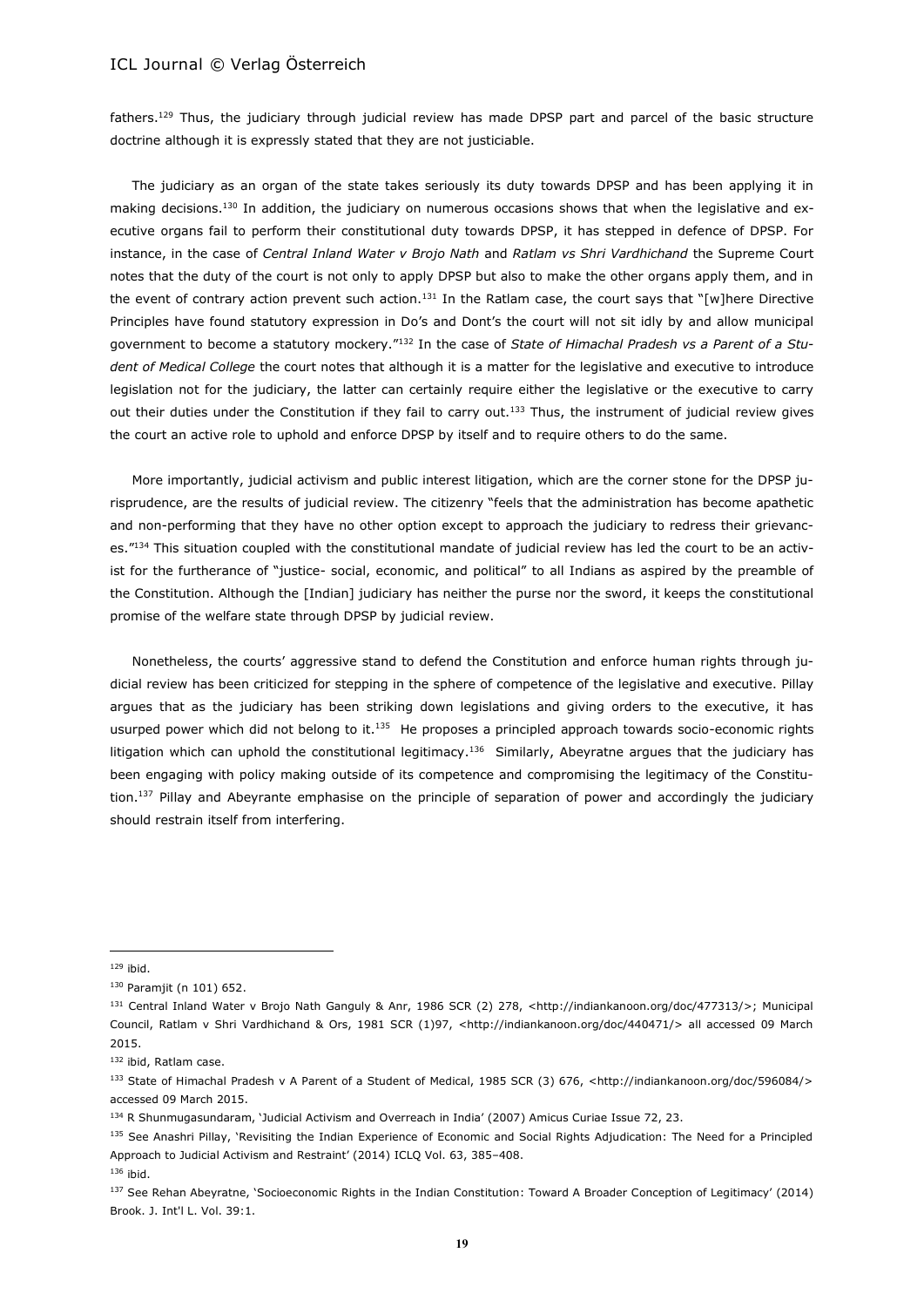fathers.[129] Thus, the judiciary through judicial review has made DPSP part and parcel of the basic structure doctrine although it is expressly stated that they are not justiciable.

The judiciary as an organ of the state takes seriously its duty towards DPSP and has been applying it in making decisions.[130] In addition, the judiciary on numerous occasions shows that when the legislative and executive organs fail to perform their constitutional duty towards DPSP, it has stepped in defence of DPSP. For instance, in the case of *Central Inland Water v Brojo Nath* and *Ratlam vs Shri Vardhichand* the Supreme Court notes that the duty of the court is not only to apply DPSP but also to make the other organs apply them, and in the event of contrary action prevent such action.[131] In the Ratlam case, the court says that "[w]here Directive Principles have found statutory expression in Do's and Dont's the court will not sit idly by and allow municipal government to become a statutory mockery."[132] In the case of *State of Himachal Pradesh vs a Parent of a Student of Medical College* the court notes that although it is a matter for the legislative and executive to introduce legislation not for the judiciary, the latter can certainly require either the legislative or the executive to carry out their duties under the Constitution if they fail to carry out.[133] Thus, the instrument of judicial review gives the court an active role to uphold and enforce DPSP by itself and to require others to do the same.

More importantly, judicial activism and public interest litigation, which are the corner stone for the DPSP jurisprudence, are the results of judicial review. The citizenry "feels that the administration has become apathetic and non-performing that they have no other option except to approach the judiciary to redress their grievances."[134] This situation coupled with the constitutional mandate of judicial review has led the court to be an activist for the furtherance of "justice- social, economic, and political" to all Indians as aspired by the preamble of the Constitution. Although the [Indian] judiciary has neither the purse nor the sword, it keeps the constitutional promise of the welfare state through DPSP by judicial review.

Nonetheless, the courts' aggressive stand to defend the Constitution and enforce human rights through judicial review has been criticized for stepping in the sphere of competence of the legislative and executive. Pillay argues that as the judiciary has been striking down legislations and giving orders to the executive, it has usurped power which did not belong to it.[135] He proposes a principled approach towards socio-economic rights litigation which can uphold the constitutional legitimacy.[136] Similarly, Abeyratne argues that the judiciary has been engaging with policy making outside of its competence and compromising the legitimacy of the Constitution.[137] Pillay and Abeyrante emphasise on the principle of separation of power and accordingly the judiciary should restrain itself from interfering.

---

[129] ibid.

[130] Paramjit (n 101) 652.

[131] Central Inland Water v Brojo Nath Ganguly & Anr, 1986 SCR (2) 278, <http://indiankanoon.org/doc/477313/>; Municipal Council, Ratlam v Shri Vardhichand & Ors, 1981 SCR (1)97, <http://indiankanoon.org/doc/440471/> all accessed 09 March 2015.

[132] ibid, Ratlam case.

[133] State of Himachal Pradesh v A Parent of a Student of Medical, 1985 SCR (3) 676, <http://indiankanoon.org/doc/596084/> accessed 09 March 2015.

[134] R Shunmugasundaram, 'Judicial Activism and Overreach in India' (2007) Amicus Curiae Issue 72, 23.

[135] See Anashri Pillay, 'Revisiting the Indian Experience of Economic and Social Rights Adjudication: The Need for a Principled Approach to Judicial Activism and Restraint' (2014) ICLQ Vol. 63, 385–408.

[136] ibid.

[137] See Rehan Abeyratne, 'Socioeconomic Rights in the Indian Constitution: Toward A Broader Conception of Legitimacy' (2014) Brook. J. Int'l L. Vol. 39:1.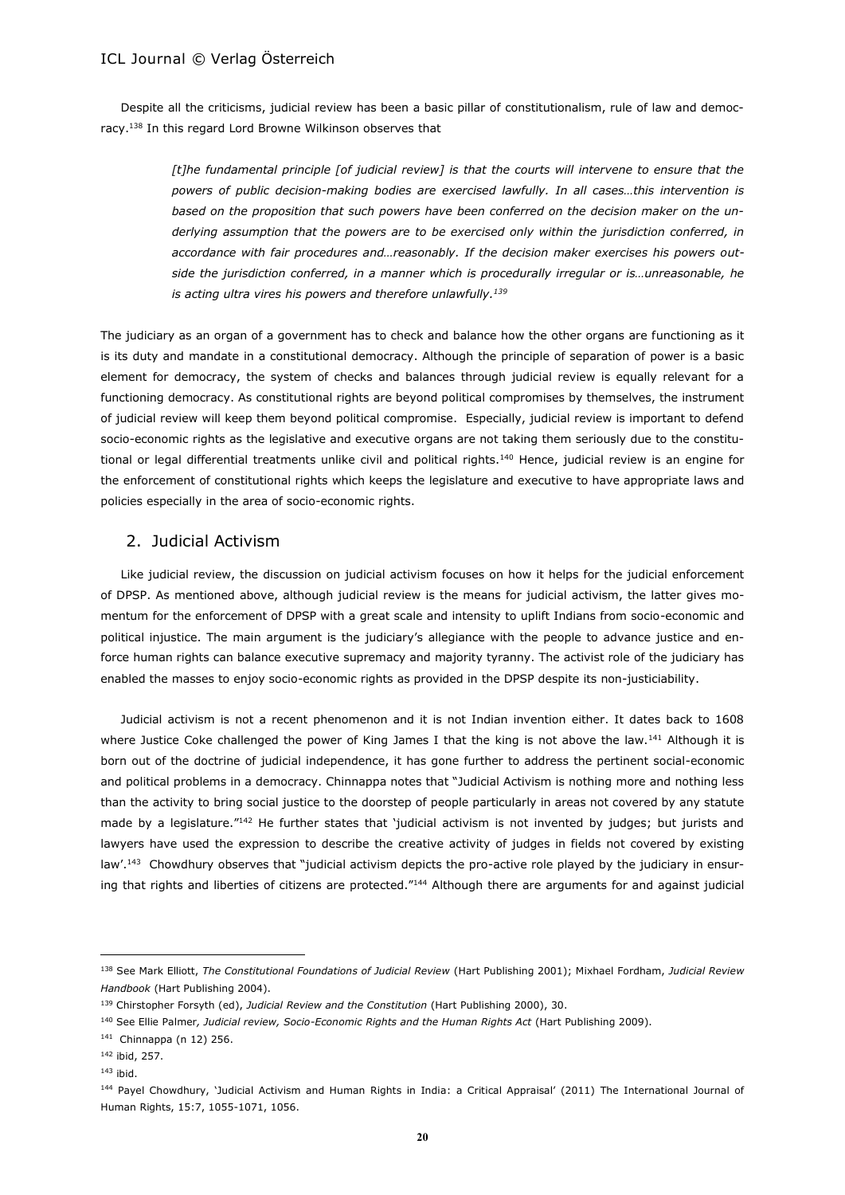Despite all the criticisms, judicial review has been a basic pillar of constitutionalism, rule of law and democracy.[138] In this regard Lord Browne Wilkinson observes that

> *[t]he fundamental principle [of judicial review] is that the courts will intervene to ensure that the powers of public decision-making bodies are exercised lawfully. In all cases…this intervention is based on the proposition that such powers have been conferred on the decision maker on the underlying assumption that the powers are to be exercised only within the jurisdiction conferred, in accordance with fair procedures and…reasonably. If the decision maker exercises his powers outside the jurisdiction conferred, in a manner which is procedurally irregular or is…unreasonable, he is acting ultra vires his powers and therefore unlawfully.*[139]

The judiciary as an organ of a government has to check and balance how the other organs are functioning as it is its duty and mandate in a constitutional democracy. Although the principle of separation of power is a basic element for democracy, the system of checks and balances through judicial review is equally relevant for a functioning democracy. As constitutional rights are beyond political compromises by themselves, the instrument of judicial review will keep them beyond political compromise. Especially, judicial review is important to defend socio-economic rights as the legislative and executive organs are not taking them seriously due to the constitutional or legal differential treatments unlike civil and political rights.[140] Hence, judicial review is an engine for the enforcement of constitutional rights which keeps the legislature and executive to have appropriate laws and policies especially in the area of socio-economic rights.

## 2. Judicial Activism

Like judicial review, the discussion on judicial activism focuses on how it helps for the judicial enforcement of DPSP. As mentioned above, although judicial review is the means for judicial activism, the latter gives momentum for the enforcement of DPSP with a great scale and intensity to uplift Indians from socio-economic and political injustice. The main argument is the judiciary's allegiance with the people to advance justice and enforce human rights can balance executive supremacy and majority tyranny. The activist role of the judiciary has enabled the masses to enjoy socio-economic rights as provided in the DPSP despite its non-justiciability.

Judicial activism is not a recent phenomenon and it is not Indian invention either. It dates back to 1608 where Justice Coke challenged the power of King James I that the king is not above the law.[141] Although it is born out of the doctrine of judicial independence, it has gone further to address the pertinent social-economic and political problems in a democracy. Chinnappa notes that "Judicial Activism is nothing more and nothing less than the activity to bring social justice to the doorstep of people particularly in areas not covered by any statute made by a legislature."[142] He further states that 'judicial activism is not invented by judges; but jurists and lawyers have used the expression to describe the creative activity of judges in fields not covered by existing law'.[143] Chowdhury observes that "judicial activism depicts the pro-active role played by the judiciary in ensuring that rights and liberties of citizens are protected."[144] Although there are arguments for and against judicial

---

[138] See Mark Elliott, *The Constitutional Foundations of Judicial Review* (Hart Publishing 2001); Mixhael Fordham, *Judicial Review Handbook* (Hart Publishing 2004).

[139] Chirstopher Forsyth (ed), *Judicial Review and the Constitution* (Hart Publishing 2000), 30.

[140] See Ellie Palmer, *Judicial review, Socio-Economic Rights and the Human Rights Act* (Hart Publishing 2009).

[141] Chinnappa (n 12) 256.

[142] ibid, 257.

[143] ibid.

[144] Payel Chowdhury, 'Judicial Activism and Human Rights in India: a Critical Appraisal' (2011) The International Journal of Human Rights, 15:7, 1055-1071, 1056.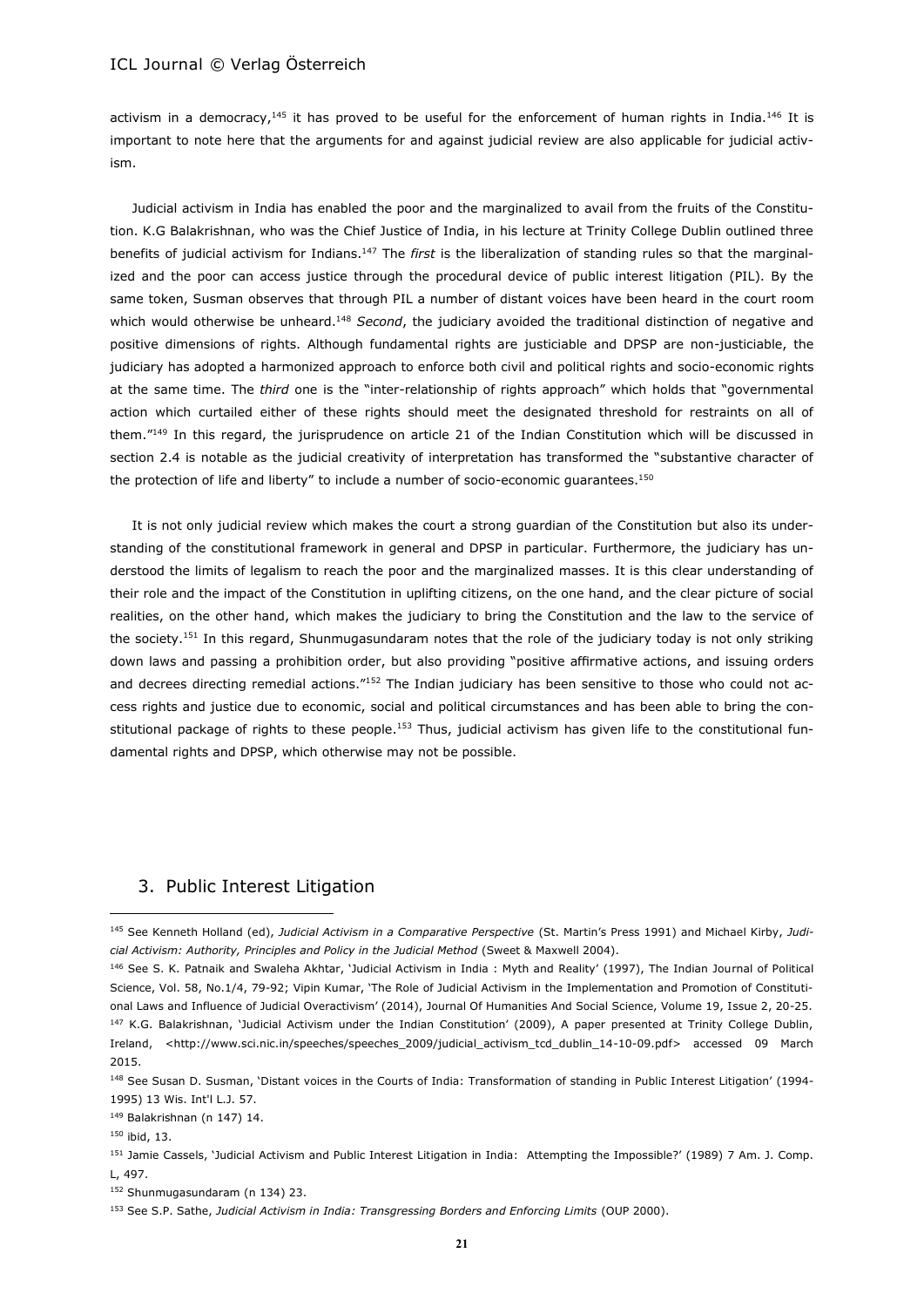activism in a democracy,[145] it has proved to be useful for the enforcement of human rights in India.[146] It is important to note here that the arguments for and against judicial review are also applicable for judicial activism.

Judicial activism in India has enabled the poor and the marginalized to avail from the fruits of the Constitution. K.G Balakrishnan, who was the Chief Justice of India, in his lecture at Trinity College Dublin outlined three benefits of judicial activism for Indians.[147] The *first* is the liberalization of standing rules so that the marginalized and the poor can access justice through the procedural device of public interest litigation (PIL). By the same token, Susman observes that through PIL a number of distant voices have been heard in the court room which would otherwise be unheard.[148] *Second*, the judiciary avoided the traditional distinction of negative and positive dimensions of rights. Although fundamental rights are justiciable and DPSP are non-justiciable, the judiciary has adopted a harmonized approach to enforce both civil and political rights and socio-economic rights at the same time. The *third* one is the "inter-relationship of rights approach" which holds that "governmental action which curtailed either of these rights should meet the designated threshold for restraints on all of them."[149] In this regard, the jurisprudence on article 21 of the Indian Constitution which will be discussed in section 2.4 is notable as the judicial creativity of interpretation has transformed the "substantive character of the protection of life and liberty" to include a number of socio-economic guarantees.[150]

It is not only judicial review which makes the court a strong guardian of the Constitution but also its understanding of the constitutional framework in general and DPSP in particular. Furthermore, the judiciary has understood the limits of legalism to reach the poor and the marginalized masses. It is this clear understanding of their role and the impact of the Constitution in uplifting citizens, on the one hand, and the clear picture of social realities, on the other hand, which makes the judiciary to bring the Constitution and the law to the service of the society.[151] In this regard, Shunmugasundaram notes that the role of the judiciary today is not only striking down laws and passing a prohibition order, but also providing "positive affirmative actions, and issuing orders and decrees directing remedial actions."[152] The Indian judiciary has been sensitive to those who could not access rights and justice due to economic, social and political circumstances and has been able to bring the constitutional package of rights to these people.[153] Thus, judicial activism has given life to the constitutional fundamental rights and DPSP, which otherwise may not be possible.

## 3. Public Interest Litigation

---

[145] See Kenneth Holland (ed), *Judicial Activism in a Comparative Perspective* (St. Martin's Press 1991) and Michael Kirby, *Judicial Activism: Authority, Principles and Policy in the Judicial Method* (Sweet & Maxwell 2004).

[146] See S. K. Patnaik and Swaleha Akhtar, 'Judicial Activism in India : Myth and Reality' (1997), The Indian Journal of Political Science, Vol. 58, No.1/4, 79-92; Vipin Kumar, 'The Role of Judicial Activism in the Implementation and Promotion of Constitutional Laws and Influence of Judicial Overactivism' (2014), Journal Of Humanities And Social Science, Volume 19, Issue 2, 20-25.

[147] K.G. Balakrishnan, 'Judicial Activism under the Indian Constitution' (2009), A paper presented at Trinity College Dublin, Ireland, <http://www.sci.nic.in/speeches/speeches_2009/judicial_activism_tcd_dublin_14-10-09.pdf> accessed 09 March 2015.

[148] See Susan D. Susman, 'Distant voices in the Courts of India: Transformation of standing in Public Interest Litigation' (1994-1995) 13 Wis. Int'l L.J. 57.

[149] Balakrishnan (n 147) 14.

[150] ibid, 13.

[151] Jamie Cassels, 'Judicial Activism and Public Interest Litigation in India: Attempting the Impossible?' (1989) 7 Am. J. Comp. L, 497.

[152] Shunmugasundaram (n 134) 23.

[153] See S.P. Sathe, *Judicial Activism in India: Transgressing Borders and Enforcing Limits* (OUP 2000).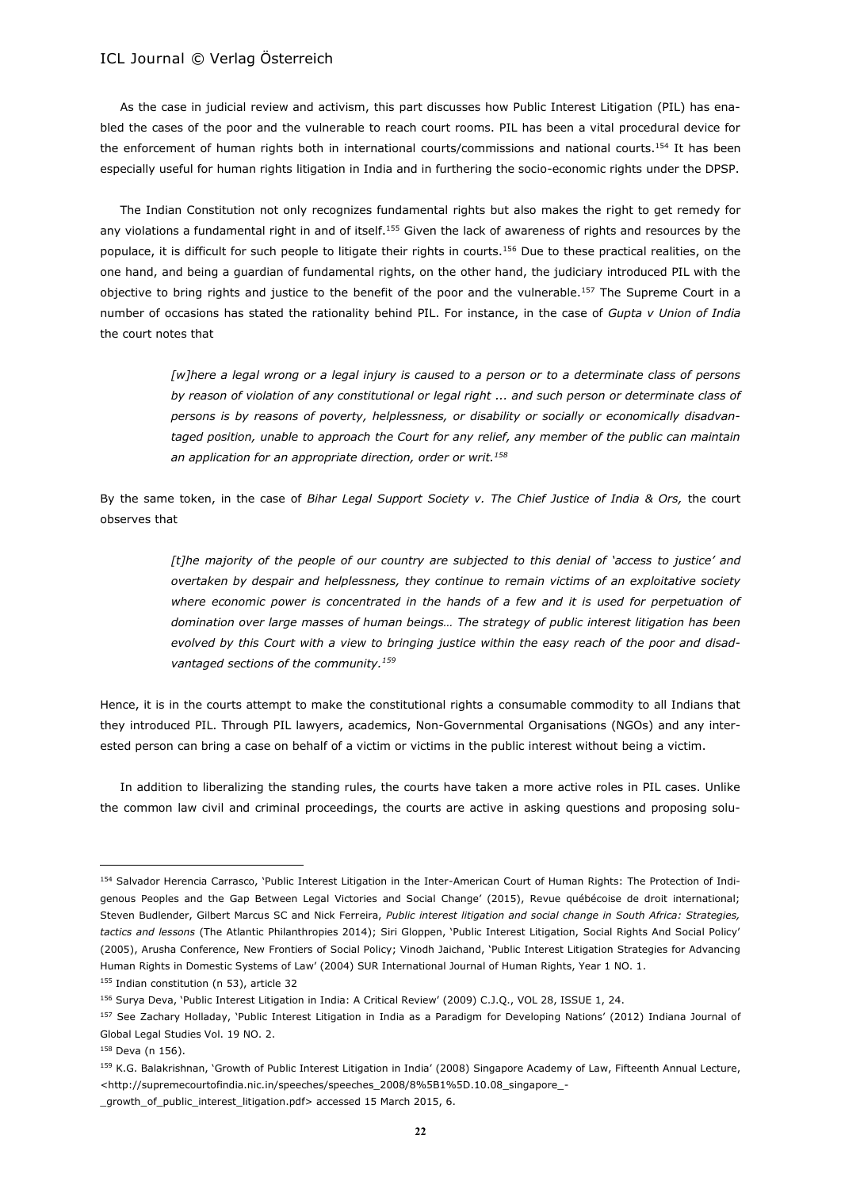As the case in judicial review and activism, this part discusses how Public Interest Litigation (PIL) has enabled the cases of the poor and the vulnerable to reach court rooms. PIL has been a vital procedural device for the enforcement of human rights both in international courts/commissions and national courts.[154] It has been especially useful for human rights litigation in India and in furthering the socio-economic rights under the DPSP.

The Indian Constitution not only recognizes fundamental rights but also makes the right to get remedy for any violations a fundamental right in and of itself.[155] Given the lack of awareness of rights and resources by the populace, it is difficult for such people to litigate their rights in courts.[156] Due to these practical realities, on the one hand, and being a guardian of fundamental rights, on the other hand, the judiciary introduced PIL with the objective to bring rights and justice to the benefit of the poor and the vulnerable.[157] The Supreme Court in a number of occasions has stated the rationality behind PIL. For instance, in the case of *Gupta v Union of India* the court notes that

> *[w]here a legal wrong or a legal injury is caused to a person or to a determinate class of persons by reason of violation of any constitutional or legal right ... and such person or determinate class of persons is by reasons of poverty, helplessness, or disability or socially or economically disadvantaged position, unable to approach the Court for any relief, any member of the public can maintain an application for an appropriate direction, order or writ.*[158]

By the same token, in the case of *Bihar Legal Support Society v. The Chief Justice of India & Ors,* the court observes that

> *[t]he majority of the people of our country are subjected to this denial of 'access to justice' and overtaken by despair and helplessness, they continue to remain victims of an exploitative society where economic power is concentrated in the hands of a few and it is used for perpetuation of domination over large masses of human beings… The strategy of public interest litigation has been evolved by this Court with a view to bringing justice within the easy reach of the poor and disadvantaged sections of the community.*[159]

Hence, it is in the courts attempt to make the constitutional rights a consumable commodity to all Indians that they introduced PIL. Through PIL lawyers, academics, Non-Governmental Organisations (NGOs) and any interested person can bring a case on behalf of a victim or victims in the public interest without being a victim.

In addition to liberalizing the standing rules, the courts have taken a more active roles in PIL cases. Unlike the common law civil and criminal proceedings, the courts are active in asking questions and proposing solu-

---

[154] Salvador Herencia Carrasco, 'Public Interest Litigation in the Inter-American Court of Human Rights: The Protection of Indigenous Peoples and the Gap Between Legal Victories and Social Change' (2015), Revue québécoise de droit international; Steven Budlender, Gilbert Marcus SC and Nick Ferreira, *Public interest litigation and social change in South Africa: Strategies, tactics and lessons* (The Atlantic Philanthropies 2014); Siri Gloppen, 'Public Interest Litigation, Social Rights And Social Policy' (2005), Arusha Conference, New Frontiers of Social Policy; Vinodh Jaichand, 'Public Interest Litigation Strategies for Advancing Human Rights in Domestic Systems of Law' (2004) SUR International Journal of Human Rights, Year 1 NO. 1.

[155] Indian constitution (n 53), article 32

[156] Surya Deva, 'Public Interest Litigation in India: A Critical Review' (2009) C.J.Q., VOL 28, ISSUE 1, 24.

[157] See Zachary Holladay, 'Public Interest Litigation in India as a Paradigm for Developing Nations' (2012) Indiana Journal of Global Legal Studies Vol. 19 NO. 2.

[158] Deva (n 156).

[159] K.G. Balakrishnan, 'Growth of Public Interest Litigation in India' (2008) Singapore Academy of Law, Fifteenth Annual Lecture, <http://supremecourtofindia.nic.in/speeches/speeches_2008/8%5B1%5D.10.08_singapore_-_growth_of_public_interest_litigation.pdf> accessed 15 March 2015, 6.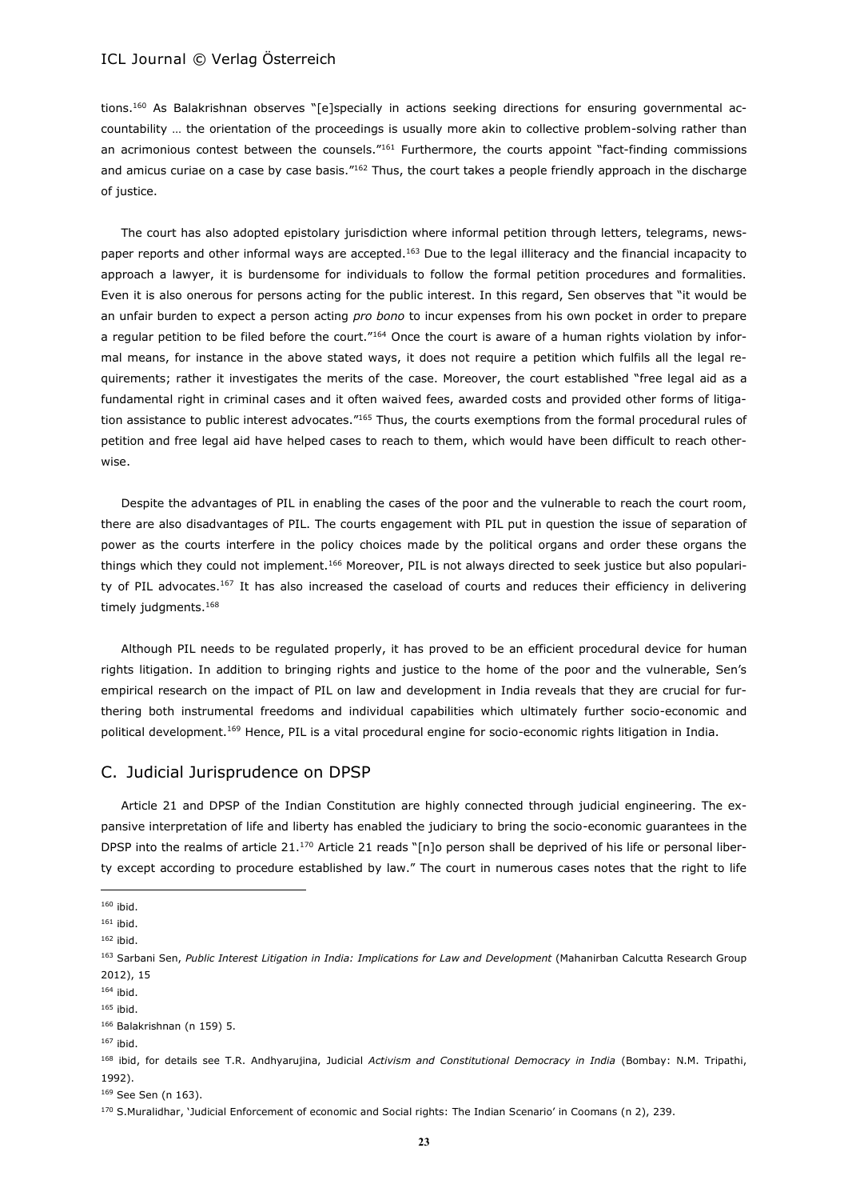tions.[160] As Balakrishnan observes "[e]specially in actions seeking directions for ensuring governmental accountability … the orientation of the proceedings is usually more akin to collective problem-solving rather than an acrimonious contest between the counsels."[161] Furthermore, the courts appoint "fact-finding commissions and amicus curiae on a case by case basis."[162] Thus, the court takes a people friendly approach in the discharge of justice.

The court has also adopted epistolary jurisdiction where informal petition through letters, telegrams, newspaper reports and other informal ways are accepted.[163] Due to the legal illiteracy and the financial incapacity to approach a lawyer, it is burdensome for individuals to follow the formal petition procedures and formalities. Even it is also onerous for persons acting for the public interest. In this regard, Sen observes that "it would be an unfair burden to expect a person acting *pro bono* to incur expenses from his own pocket in order to prepare a regular petition to be filed before the court."[164] Once the court is aware of a human rights violation by informal means, for instance in the above stated ways, it does not require a petition which fulfils all the legal requirements; rather it investigates the merits of the case. Moreover, the court established "free legal aid as a fundamental right in criminal cases and it often waived fees, awarded costs and provided other forms of litigation assistance to public interest advocates."[165] Thus, the courts exemptions from the formal procedural rules of petition and free legal aid have helped cases to reach to them, which would have been difficult to reach otherwise.

Despite the advantages of PIL in enabling the cases of the poor and the vulnerable to reach the court room, there are also disadvantages of PIL. The courts engagement with PIL put in question the issue of separation of power as the courts interfere in the policy choices made by the political organs and order these organs the things which they could not implement.[166] Moreover, PIL is not always directed to seek justice but also popularity of PIL advocates.[167] It has also increased the caseload of courts and reduces their efficiency in delivering timely judgments.[168]

Although PIL needs to be regulated properly, it has proved to be an efficient procedural device for human rights litigation. In addition to bringing rights and justice to the home of the poor and the vulnerable, Sen's empirical research on the impact of PIL on law and development in India reveals that they are crucial for furthering both instrumental freedoms and individual capabilities which ultimately further socio-economic and political development.[169] Hence, PIL is a vital procedural engine for socio-economic rights litigation in India.

## C. Judicial Jurisprudence on DPSP

Article 21 and DPSP of the Indian Constitution are highly connected through judicial engineering. The expansive interpretation of life and liberty has enabled the judiciary to bring the socio-economic guarantees in the DPSP into the realms of article 21.[170] Article 21 reads "[n]o person shall be deprived of his life or personal liberty except according to procedure established by law." The court in numerous cases notes that the right to life

---

[160] ibid.

[161] ibid.

[162] ibid.

[163] Sarbani Sen, *Public Interest Litigation in India: Implications for Law and Development* (Mahanirban Calcutta Research Group 2012), 15

[164] ibid.

[165] ibid.

[166] Balakrishnan (n 159) 5.

[167] ibid.

[168] ibid, for details see T.R. Andhyarujina, Judicial *Activism and Constitutional Democracy in India* (Bombay: N.M. Tripathi, 1992).

[169] See Sen (n 163).

[170] S.Muralidhar, 'Judicial Enforcement of economic and Social rights: The Indian Scenario' in Coomans (n 2), 239.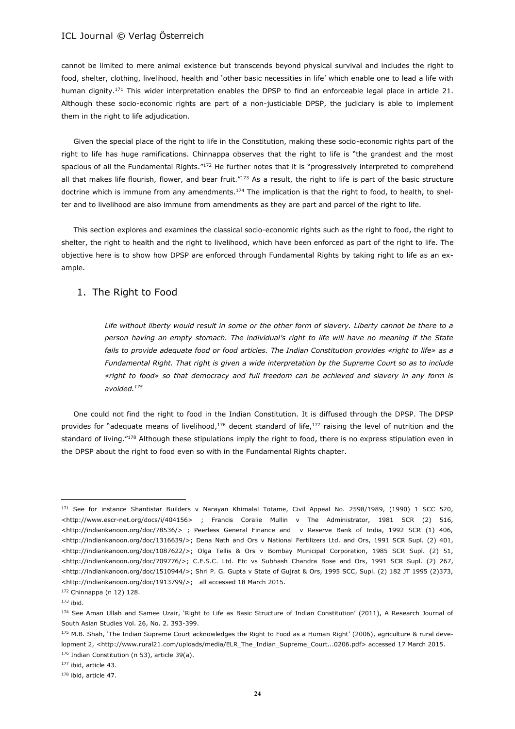cannot be limited to mere animal existence but transcends beyond physical survival and includes the right to food, shelter, clothing, livelihood, health and 'other basic necessities in life' which enable one to lead a life with human dignity.[171] This wider interpretation enables the DPSP to find an enforceable legal place in article 21. Although these socio-economic rights are part of a non-justiciable DPSP, the judiciary is able to implement them in the right to life adjudication.

Given the special place of the right to life in the Constitution, making these socio-economic rights part of the right to life has huge ramifications. Chinnappa observes that the right to life is "the grandest and the most spacious of all the Fundamental Rights."[172] He further notes that it is "progressively interpreted to comprehend all that makes life flourish, flower, and bear fruit."[173] As a result, the right to life is part of the basic structure doctrine which is immune from any amendments.[174] The implication is that the right to food, to health, to shelter and to livelihood are also immune from amendments as they are part and parcel of the right to life.

This section explores and examines the classical socio-economic rights such as the right to food, the right to shelter, the right to health and the right to livelihood, which have been enforced as part of the right to life. The objective here is to show how DPSP are enforced through Fundamental Rights by taking right to life as an example.

## 1. The Right to Food

> *Life without liberty would result in some or the other form of slavery. Liberty cannot be there to a person having an empty stomach. The individual's right to life will have no meaning if the State fails to provide adequate food or food articles. The Indian Constitution provides «right to life» as a Fundamental Right. That right is given a wide interpretation by the Supreme Court so as to include «right to food» so that democracy and full freedom can be achieved and slavery in any form is avoided.*[175]

One could not find the right to food in the Indian Constitution. It is diffused through the DPSP. The DPSP provides for "adequate means of livelihood,[176] decent standard of life,[177] raising the level of nutrition and the standard of living."[178] Although these stipulations imply the right to food, there is no express stipulation even in the DPSP about the right to food even so with in the Fundamental Rights chapter.

---

[171] See for instance Shantistar Builders v Narayan Khimalal Totame, Civil Appeal No. 2598/1989, (1990) 1 SCC 520, <http://www.escr-net.org/docs/i/404156> ; Francis Coralie Mullin v The Administrator, 1981 SCR (2) 516, <http://indiankanoon.org/doc/78536/> ; Peerless General Finance and v Reserve Bank of India, 1992 SCR (1) 406, <http://indiankanoon.org/doc/1316639/>; Dena Nath and Ors v National Fertilizers Ltd. and Ors, 1991 SCR Supl. (2) 401, <http://indiankanoon.org/doc/1087622/>; Olga Tellis & Ors v Bombay Municipal Corporation, 1985 SCR Supl. (2) 51, <http://indiankanoon.org/doc/709776/>; C.E.S.C. Ltd. Etc vs Subhash Chandra Bose and Ors, 1991 SCR Supl. (2) 267, <http://indiankanoon.org/doc/1510944/>; Shri P. G. Gupta v State of Gujrat & Ors, 1995 SCC, Supl. (2) 182 JT 1995 (2)373, <http://indiankanoon.org/doc/1913799/>; all accessed 18 March 2015.

[172] Chinnappa (n 12) 128.

[173] ibid.

[174] See Aman Ullah and Samee Uzair, 'Right to Life as Basic Structure of Indian Constitution' (2011), A Research Journal of South Asian Studies Vol. 26, No. 2. 393-399.

[175] M.B. Shah, 'The Indian Supreme Court acknowledges the Right to Food as a Human Right' (2006), agriculture & rural development 2, <http://www.rural21.com/uploads/media/ELR_The_Indian_Supreme_Court...0206.pdf> accessed 17 March 2015.

[176] Indian Constitution (n 53), article 39(a).

[177] ibid, article 43.

[178] ibid, article 47.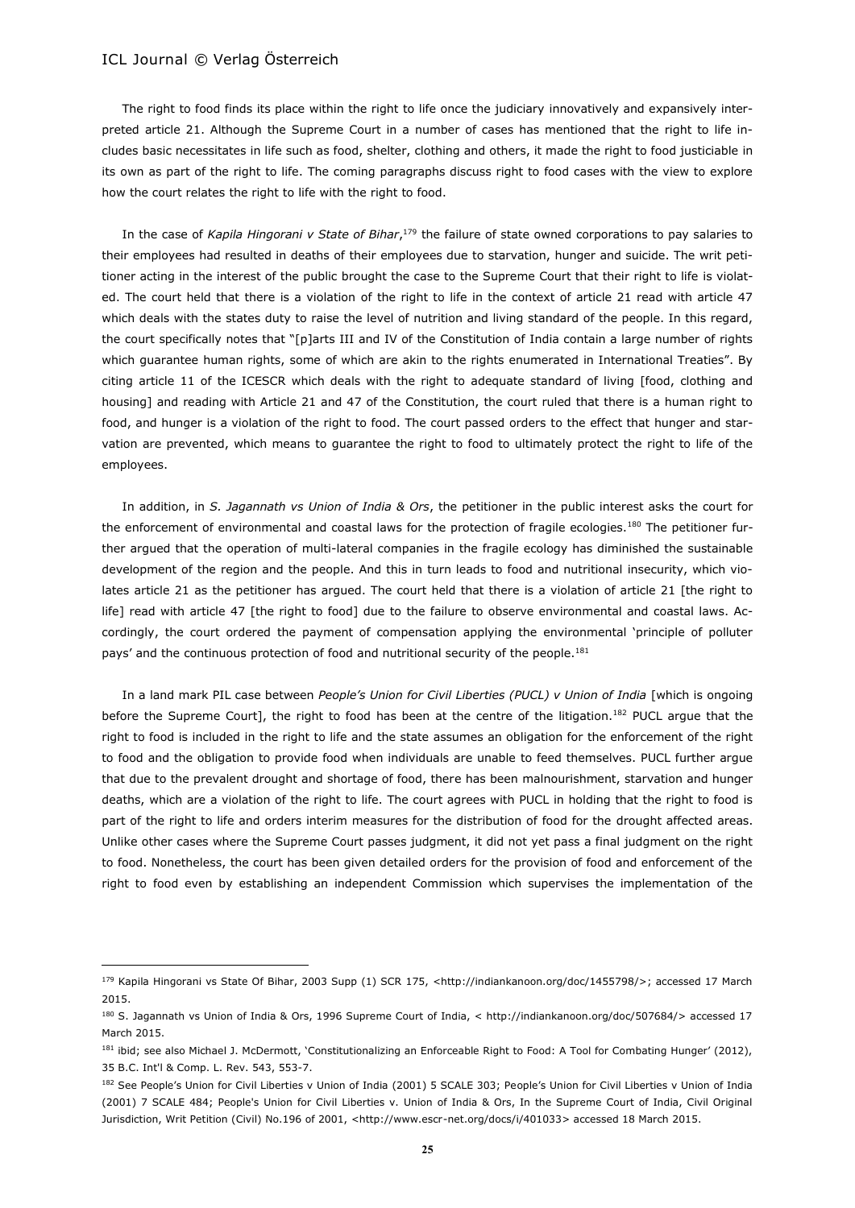The right to food finds its place within the right to life once the judiciary innovatively and expansively interpreted article 21. Although the Supreme Court in a number of cases has mentioned that the right to life includes basic necessitates in life such as food, shelter, clothing and others, it made the right to food justiciable in its own as part of the right to life. The coming paragraphs discuss right to food cases with the view to explore how the court relates the right to life with the right to food.

In the case of *Kapila Hingorani v State of Bihar*,[179] the failure of state owned corporations to pay salaries to their employees had resulted in deaths of their employees due to starvation, hunger and suicide. The writ petitioner acting in the interest of the public brought the case to the Supreme Court that their right to life is violated. The court held that there is a violation of the right to life in the context of article 21 read with article 47 which deals with the states duty to raise the level of nutrition and living standard of the people. In this regard, the court specifically notes that "[p]arts III and IV of the Constitution of India contain a large number of rights which guarantee human rights, some of which are akin to the rights enumerated in International Treaties". By citing article 11 of the ICESCR which deals with the right to adequate standard of living [food, clothing and housing] and reading with Article 21 and 47 of the Constitution, the court ruled that there is a human right to food, and hunger is a violation of the right to food. The court passed orders to the effect that hunger and starvation are prevented, which means to guarantee the right to food to ultimately protect the right to life of the employees.

In addition, in *S. Jagannath vs Union of India & Ors*, the petitioner in the public interest asks the court for the enforcement of environmental and coastal laws for the protection of fragile ecologies.[180] The petitioner further argued that the operation of multi-lateral companies in the fragile ecology has diminished the sustainable development of the region and the people. And this in turn leads to food and nutritional insecurity, which violates article 21 as the petitioner has argued. The court held that there is a violation of article 21 [the right to life] read with article 47 [the right to food] due to the failure to observe environmental and coastal laws. Accordingly, the court ordered the payment of compensation applying the environmental 'principle of polluter pays' and the continuous protection of food and nutritional security of the people.[181]

In a land mark PIL case between *People's Union for Civil Liberties (PUCL) v Union of India* [which is ongoing before the Supreme Court], the right to food has been at the centre of the litigation.[182] PUCL argue that the right to food is included in the right to life and the state assumes an obligation for the enforcement of the right to food and the obligation to provide food when individuals are unable to feed themselves. PUCL further argue that due to the prevalent drought and shortage of food, there has been malnourishment, starvation and hunger deaths, which are a violation of the right to life. The court agrees with PUCL in holding that the right to food is part of the right to life and orders interim measures for the distribution of food for the drought affected areas. Unlike other cases where the Supreme Court passes judgment, it did not yet pass a final judgment on the right to food. Nonetheless, the court has been given detailed orders for the provision of food and enforcement of the right to food even by establishing an independent Commission which supervises the implementation of the

---

[179] Kapila Hingorani vs State Of Bihar, 2003 Supp (1) SCR 175, <http://indiankanoon.org/doc/1455798/>; accessed 17 March 2015.

[180] S. Jagannath vs Union of India & Ors, 1996 Supreme Court of India, < http://indiankanoon.org/doc/507684/> accessed 17 March 2015.

[181] ibid; see also Michael J. McDermott, 'Constitutionalizing an Enforceable Right to Food: A Tool for Combating Hunger' (2012), 35 B.C. Int'l & Comp. L. Rev. 543, 553-7.

[182] See People's Union for Civil Liberties v Union of India (2001) 5 SCALE 303; People's Union for Civil Liberties v Union of India (2001) 7 SCALE 484; People's Union for Civil Liberties v. Union of India & Ors, In the Supreme Court of India, Civil Original Jurisdiction, Writ Petition (Civil) No.196 of 2001, <http://www.escr-net.org/docs/i/401033> accessed 18 March 2015.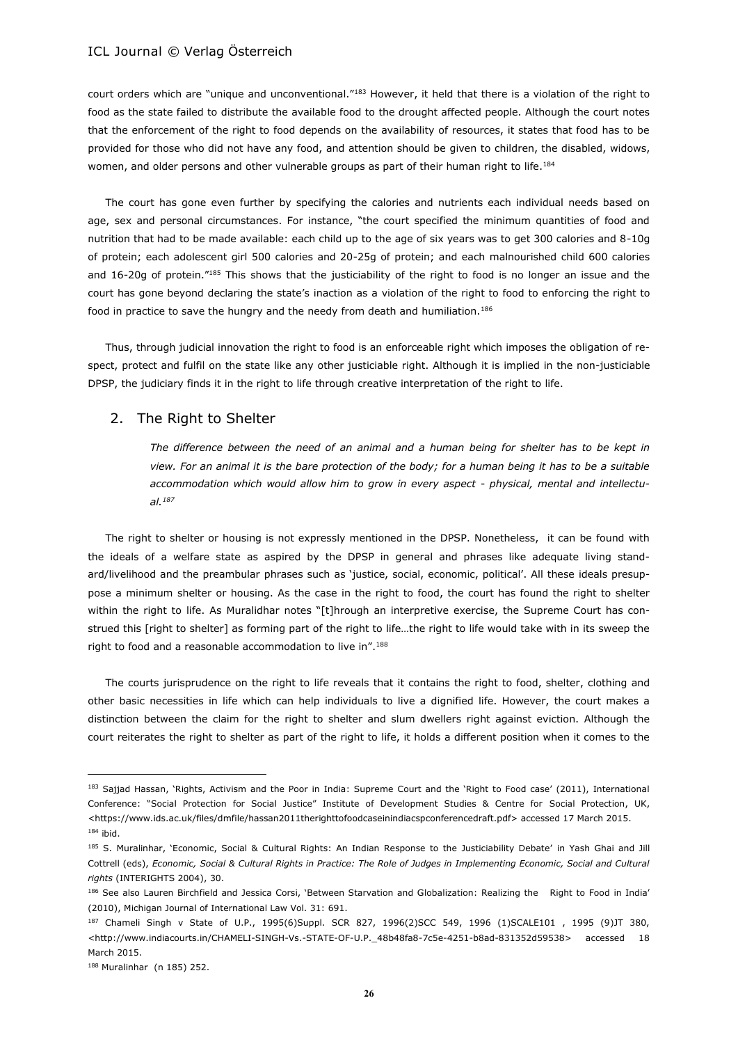court orders which are "unique and unconventional."[183] However, it held that there is a violation of the right to food as the state failed to distribute the available food to the drought affected people. Although the court notes that the enforcement of the right to food depends on the availability of resources, it states that food has to be provided for those who did not have any food, and attention should be given to children, the disabled, widows, women, and older persons and other vulnerable groups as part of their human right to life.[184]

The court has gone even further by specifying the calories and nutrients each individual needs based on age, sex and personal circumstances. For instance, "the court specified the minimum quantities of food and nutrition that had to be made available: each child up to the age of six years was to get 300 calories and 8-10g of protein; each adolescent girl 500 calories and 20-25g of protein; and each malnourished child 600 calories and 16-20g of protein."[185] This shows that the justiciability of the right to food is no longer an issue and the court has gone beyond declaring the state's inaction as a violation of the right to food to enforcing the right to food in practice to save the hungry and the needy from death and humiliation.[186]

Thus, through judicial innovation the right to food is an enforceable right which imposes the obligation of respect, protect and fulfil on the state like any other justiciable right. Although it is implied in the non-justiciable DPSP, the judiciary finds it in the right to life through creative interpretation of the right to life.

## 2. The Right to Shelter

> *The difference between the need of an animal and a human being for shelter has to be kept in view. For an animal it is the bare protection of the body; for a human being it has to be a suitable accommodation which would allow him to grow in every aspect - physical, mental and intellectual.*[187]

The right to shelter or housing is not expressly mentioned in the DPSP. Nonetheless, it can be found with the ideals of a welfare state as aspired by the DPSP in general and phrases like adequate living standard/livelihood and the preambular phrases such as 'justice, social, economic, political'. All these ideals presuppose a minimum shelter or housing. As the case in the right to food, the court has found the right to shelter within the right to life. As Muralidhar notes "[t]hrough an interpretive exercise, the Supreme Court has construed this [right to shelter] as forming part of the right to life…the right to life would take with in its sweep the right to food and a reasonable accommodation to live in".[188]

The courts jurisprudence on the right to life reveals that it contains the right to food, shelter, clothing and other basic necessities in life which can help individuals to live a dignified life. However, the court makes a distinction between the claim for the right to shelter and slum dwellers right against eviction. Although the court reiterates the right to shelter as part of the right to life, it holds a different position when it comes to the

---

[183] Sajjad Hassan, 'Rights, Activism and the Poor in India: Supreme Court and the 'Right to Food case' (2011), International Conference: "Social Protection for Social Justice" Institute of Development Studies & Centre for Social Protection, UK, <https://www.ids.ac.uk/files/dmfile/hassan2011therighttofoodcaseinindiacspconferencedraft.pdf> accessed 17 March 2015.

[184] ibid.

[185] S. Muralinhar, 'Economic, Social & Cultural Rights: An Indian Response to the Justiciability Debate' in Yash Ghai and Jill Cottrell (eds), *Economic, Social & Cultural Rights in Practice: The Role of Judges in Implementing Economic, Social and Cultural rights* (INTERIGHTS 2004), 30.

[186] See also Lauren Birchfield and Jessica Corsi, 'Between Starvation and Globalization: Realizing the Right to Food in India' (2010), Michigan Journal of International Law Vol. 31: 691.

[187] Chameli Singh v State of U.P., 1995(6)Suppl. SCR 827, 1996(2)SCC 549, 1996 (1)SCALE101 , 1995 (9)JT 380, <http://www.indiacourts.in/CHAMELI-SINGH-Vs.-STATE-OF-U.P._48b48fa8-7c5e-4251-b8ad-831352d59538> accessed 18 March 2015.

[188] Muralinhar (n 185) 252.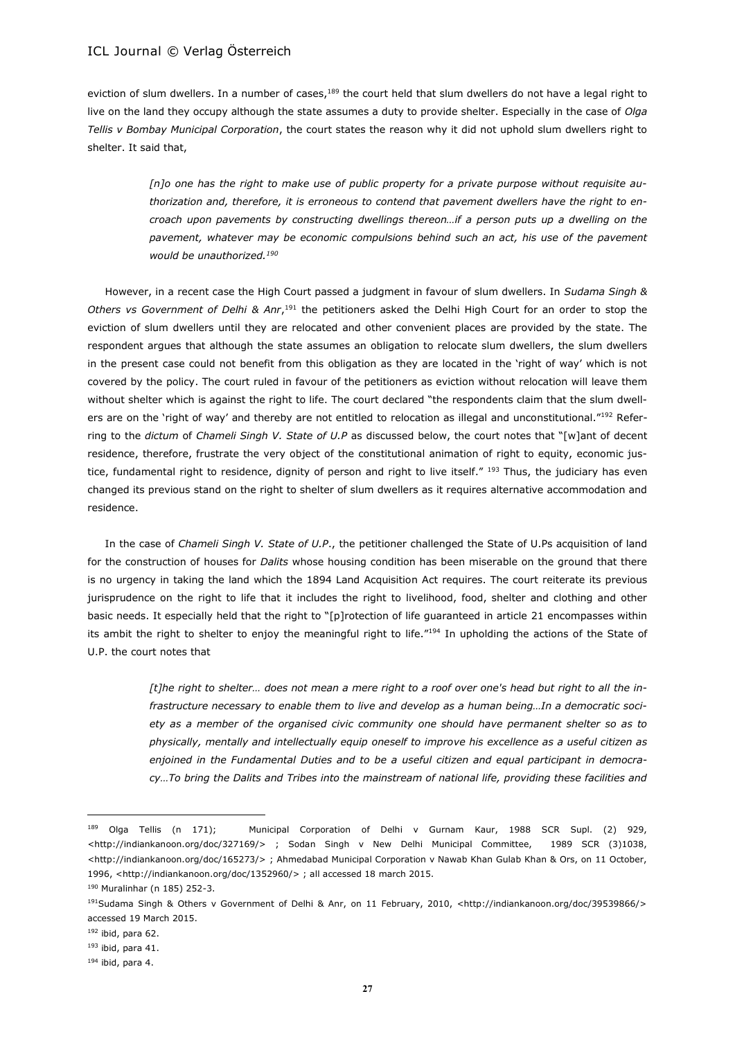eviction of slum dwellers. In a number of cases,[189] the court held that slum dwellers do not have a legal right to live on the land they occupy although the state assumes a duty to provide shelter. Especially in the case of *Olga Tellis v Bombay Municipal Corporation*, the court states the reason why it did not uphold slum dwellers right to shelter. It said that,

> *[n]o one has the right to make use of public property for a private purpose without requisite authorization and, therefore, it is erroneous to contend that pavement dwellers have the right to encroach upon pavements by constructing dwellings thereon…if a person puts up a dwelling on the pavement, whatever may be economic compulsions behind such an act, his use of the pavement would be unauthorized.*[190]

However, in a recent case the High Court passed a judgment in favour of slum dwellers. In *Sudama Singh & Others vs Government of Delhi & Anr*,[191] the petitioners asked the Delhi High Court for an order to stop the eviction of slum dwellers until they are relocated and other convenient places are provided by the state. The respondent argues that although the state assumes an obligation to relocate slum dwellers, the slum dwellers in the present case could not benefit from this obligation as they are located in the 'right of way' which is not covered by the policy. The court ruled in favour of the petitioners as eviction without relocation will leave them without shelter which is against the right to life. The court declared "the respondents claim that the slum dwellers are on the 'right of way' and thereby are not entitled to relocation as illegal and unconstitutional."[192] Referring to the *dictum* of *Chameli Singh V. State of U.P* as discussed below, the court notes that "[w]ant of decent residence, therefore, frustrate the very object of the constitutional animation of right to equity, economic justice, fundamental right to residence, dignity of person and right to live itself." [193] Thus, the judiciary has even changed its previous stand on the right to shelter of slum dwellers as it requires alternative accommodation and residence.

In the case of *Chameli Singh V. State of U.P.*, the petitioner challenged the State of U.Ps acquisition of land for the construction of houses for *Dalits* whose housing condition has been miserable on the ground that there is no urgency in taking the land which the 1894 Land Acquisition Act requires. The court reiterate its previous jurisprudence on the right to life that it includes the right to livelihood, food, shelter and clothing and other basic needs. It especially held that the right to "[p]rotection of life guaranteed in article 21 encompasses within its ambit the right to shelter to enjoy the meaningful right to life."[194] In upholding the actions of the State of U.P. the court notes that

> *[t]he right to shelter… does not mean a mere right to a roof over one's head but right to all the infrastructure necessary to enable them to live and develop as a human being…In a democratic society as a member of the organised civic community one should have permanent shelter so as to physically, mentally and intellectually equip oneself to improve his excellence as a useful citizen as enjoined in the Fundamental Duties and to be a useful citizen and equal participant in democracy…To bring the Dalits and Tribes into the mainstream of national life, providing these facilities and*

---

[189] Olga Tellis (n 171); Municipal Corporation of Delhi v Gurnam Kaur, 1988 SCR Supl. (2) 929, <http://indiankanoon.org/doc/327169/> ; Sodan Singh v New Delhi Municipal Committee, 1989 SCR (3)1038, <http://indiankanoon.org/doc/165273/> ; Ahmedabad Municipal Corporation v Nawab Khan Gulab Khan & Ors, on 11 October, 1996, <http://indiankanoon.org/doc/1352960/> ; all accessed 18 march 2015.

[190] Muralinhar (n 185) 252-3.

[191] Sudama Singh & Others v Government of Delhi & Anr, on 11 February, 2010, <http://indiankanoon.org/doc/39539866/> accessed 19 March 2015.

[192] ibid, para 62.

[193] ibid, para 41.

[194] ibid, para 4.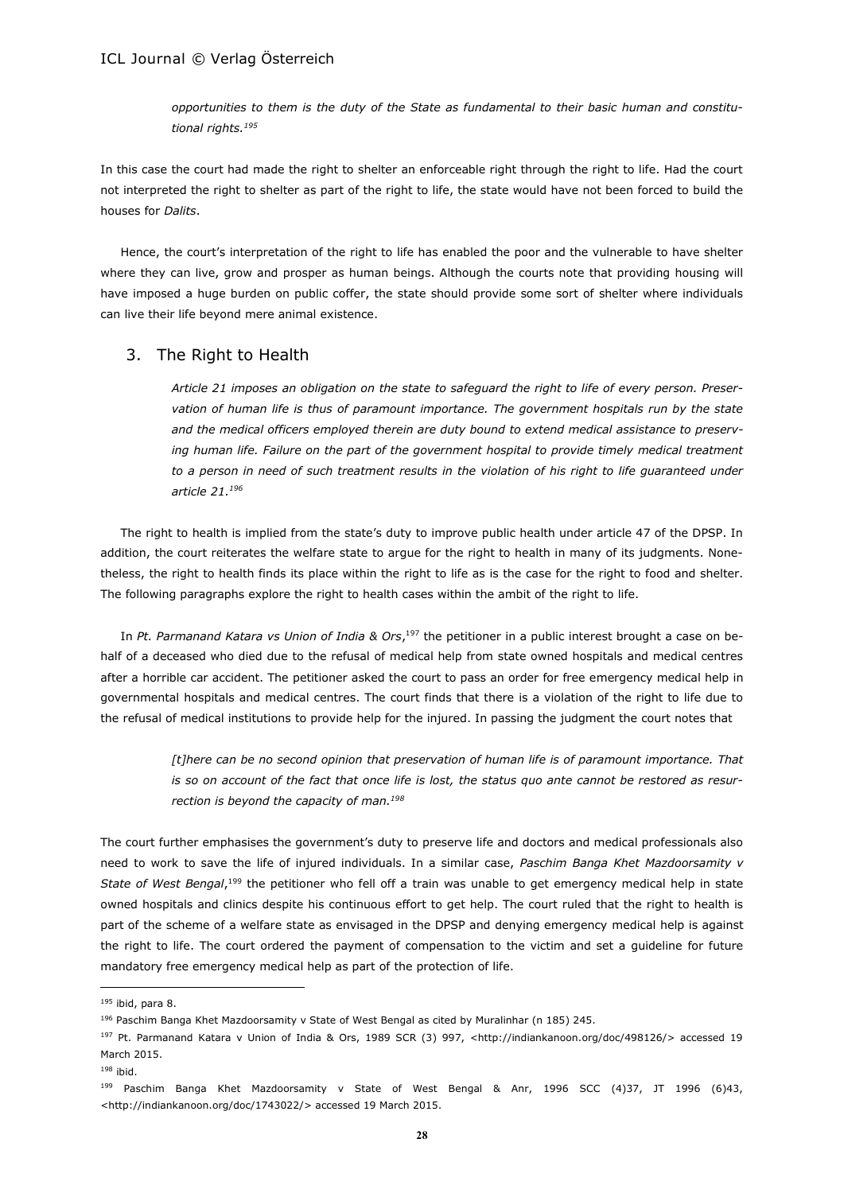*opportunities to them is the duty of the State as fundamental to their basic human and constitutional rights.*[195]

In this case the court had made the right to shelter an enforceable right through the right to life. Had the court not interpreted the right to shelter as part of the right to life, the state would have not been forced to build the houses for *Dalits*.

Hence, the court's interpretation of the right to life has enabled the poor and the vulnerable to have shelter where they can live, grow and prosper as human beings. Although the courts note that providing housing will have imposed a huge burden on public coffer, the state should provide some sort of shelter where individuals can live their life beyond mere animal existence.

## 3. The Right to Health

> *Article 21 imposes an obligation on the state to safeguard the right to life of every person. Preservation of human life is thus of paramount importance. The government hospitals run by the state and the medical officers employed therein are duty bound to extend medical assistance to preserving human life. Failure on the part of the government hospital to provide timely medical treatment to a person in need of such treatment results in the violation of his right to life guaranteed under article 21.*[196]

The right to health is implied from the state's duty to improve public health under article 47 of the DPSP. In addition, the court reiterates the welfare state to argue for the right to health in many of its judgments. Nonetheless, the right to health finds its place within the right to life as is the case for the right to food and shelter. The following paragraphs explore the right to health cases within the ambit of the right to life.

In *Pt. Parmanand Katara vs Union of India & Ors*,[197] the petitioner in a public interest brought a case on behalf of a deceased who died due to the refusal of medical help from state owned hospitals and medical centres after a horrible car accident. The petitioner asked the court to pass an order for free emergency medical help in governmental hospitals and medical centres. The court finds that there is a violation of the right to life due to the refusal of medical institutions to provide help for the injured. In passing the judgment the court notes that

> *[t]here can be no second opinion that preservation of human life is of paramount importance. That is so on account of the fact that once life is lost, the status quo ante cannot be restored as resurrection is beyond the capacity of man.*[198]

The court further emphasises the government's duty to preserve life and doctors and medical professionals also need to work to save the life of injured individuals. In a similar case, *Paschim Banga Khet Mazdoorsamity v State of West Bengal*,[199] the petitioner who fell off a train was unable to get emergency medical help in state owned hospitals and clinics despite his continuous effort to get help. The court ruled that the right to health is part of the scheme of a welfare state as envisaged in the DPSP and denying emergency medical help is against the right to life. The court ordered the payment of compensation to the victim and set a guideline for future mandatory free emergency medical help as part of the protection of life.

---

[195] ibid, para 8.

[196] Paschim Banga Khet Mazdoorsamity v State of West Bengal as cited by Muralinhar (n 185) 245.

[197] Pt. Parmanand Katara v Union of India & Ors, 1989 SCR (3) 997, <http://indiankanoon.org/doc/498126/> accessed 19 March 2015.

[198] ibid.

[199] Paschim Banga Khet Mazdoorsamity v State of West Bengal & Anr, 1996 SCC (4)37, JT 1996 (6)43, <http://indiankanoon.org/doc/1743022/> accessed 19 March 2015.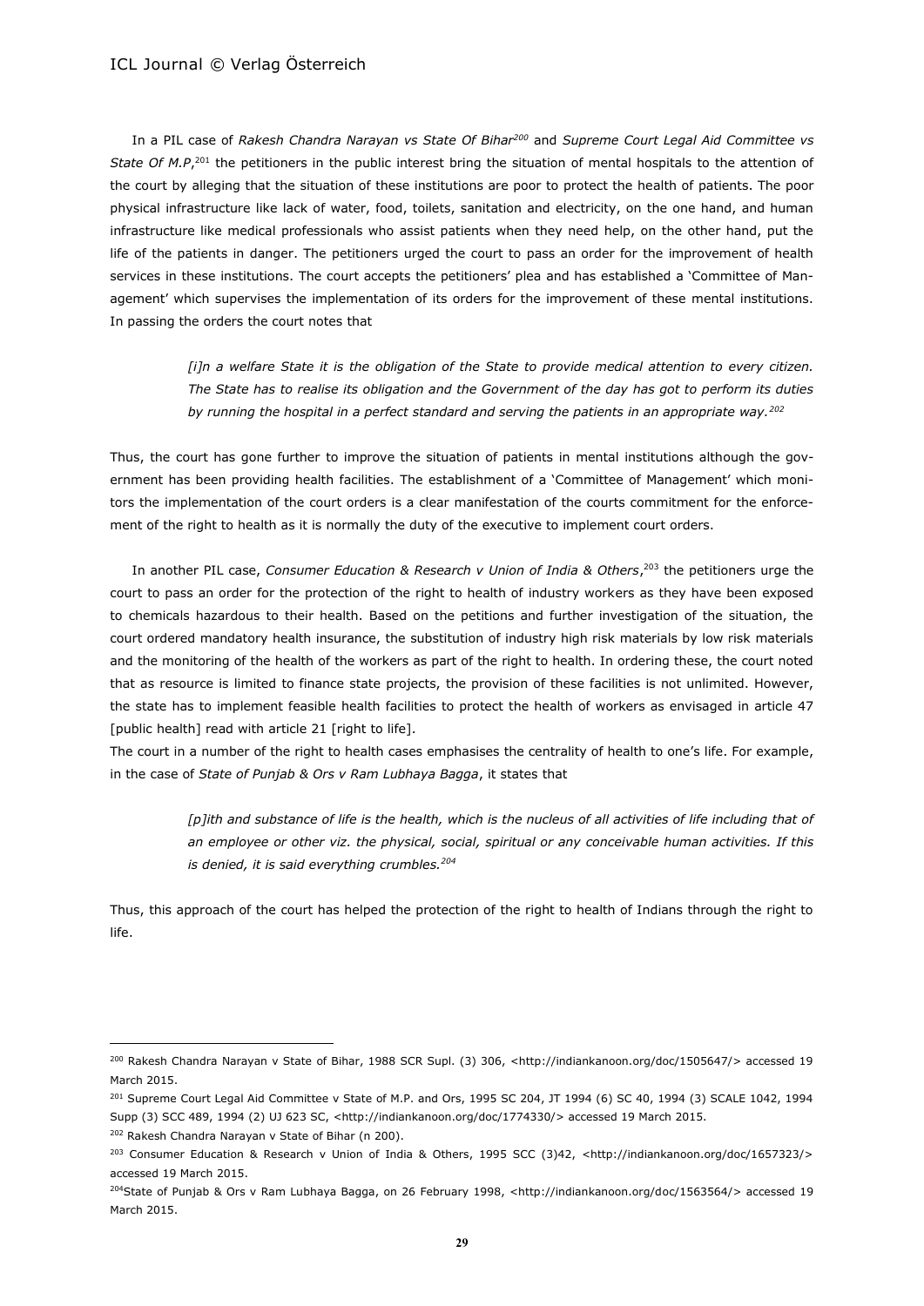In a PIL case of *Rakesh Chandra Narayan vs State Of Bihar*[200] and *Supreme Court Legal Aid Committee vs State Of M.P*,[201] the petitioners in the public interest bring the situation of mental hospitals to the attention of the court by alleging that the situation of these institutions are poor to protect the health of patients. The poor physical infrastructure like lack of water, food, toilets, sanitation and electricity, on the one hand, and human infrastructure like medical professionals who assist patients when they need help, on the other hand, put the life of the patients in danger. The petitioners urged the court to pass an order for the improvement of health services in these institutions. The court accepts the petitioners' plea and has established a 'Committee of Management' which supervises the implementation of its orders for the improvement of these mental institutions. In passing the orders the court notes that

> *[i]n a welfare State it is the obligation of the State to provide medical attention to every citizen. The State has to realise its obligation and the Government of the day has got to perform its duties by running the hospital in a perfect standard and serving the patients in an appropriate way.*[202]

Thus, the court has gone further to improve the situation of patients in mental institutions although the government has been providing health facilities. The establishment of a 'Committee of Management' which monitors the implementation of the court orders is a clear manifestation of the courts commitment for the enforcement of the right to health as it is normally the duty of the executive to implement court orders.

In another PIL case, *Consumer Education & Research v Union of India & Others*,[203] the petitioners urge the court to pass an order for the protection of the right to health of industry workers as they have been exposed to chemicals hazardous to their health. Based on the petitions and further investigation of the situation, the court ordered mandatory health insurance, the substitution of industry high risk materials by low risk materials and the monitoring of the health of the workers as part of the right to health. In ordering these, the court noted that as resource is limited to finance state projects, the provision of these facilities is not unlimited. However, the state has to implement feasible health facilities to protect the health of workers as envisaged in article 47 [public health] read with article 21 [right to life].

The court in a number of the right to health cases emphasises the centrality of health to one's life. For example, in the case of *State of Punjab & Ors v Ram Lubhaya Bagga*, it states that

> *[p]ith and substance of life is the health, which is the nucleus of all activities of life including that of an employee or other viz. the physical, social, spiritual or any conceivable human activities. If this is denied, it is said everything crumbles.*[204]

Thus, this approach of the court has helped the protection of the right to health of Indians through the right to life.

---

[200] Rakesh Chandra Narayan v State of Bihar, 1988 SCR Supl. (3) 306, <http://indiankanoon.org/doc/1505647/> accessed 19 March 2015.

[201] Supreme Court Legal Aid Committee v State of M.P. and Ors, 1995 SC 204, JT 1994 (6) SC 40, 1994 (3) SCALE 1042, 1994 Supp (3) SCC 489, 1994 (2) UJ 623 SC, <http://indiankanoon.org/doc/1774330/> accessed 19 March 2015.

[202] Rakesh Chandra Narayan v State of Bihar (n 200).

[203] Consumer Education & Research v Union of India & Others, 1995 SCC (3)42, <http://indiankanoon.org/doc/1657323/> accessed 19 March 2015.

[204] State of Punjab & Ors v Ram Lubhaya Bagga, on 26 February 1998, <http://indiankanoon.org/doc/1563564/> accessed 19 March 2015.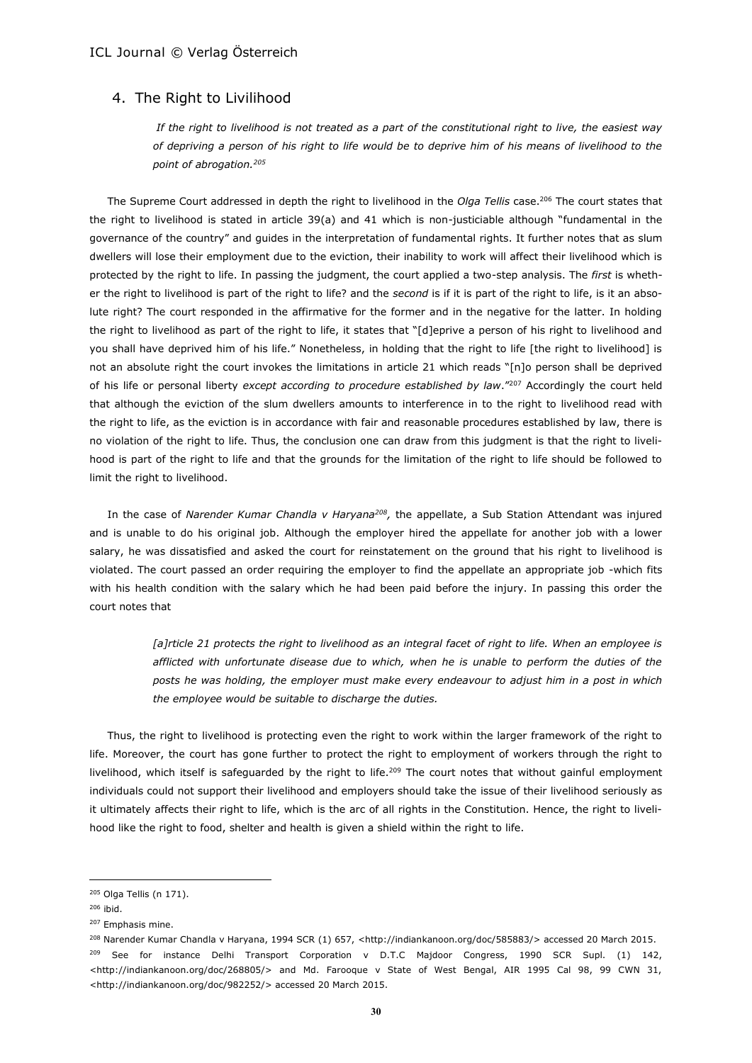## 4. The Right to Livilihood

> *If the right to livelihood is not treated as a part of the constitutional right to live, the easiest way of depriving a person of his right to life would be to deprive him of his means of livelihood to the point of abrogation.*[205]

The Supreme Court addressed in depth the right to livelihood in the *Olga Tellis* case.[206] The court states that the right to livelihood is stated in article 39(a) and 41 which is non-justiciable although "fundamental in the governance of the country" and guides in the interpretation of fundamental rights. It further notes that as slum dwellers will lose their employment due to the eviction, their inability to work will affect their livelihood which is protected by the right to life. In passing the judgment, the court applied a two-step analysis. The *first* is whether the right to livelihood is part of the right to life? and the *second* is if it is part of the right to life, is it an absolute right? The court responded in the affirmative for the former and in the negative for the latter. In holding the right to livelihood as part of the right to life, it states that "[d]eprive a person of his right to livelihood and you shall have deprived him of his life." Nonetheless, in holding that the right to life [the right to livelihood] is not an absolute right the court invokes the limitations in article 21 which reads "[n]o person shall be deprived of his life or personal liberty *except according to procedure established by law*."[207] Accordingly the court held that although the eviction of the slum dwellers amounts to interference in to the right to livelihood read with the right to life, as the eviction is in accordance with fair and reasonable procedures established by law, there is no violation of the right to life. Thus, the conclusion one can draw from this judgment is that the right to livelihood is part of the right to life and that the grounds for the limitation of the right to life should be followed to limit the right to livelihood.

In the case of *Narender Kumar Chandla v Haryana*[208]*,* the appellate, a Sub Station Attendant was injured and is unable to do his original job. Although the employer hired the appellate for another job with a lower salary, he was dissatisfied and asked the court for reinstatement on the ground that his right to livelihood is violated. The court passed an order requiring the employer to find the appellate an appropriate job -which fits with his health condition with the salary which he had been paid before the injury. In passing this order the court notes that

> *[a]rticle 21 protects the right to livelihood as an integral facet of right to life. When an employee is afflicted with unfortunate disease due to which, when he is unable to perform the duties of the posts he was holding, the employer must make every endeavour to adjust him in a post in which the employee would be suitable to discharge the duties.*

Thus, the right to livelihood is protecting even the right to work within the larger framework of the right to life. Moreover, the court has gone further to protect the right to employment of workers through the right to livelihood, which itself is safeguarded by the right to life.[209] The court notes that without gainful employment individuals could not support their livelihood and employers should take the issue of their livelihood seriously as it ultimately affects their right to life, which is the arc of all rights in the Constitution. Hence, the right to livelihood like the right to food, shelter and health is given a shield within the right to life.

---

[205] Olga Tellis (n 171).

[206] ibid.

[207] Emphasis mine.

[208] Narender Kumar Chandla v Haryana, 1994 SCR (1) 657, <http://indiankanoon.org/doc/585883/> accessed 20 March 2015.

[209] See for instance Delhi Transport Corporation v D.T.C Majdoor Congress, 1990 SCR Supl. (1) 142, <http://indiankanoon.org/doc/268805/> and Md. Farooque v State of West Bengal, AIR 1995 Cal 98, 99 CWN 31, <http://indiankanoon.org/doc/982252/> accessed 20 March 2015.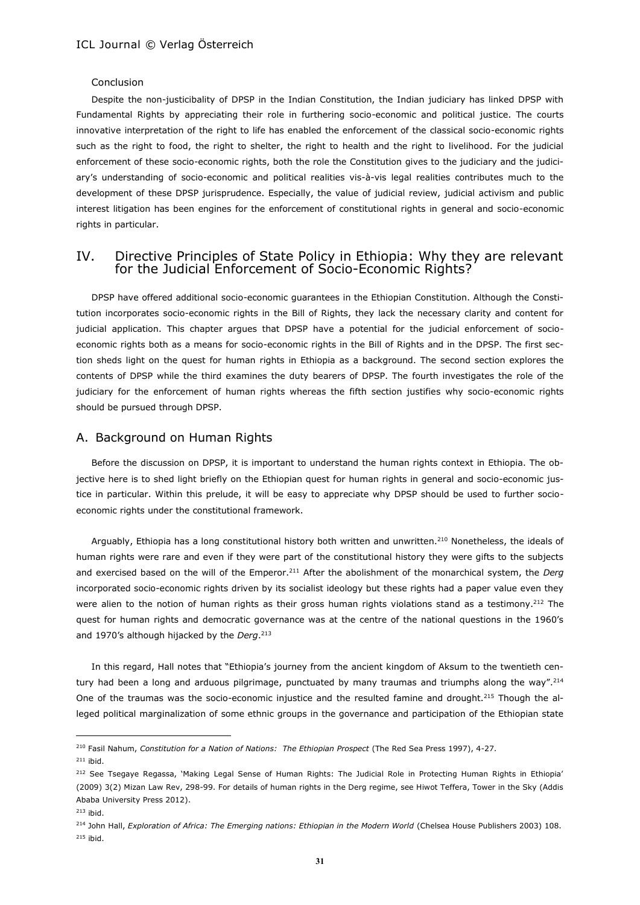### Conclusion

Despite the non-justicibality of DPSP in the Indian Constitution, the Indian judiciary has linked DPSP with Fundamental Rights by appreciating their role in furthering socio-economic and political justice. The courts innovative interpretation of the right to life has enabled the enforcement of the classical socio-economic rights such as the right to food, the right to shelter, the right to health and the right to livelihood. For the judicial enforcement of these socio-economic rights, both the role the Constitution gives to the judiciary and the judiciary's understanding of socio-economic and political realities vis-à-vis legal realities contributes much to the development of these DPSP jurisprudence. Especially, the value of judicial review, judicial activism and public interest litigation has been engines for the enforcement of constitutional rights in general and socio-economic rights in particular.

## IV. Directive Principles of State Policy in Ethiopia: Why they are relevant for the Judicial Enforcement of Socio-Economic Rights?

DPSP have offered additional socio-economic guarantees in the Ethiopian Constitution. Although the Constitution incorporates socio-economic rights in the Bill of Rights, they lack the necessary clarity and content for judicial application. This chapter argues that DPSP have a potential for the judicial enforcement of socio-economic rights both as a means for socio-economic rights in the Bill of Rights and in the DPSP. The first section sheds light on the quest for human rights in Ethiopia as a background. The second section explores the contents of DPSP while the third examines the duty bearers of DPSP. The fourth investigates the role of the judiciary for the enforcement of human rights whereas the fifth section justifies why socio-economic rights should be pursued through DPSP.

### A. Background on Human Rights

Before the discussion on DPSP, it is important to understand the human rights context in Ethiopia. The objective here is to shed light briefly on the Ethiopian quest for human rights in general and socio-economic justice in particular. Within this prelude, it will be easy to appreciate why DPSP should be used to further socio-economic rights under the constitutional framework.

Arguably, Ethiopia has a long constitutional history both written and unwritten.[210] Nonetheless, the ideals of human rights were rare and even if they were part of the constitutional history they were gifts to the subjects and exercised based on the will of the Emperor.[211] After the abolishment of the monarchical system, the *Derg* incorporated socio-economic rights driven by its socialist ideology but these rights had a paper value even they were alien to the notion of human rights as their gross human rights violations stand as a testimony.[212] The quest for human rights and democratic governance was at the centre of the national questions in the 1960's and 1970's although hijacked by the *Derg*.[213]

In this regard, Hall notes that "Ethiopia's journey from the ancient kingdom of Aksum to the twentieth century had been a long and arduous pilgrimage, punctuated by many traumas and triumphs along the way".[214] One of the traumas was the socio-economic injustice and the resulted famine and drought.[215] Though the alleged political marginalization of some ethnic groups in the governance and participation of the Ethiopian state

---

[210] Fasil Nahum, *Constitution for a Nation of Nations: The Ethiopian Prospect* (The Red Sea Press 1997), 4-27.

[211] ibid.

[212] See Tsegaye Regassa, 'Making Legal Sense of Human Rights: The Judicial Role in Protecting Human Rights in Ethiopia' (2009) 3(2) Mizan Law Rev, 298-99. For details of human rights in the Derg regime, see Hiwot Teffera, Tower in the Sky (Addis Ababa University Press 2012).

[213] ibid.

[214] John Hall, *Exploration of Africa: The Emerging nations: Ethiopian in the Modern World* (Chelsea House Publishers 2003) 108.

[215] ibid.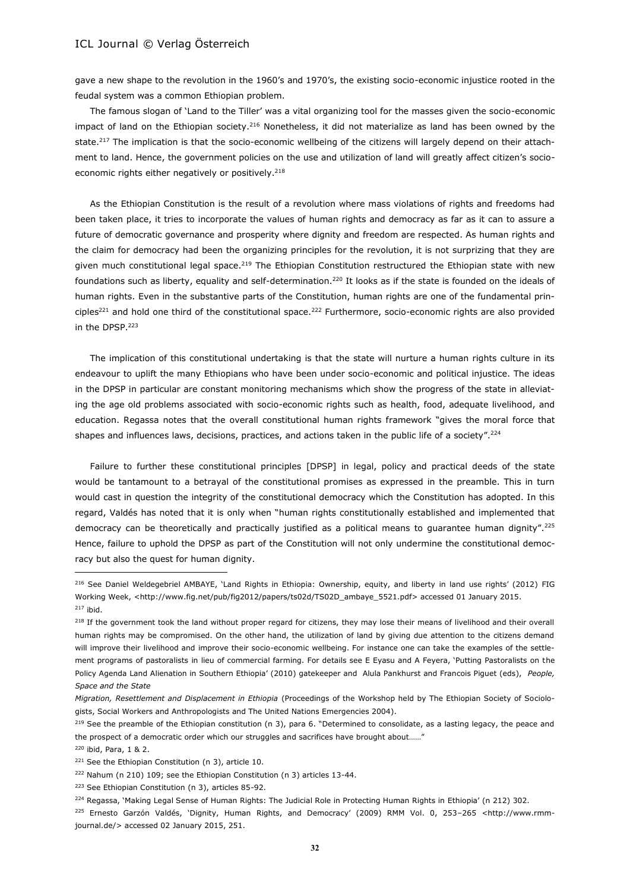gave a new shape to the revolution in the 1960's and 1970's, the existing socio-economic injustice rooted in the feudal system was a common Ethiopian problem.

The famous slogan of 'Land to the Tiller' was a vital organizing tool for the masses given the socio-economic impact of land on the Ethiopian society.[216] Nonetheless, it did not materialize as land has been owned by the state.[217] The implication is that the socio-economic wellbeing of the citizens will largely depend on their attachment to land. Hence, the government policies on the use and utilization of land will greatly affect citizen's socio-economic rights either negatively or positively.[218]

As the Ethiopian Constitution is the result of a revolution where mass violations of rights and freedoms had been taken place, it tries to incorporate the values of human rights and democracy as far as it can to assure a future of democratic governance and prosperity where dignity and freedom are respected. As human rights and the claim for democracy had been the organizing principles for the revolution, it is not surprizing that they are given much constitutional legal space.[219] The Ethiopian Constitution restructured the Ethiopian state with new foundations such as liberty, equality and self-determination.[220] It looks as if the state is founded on the ideals of human rights. Even in the substantive parts of the Constitution, human rights are one of the fundamental principles[221] and hold one third of the constitutional space.[222] Furthermore, socio-economic rights are also provided in the DPSP.[223]

The implication of this constitutional undertaking is that the state will nurture a human rights culture in its endeavour to uplift the many Ethiopians who have been under socio-economic and political injustice. The ideas in the DPSP in particular are constant monitoring mechanisms which show the progress of the state in alleviating the age old problems associated with socio-economic rights such as health, food, adequate livelihood, and education. Regassa notes that the overall constitutional human rights framework "gives the moral force that shapes and influences laws, decisions, practices, and actions taken in the public life of a society".[224]

Failure to further these constitutional principles [DPSP] in legal, policy and practical deeds of the state would be tantamount to a betrayal of the constitutional promises as expressed in the preamble. This in turn would cast in question the integrity of the constitutional democracy which the Constitution has adopted. In this regard, Valdés has noted that it is only when "human rights constitutionally established and implemented that democracy can be theoretically and practically justified as a political means to guarantee human dignity".[225] Hence, failure to uphold the DPSP as part of the Constitution will not only undermine the constitutional democracy but also the quest for human dignity.

---

[216] See Daniel Weldegebriel AMBAYE, 'Land Rights in Ethiopia: Ownership, equity, and liberty in land use rights' (2012) FIG Working Week, <http://www.fig.net/pub/fig2012/papers/ts02d/TS02D_ambaye_5521.pdf> accessed 01 January 2015.

[217] ibid.

[218] If the government took the land without proper regard for citizens, they may lose their means of livelihood and their overall human rights may be compromised. On the other hand, the utilization of land by giving due attention to the citizens demand will improve their livelihood and improve their socio-economic wellbeing. For instance one can take the examples of the settlement programs of pastoralists in lieu of commercial farming. For details see E Eyasu and A Feyera, 'Putting Pastoralists on the Policy Agenda Land Alienation in Southern Ethiopia' (2010) gatekeeper and Alula Pankhurst and Francois Piguet (eds), *People, Space and the State Migration, Resettlement and Displacement in Ethiopia* (Proceedings of the Workshop held by The Ethiopian Society of Sociologists, Social Workers and Anthropologists and The United Nations Emergencies 2004).

[219] See the preamble of the Ethiopian constitution (n 3), para 6. "Determined to consolidate, as a lasting legacy, the peace and the prospect of a democratic order which our struggles and sacrifices have brought about……"

[220] ibid, Para, 1 & 2.

[221] See the Ethiopian Constitution (n 3), article 10.

[222] Nahum (n 210) 109; see the Ethiopian Constitution (n 3) articles 13-44.

[223] See Ethiopian Constitution (n 3), articles 85-92.

[224] Regassa, 'Making Legal Sense of Human Rights: The Judicial Role in Protecting Human Rights in Ethiopia' (n 212) 302.

[225] Ernesto Garzón Valdés, 'Dignity, Human Rights, and Democracy' (2009) RMM Vol. 0, 253–265 <http://www.rmm-journal.de/> accessed 02 January 2015, 251.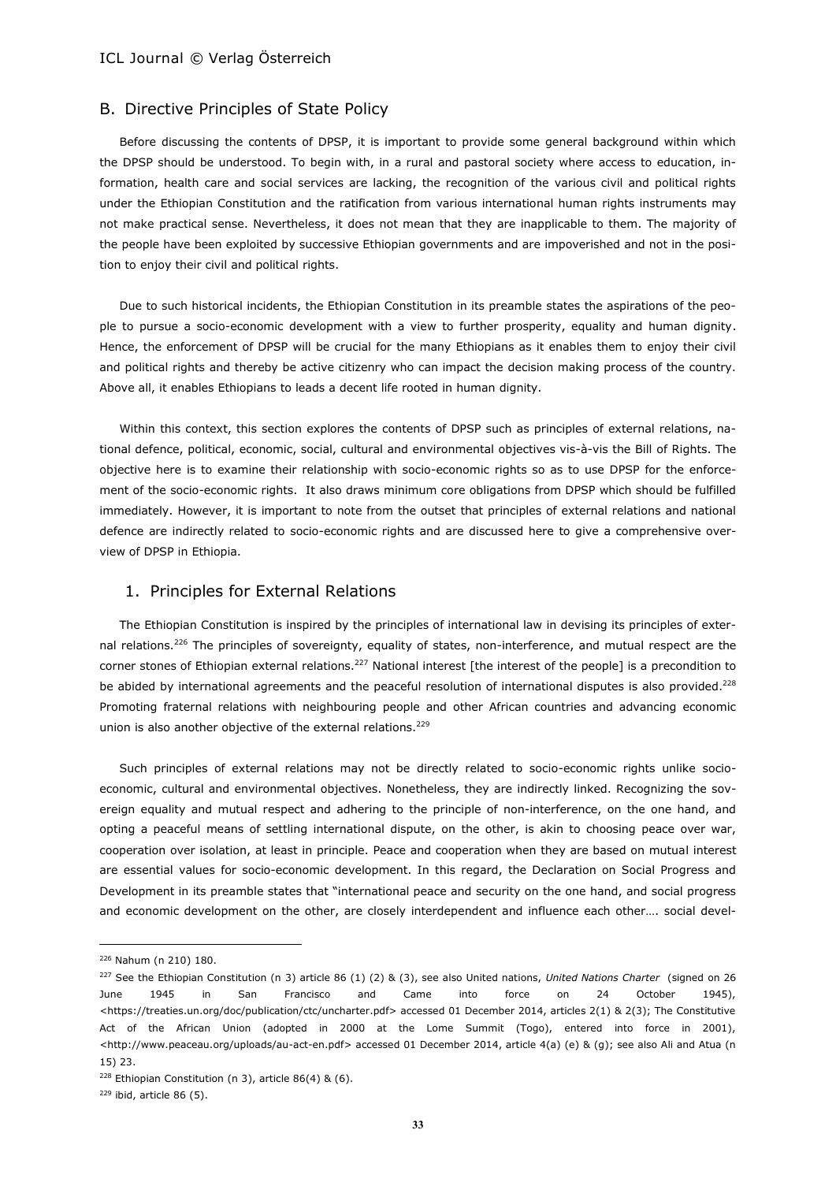## B. Directive Principles of State Policy

Before discussing the contents of DPSP, it is important to provide some general background within which the DPSP should be understood. To begin with, in a rural and pastoral society where access to education, information, health care and social services are lacking, the recognition of the various civil and political rights under the Ethiopian Constitution and the ratification from various international human rights instruments may not make practical sense. Nevertheless, it does not mean that they are inapplicable to them. The majority of the people have been exploited by successive Ethiopian governments and are impoverished and not in the position to enjoy their civil and political rights.

Due to such historical incidents, the Ethiopian Constitution in its preamble states the aspirations of the people to pursue a socio-economic development with a view to further prosperity, equality and human dignity. Hence, the enforcement of DPSP will be crucial for the many Ethiopians as it enables them to enjoy their civil and political rights and thereby be active citizenry who can impact the decision making process of the country. Above all, it enables Ethiopians to leads a decent life rooted in human dignity.

Within this context, this section explores the contents of DPSP such as principles of external relations, national defence, political, economic, social, cultural and environmental objectives vis-à-vis the Bill of Rights. The objective here is to examine their relationship with socio-economic rights so as to use DPSP for the enforcement of the socio-economic rights. It also draws minimum core obligations from DPSP which should be fulfilled immediately. However, it is important to note from the outset that principles of external relations and national defence are indirectly related to socio-economic rights and are discussed here to give a comprehensive overview of DPSP in Ethiopia.

### 1. Principles for External Relations

The Ethiopian Constitution is inspired by the principles of international law in devising its principles of external relations.[226] The principles of sovereignty, equality of states, non-interference, and mutual respect are the corner stones of Ethiopian external relations.[227] National interest [the interest of the people] is a precondition to be abided by international agreements and the peaceful resolution of international disputes is also provided.[228] Promoting fraternal relations with neighbouring people and other African countries and advancing economic union is also another objective of the external relations.[229]

Such principles of external relations may not be directly related to socio-economic rights unlike socio-economic, cultural and environmental objectives. Nonetheless, they are indirectly linked. Recognizing the sovereign equality and mutual respect and adhering to the principle of non-interference, on the one hand, and opting a peaceful means of settling international dispute, on the other, is akin to choosing peace over war, cooperation over isolation, at least in principle. Peace and cooperation when they are based on mutual interest are essential values for socio-economic development. In this regard, the Declaration on Social Progress and Development in its preamble states that "international peace and security on the one hand, and social progress and economic development on the other, are closely interdependent and influence each other…. social devel-

---

[226] Nahum (n 210) 180.

[227] See the Ethiopian Constitution (n 3) article 86 (1) (2) & (3), see also United nations, *United Nations Charter* (signed on 26 June 1945 in San Francisco and Came into force on 24 October 1945), <https://treaties.un.org/doc/publication/ctc/uncharter.pdf> accessed 01 December 2014, articles 2(1) & 2(3); The Constitutive Act of the African Union (adopted in 2000 at the Lome Summit (Togo), entered into force in 2001), <http://www.peaceau.org/uploads/au-act-en.pdf> accessed 01 December 2014, article 4(a) (e) & (g); see also Ali and Atua (n 15) 23.

[228] Ethiopian Constitution (n 3), article 86(4) & (6).

[229] ibid, article 86 (5).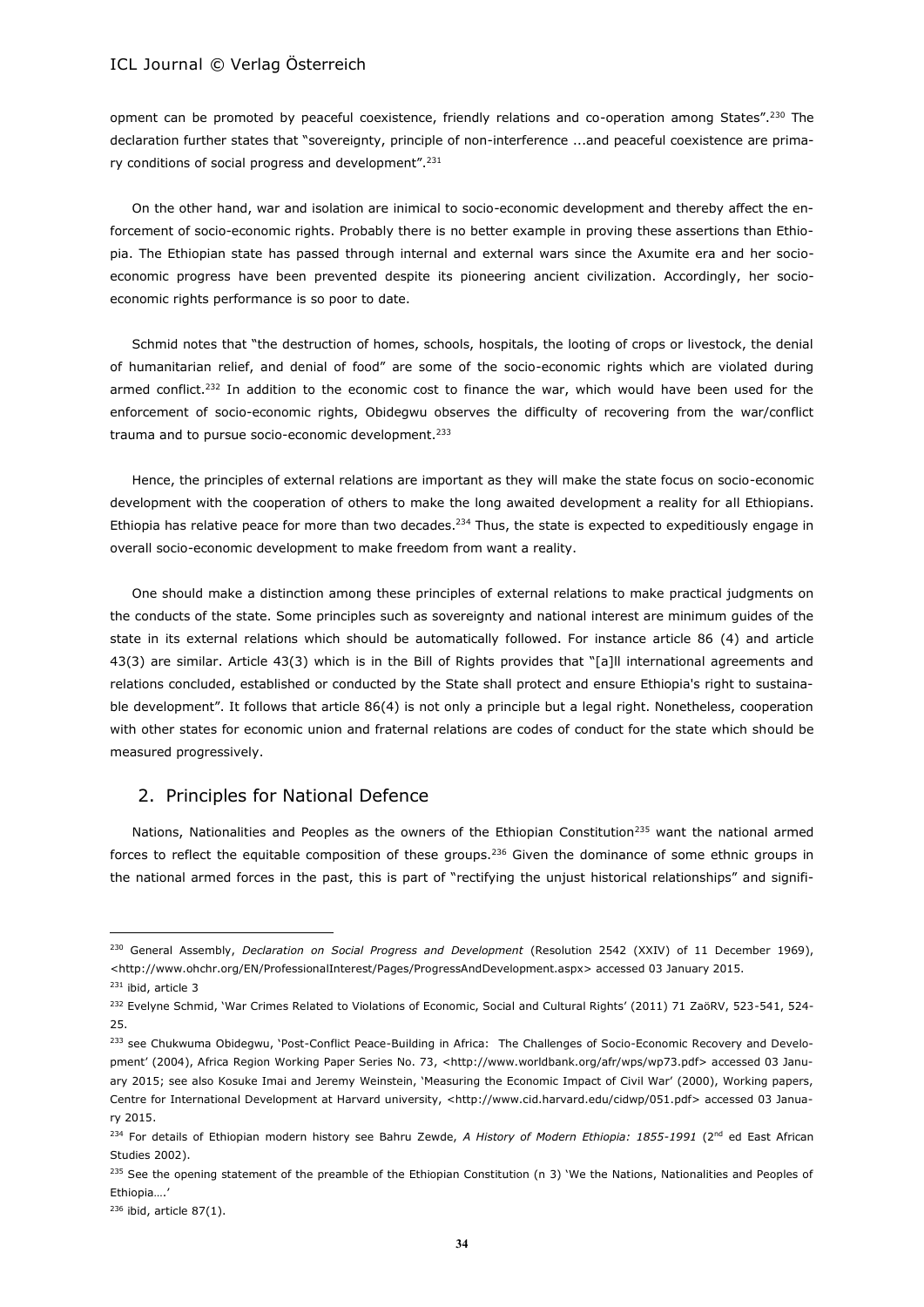opment can be promoted by peaceful coexistence, friendly relations and co-operation among States".[230] The declaration further states that "sovereignty, principle of non-interference ...and peaceful coexistence are primary conditions of social progress and development".[231]

On the other hand, war and isolation are inimical to socio-economic development and thereby affect the enforcement of socio-economic rights. Probably there is no better example in proving these assertions than Ethiopia. The Ethiopian state has passed through internal and external wars since the Axumite era and her socio-economic progress have been prevented despite its pioneering ancient civilization. Accordingly, her socio-economic rights performance is so poor to date.

Schmid notes that "the destruction of homes, schools, hospitals, the looting of crops or livestock, the denial of humanitarian relief, and denial of food" are some of the socio-economic rights which are violated during armed conflict.[232] In addition to the economic cost to finance the war, which would have been used for the enforcement of socio-economic rights, Obidegwu observes the difficulty of recovering from the war/conflict trauma and to pursue socio-economic development.[233]

Hence, the principles of external relations are important as they will make the state focus on socio-economic development with the cooperation of others to make the long awaited development a reality for all Ethiopians. Ethiopia has relative peace for more than two decades.[234] Thus, the state is expected to expeditiously engage in overall socio-economic development to make freedom from want a reality.

One should make a distinction among these principles of external relations to make practical judgments on the conducts of the state. Some principles such as sovereignty and national interest are minimum guides of the state in its external relations which should be automatically followed. For instance article 86 (4) and article 43(3) are similar. Article 43(3) which is in the Bill of Rights provides that "[a]ll international agreements and relations concluded, established or conducted by the State shall protect and ensure Ethiopia's right to sustainable development". It follows that article 86(4) is not only a principle but a legal right. Nonetheless, cooperation with other states for economic union and fraternal relations are codes of conduct for the state which should be measured progressively.

## 2. Principles for National Defence

Nations, Nationalities and Peoples as the owners of the Ethiopian Constitution[235] want the national armed forces to reflect the equitable composition of these groups.[236] Given the dominance of some ethnic groups in the national armed forces in the past, this is part of "rectifying the unjust historical relationships" and signifi-

---

[230] General Assembly, *Declaration on Social Progress and Development* (Resolution 2542 (XXIV) of 11 December 1969), <http://www.ohchr.org/EN/ProfessionalInterest/Pages/ProgressAndDevelopment.aspx> accessed 03 January 2015.

[231] ibid, article 3

[232] Evelyne Schmid, 'War Crimes Related to Violations of Economic, Social and Cultural Rights' (2011) 71 ZaöRV, 523-541, 524-25.

[233] see Chukwuma Obidegwu, 'Post-Conflict Peace-Building in Africa: The Challenges of Socio-Economic Recovery and Development' (2004), Africa Region Working Paper Series No. 73, <http://www.worldbank.org/afr/wps/wp73.pdf> accessed 03 January 2015; see also Kosuke Imai and Jeremy Weinstein, 'Measuring the Economic Impact of Civil War' (2000), Working papers, Centre for International Development at Harvard university, <http://www.cid.harvard.edu/cidwp/051.pdf> accessed 03 January 2015.

[234] For details of Ethiopian modern history see Bahru Zewde, *A History of Modern Ethiopia: 1855-1991* (2nd ed East African Studies 2002).

[235] See the opening statement of the preamble of the Ethiopian Constitution (n 3) 'We the Nations, Nationalities and Peoples of Ethiopia….'

[236] ibid, article 87(1).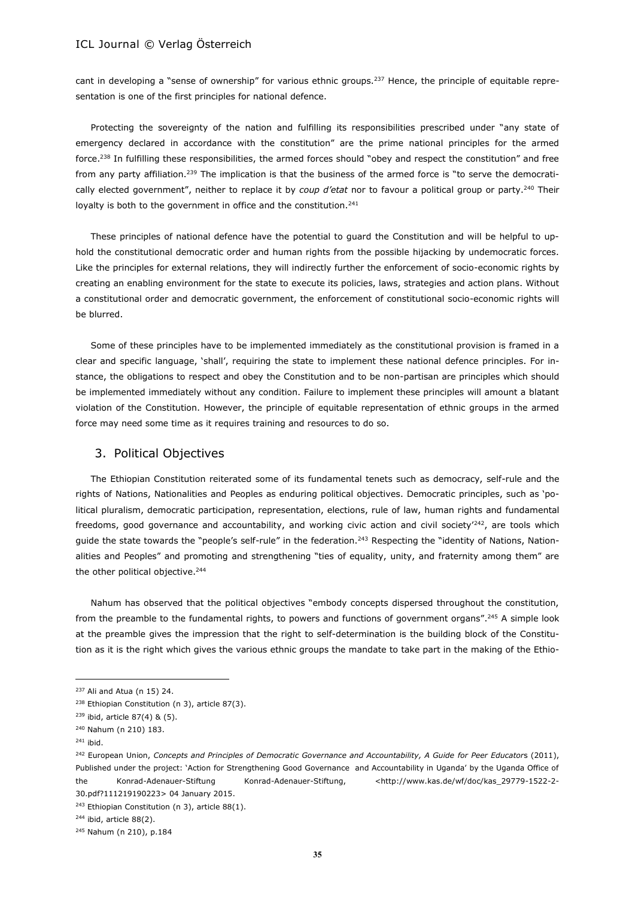cant in developing a "sense of ownership" for various ethnic groups.[237] Hence, the principle of equitable representation is one of the first principles for national defence.

Protecting the sovereignty of the nation and fulfilling its responsibilities prescribed under "any state of emergency declared in accordance with the constitution" are the prime national principles for the armed force.[238] In fulfilling these responsibilities, the armed forces should "obey and respect the constitution" and free from any party affiliation.[239] The implication is that the business of the armed force is "to serve the democratically elected government", neither to replace it by *coup d'etat* nor to favour a political group or party.[240] Their loyalty is both to the government in office and the constitution.[241]

These principles of national defence have the potential to guard the Constitution and will be helpful to uphold the constitutional democratic order and human rights from the possible hijacking by undemocratic forces. Like the principles for external relations, they will indirectly further the enforcement of socio-economic rights by creating an enabling environment for the state to execute its policies, laws, strategies and action plans. Without a constitutional order and democratic government, the enforcement of constitutional socio-economic rights will be blurred.

Some of these principles have to be implemented immediately as the constitutional provision is framed in a clear and specific language, 'shall', requiring the state to implement these national defence principles. For instance, the obligations to respect and obey the Constitution and to be non-partisan are principles which should be implemented immediately without any condition. Failure to implement these principles will amount a blatant violation of the Constitution. However, the principle of equitable representation of ethnic groups in the armed force may need some time as it requires training and resources to do so.

## 3. Political Objectives

The Ethiopian Constitution reiterated some of its fundamental tenets such as democracy, self-rule and the rights of Nations, Nationalities and Peoples as enduring political objectives. Democratic principles, such as 'political pluralism, democratic participation, representation, elections, rule of law, human rights and fundamental freedoms, good governance and accountability, and working civic action and civil society'[242], are tools which guide the state towards the "people's self-rule" in the federation.[243] Respecting the "identity of Nations, Nationalities and Peoples" and promoting and strengthening "ties of equality, unity, and fraternity among them" are the other political objective.[244]

Nahum has observed that the political objectives "embody concepts dispersed throughout the constitution, from the preamble to the fundamental rights, to powers and functions of government organs".[245] A simple look at the preamble gives the impression that the right to self-determination is the building block of the Constitution as it is the right which gives the various ethnic groups the mandate to take part in the making of the Ethio-

---

[237] Ali and Atua (n 15) 24.

[238] Ethiopian Constitution (n 3), article 87(3).

[239] ibid, article 87(4) & (5).

[240] Nahum (n 210) 183.

[241] ibid.

[242] European Union, *Concepts and Principles of Democratic Governance and Accountability, A Guide for Peer Educators* (2011), Published under the project: 'Action for Strengthening Good Governance and Accountability in Uganda' by the Uganda Office of the Konrad-Adenauer-Stiftung Konrad-Adenauer-Stiftung, <http://www.kas.de/wf/doc/kas_29779-1522-2-30.pdf?111219190223> 04 January 2015.

[243] Ethiopian Constitution (n 3), article 88(1).

[244] ibid, article 88(2).

[245] Nahum (n 210), p.184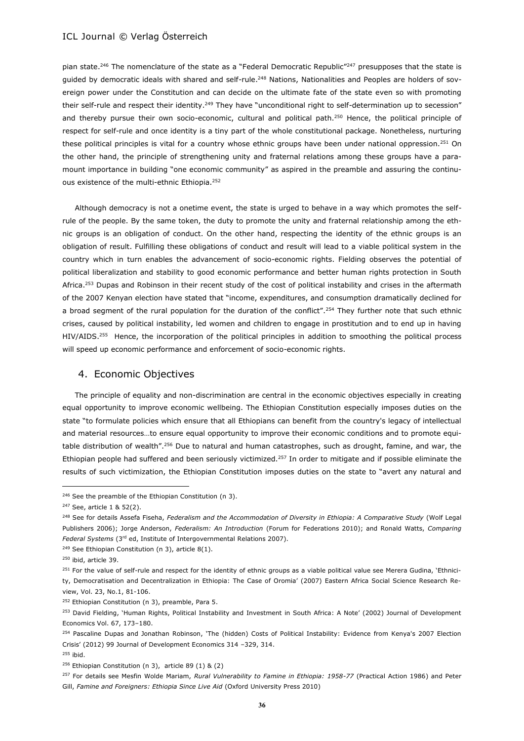pian state.[246] The nomenclature of the state as a "Federal Democratic Republic"[247] presupposes that the state is guided by democratic ideals with shared and self-rule.[248] Nations, Nationalities and Peoples are holders of sovereign power under the Constitution and can decide on the ultimate fate of the state even so with promoting their self-rule and respect their identity.[249] They have "unconditional right to self-determination up to secession" and thereby pursue their own socio-economic, cultural and political path.[250] Hence, the political principle of respect for self-rule and once identity is a tiny part of the whole constitutional package. Nonetheless, nurturing these political principles is vital for a country whose ethnic groups have been under national oppression.[251] On the other hand, the principle of strengthening unity and fraternal relations among these groups have a paramount importance in building "one economic community" as aspired in the preamble and assuring the continuous existence of the multi-ethnic Ethiopia.[252]

Although democracy is not a onetime event, the state is urged to behave in a way which promotes the self-rule of the people. By the same token, the duty to promote the unity and fraternal relationship among the ethnic groups is an obligation of conduct. On the other hand, respecting the identity of the ethnic groups is an obligation of result. Fulfilling these obligations of conduct and result will lead to a viable political system in the country which in turn enables the advancement of socio-economic rights. Fielding observes the potential of political liberalization and stability to good economic performance and better human rights protection in South Africa.[253] Dupas and Robinson in their recent study of the cost of political instability and crises in the aftermath of the 2007 Kenyan election have stated that "income, expenditures, and consumption dramatically declined for a broad segment of the rural population for the duration of the conflict".[254] They further note that such ethnic crises, caused by political instability, led women and children to engage in prostitution and to end up in having HIV/AIDS.[255] Hence, the incorporation of the political principles in addition to smoothing the political process will speed up economic performance and enforcement of socio-economic rights.

## 4. Economic Objectives

The principle of equality and non-discrimination are central in the economic objectives especially in creating equal opportunity to improve economic wellbeing. The Ethiopian Constitution especially imposes duties on the state "to formulate policies which ensure that all Ethiopians can benefit from the country's legacy of intellectual and material resources…to ensure equal opportunity to improve their economic conditions and to promote equitable distribution of wealth".[256] Due to natural and human catastrophes, such as drought, famine, and war, the Ethiopian people had suffered and been seriously victimized.[257] In order to mitigate and if possible eliminate the results of such victimization, the Ethiopian Constitution imposes duties on the state to "avert any natural and

---

[246] See the preamble of the Ethiopian Constitution (n 3).

[247] See, article 1 & 52(2).

[248] See for details Assefa Fiseha, *Federalism and the Accommodation of Diversity in Ethiopia: A Comparative Study* (Wolf Legal Publishers 2006); Jorge Anderson, *Federalism: An Introduction* (Forum for Federations 2010); and Ronald Watts, *Comparing Federal Systems* (3rd ed, Institute of Intergovernmental Relations 2007).

[249] See Ethiopian Constitution (n 3), article 8(1).

[250] ibid, article 39.

[251] For the value of self-rule and respect for the identity of ethnic groups as a viable political value see Merera Gudina, 'Ethnicity, Democratisation and Decentralization in Ethiopia: The Case of Oromia' (2007) Eastern Africa Social Science Research Review, Vol. 23, No.1, 81-106.

[252] Ethiopian Constitution (n 3), preamble, Para 5.

[253] David Fielding, 'Human Rights, Political Instability and Investment in South Africa: A Note' (2002) Journal of Development Economics Vol. 67, 173–180.

[254] Pascaline Dupas and Jonathan Robinson, 'The (hidden) Costs of Political Instability: Evidence from Kenya's 2007 Election Crisis' (2012) 99 Journal of Development Economics 314 –329, 314.

[255] ibid.

[256] Ethiopian Constitution (n 3), article 89 (1) & (2)

[257] For details see Mesfin Wolde Mariam, *Rural Vulnerability to Famine in Ethiopia: 1958-77* (Practical Action 1986) and Peter Gill, *Famine and Foreigners: Ethiopia Since Live Aid* (Oxford University Press 2010)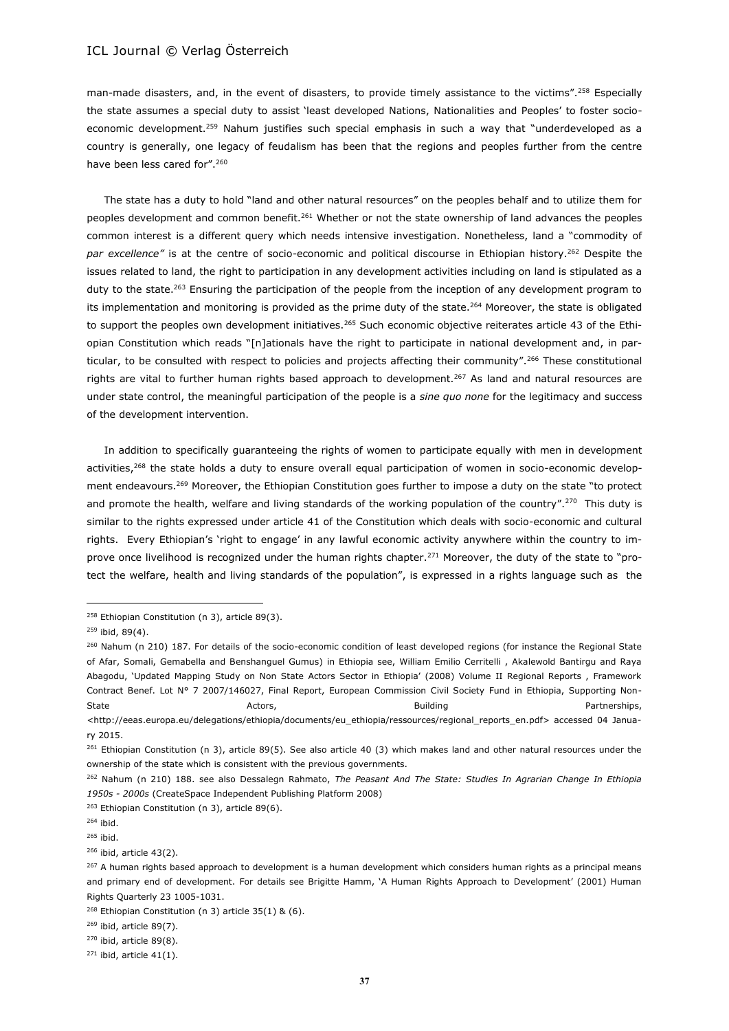man-made disasters, and, in the event of disasters, to provide timely assistance to the victims".[258] Especially the state assumes a special duty to assist 'least developed Nations, Nationalities and Peoples' to foster socio-economic development.[259] Nahum justifies such special emphasis in such a way that "underdeveloped as a country is generally, one legacy of feudalism has been that the regions and peoples further from the centre have been less cared for".[260]

The state has a duty to hold "land and other natural resources" on the peoples behalf and to utilize them for peoples development and common benefit.[261] Whether or not the state ownership of land advances the peoples common interest is a different query which needs intensive investigation. Nonetheless, land a "commodity of *par excellence"* is at the centre of socio-economic and political discourse in Ethiopian history.[262] Despite the issues related to land, the right to participation in any development activities including on land is stipulated as a duty to the state.[263] Ensuring the participation of the people from the inception of any development program to its implementation and monitoring is provided as the prime duty of the state.[264] Moreover, the state is obligated to support the peoples own development initiatives.[265] Such economic objective reiterates article 43 of the Ethiopian Constitution which reads "[n]ationals have the right to participate in national development and, in particular, to be consulted with respect to policies and projects affecting their community".[266] These constitutional rights are vital to further human rights based approach to development.[267] As land and natural resources are under state control, the meaningful participation of the people is a *sine quo none* for the legitimacy and success of the development intervention.

In addition to specifically guaranteeing the rights of women to participate equally with men in development activities,[268] the state holds a duty to ensure overall equal participation of women in socio-economic development endeavours.[269] Moreover, the Ethiopian Constitution goes further to impose a duty on the state "to protect and promote the health, welfare and living standards of the working population of the country".[270] This duty is similar to the rights expressed under article 41 of the Constitution which deals with socio-economic and cultural rights. Every Ethiopian's 'right to engage' in any lawful economic activity anywhere within the country to improve once livelihood is recognized under the human rights chapter.[271] Moreover, the duty of the state to "protect the welfare, health and living standards of the population", is expressed in a rights language such as the

---

[258] Ethiopian Constitution (n 3), article 89(3).

[259] ibid, 89(4).

[260] Nahum (n 210) 187. For details of the socio-economic condition of least developed regions (for instance the Regional State of Afar, Somali, Gemabella and Benshanguel Gumus) in Ethiopia see, William Emilio Cerritelli , Akalewold Bantirgu and Raya Abagodu, 'Updated Mapping Study on Non State Actors Sector in Ethiopia' (2008) Volume II Regional Reports , Framework Contract Benef. Lot N° 7 2007/146027, Final Report, European Commission Civil Society Fund in Ethiopia, Supporting Non-State Actors, Building Partnerships, <http://eeas.europa.eu/delegations/ethiopia/documents/eu_ethiopia/ressources/regional_reports_en.pdf> accessed 04 January 2015.

[261] Ethiopian Constitution (n 3), article 89(5). See also article 40 (3) which makes land and other natural resources under the ownership of the state which is consistent with the previous governments.

[262] Nahum (n 210) 188. see also Dessalegn Rahmato, *The Peasant And The State: Studies In Agrarian Change In Ethiopia 1950s - 2000s* (CreateSpace Independent Publishing Platform 2008)

[263] Ethiopian Constitution (n 3), article 89(6).

[264] ibid.

[265] ibid.

[266] ibid, article 43(2).

[267] A human rights based approach to development is a human development which considers human rights as a principal means and primary end of development. For details see Brigitte Hamm, 'A Human Rights Approach to Development' (2001) Human Rights Quarterly 23 1005-1031.

[268] Ethiopian Constitution (n 3) article 35(1) & (6).

[269] ibid, article 89(7).

[270] ibid, article 89(8).

[271] ibid, article 41(1).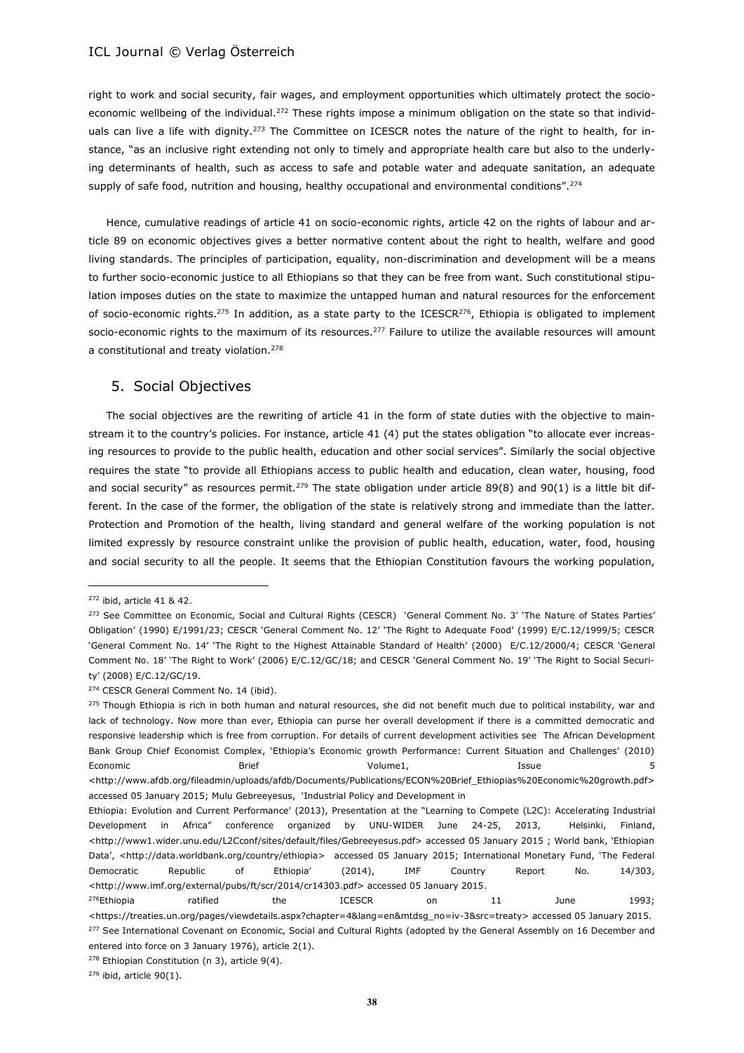right to work and social security, fair wages, and employment opportunities which ultimately protect the socio-economic wellbeing of the individual.[272] These rights impose a minimum obligation on the state so that individuals can live a life with dignity.[273] The Committee on ICESCR notes the nature of the right to health, for instance, "as an inclusive right extending not only to timely and appropriate health care but also to the underlying determinants of health, such as access to safe and potable water and adequate sanitation, an adequate supply of safe food, nutrition and housing, healthy occupational and environmental conditions".[274]

Hence, cumulative readings of article 41 on socio-economic rights, article 42 on the rights of labour and article 89 on economic objectives gives a better normative content about the right to health, welfare and good living standards. The principles of participation, equality, non-discrimination and development will be a means to further socio-economic justice to all Ethiopians so that they can be free from want. Such constitutional stipulation imposes duties on the state to maximize the untapped human and natural resources for the enforcement of socio-economic rights.[275] In addition, as a state party to the ICESCR[276], Ethiopia is obligated to implement socio-economic rights to the maximum of its resources.[277] Failure to utilize the available resources will amount a constitutional and treaty violation.[278]

## 5. Social Objectives

The social objectives are the rewriting of article 41 in the form of state duties with the objective to mainstream it to the country's policies. For instance, article 41 (4) put the states obligation "to allocate ever increasing resources to provide to the public health, education and other social services". Similarly the social objective requires the state "to provide all Ethiopians access to public health and education, clean water, housing, food and social security" as resources permit.[279] The state obligation under article 89(8) and 90(1) is a little bit different. In the case of the former, the obligation of the state is relatively strong and immediate than the latter. Protection and Promotion of the health, living standard and general welfare of the working population is not limited expressly by resource constraint unlike the provision of public health, education, water, food, housing and social security to all the people. It seems that the Ethiopian Constitution favours the working population,

---

[272] ibid, article 41 & 42.

[273] See Committee on Economic, Social and Cultural Rights (CESCR) 'General Comment No. 3' 'The Nature of States Parties' Obligation' (1990) E/1991/23; CESCR 'General Comment No. 12' 'The Right to Adequate Food' (1999) E/C.12/1999/5; CESCR 'General Comment No. 14' 'The Right to the Highest Attainable Standard of Health' (2000) E/C.12/2000/4; CESCR 'General Comment No. 18' 'The Right to Work' (2006) E/C.12/GC/18; and CESCR 'General Comment No. 19' 'The Right to Social Security' (2008) E/C.12/GC/19.

[274] CESCR General Comment No. 14 (ibid).

[275] Though Ethiopia is rich in both human and natural resources, she did not benefit much due to political instability, war and lack of technology. Now more than ever, Ethiopia can purse her overall development if there is a committed democratic and responsive leadership which is free from corruption. For details of current development activities see The African Development Bank Group Chief Economist Complex, 'Ethiopia's Economic growth Performance: Current Situation and Challenges' (2010) Economic Brief Volume1, Issue 5 <http://www.afdb.org/fileadmin/uploads/afdb/Documents/Publications/ECON%20Brief_Ethiopias%20Economic%20growth.pdf> accessed 05 January 2015; Mulu Gebreeyesus, 'Industrial Policy and Development in Ethiopia: Evolution and Current Performance' (2013), Presentation at the "Learning to Compete (L2C): Accelerating Industrial Development in Africa" conference organized by UNU-WIDER June 24-25, 2013, Helsinki, Finland, <http://www1.wider.unu.edu/L2Cconf/sites/default/files/Gebreeyesus.pdf> accessed 05 January 2015 ; World bank, 'Ethiopian Data', <http://data.worldbank.org/country/ethiopia> accessed 05 January 2015; International Monetary Fund, 'The Federal Democratic Republic of Ethiopia' (2014), IMF Country Report No. 14/303, <http://www.imf.org/external/pubs/ft/scr/2014/cr14303.pdf> accessed 05 January 2015.

[276] Ethiopia ratified the ICESCR on 11 June 1993; <https://treaties.un.org/pages/viewdetails.aspx?chapter=4&lang=en&mtdsg_no=iv-3&src=treaty> accessed 05 January 2015.

[277] See International Covenant on Economic, Social and Cultural Rights (adopted by the General Assembly on 16 December and entered into force on 3 January 1976), article 2(1).

[278] Ethiopian Constitution (n 3), article 9(4).

[279] ibid, article 90(1).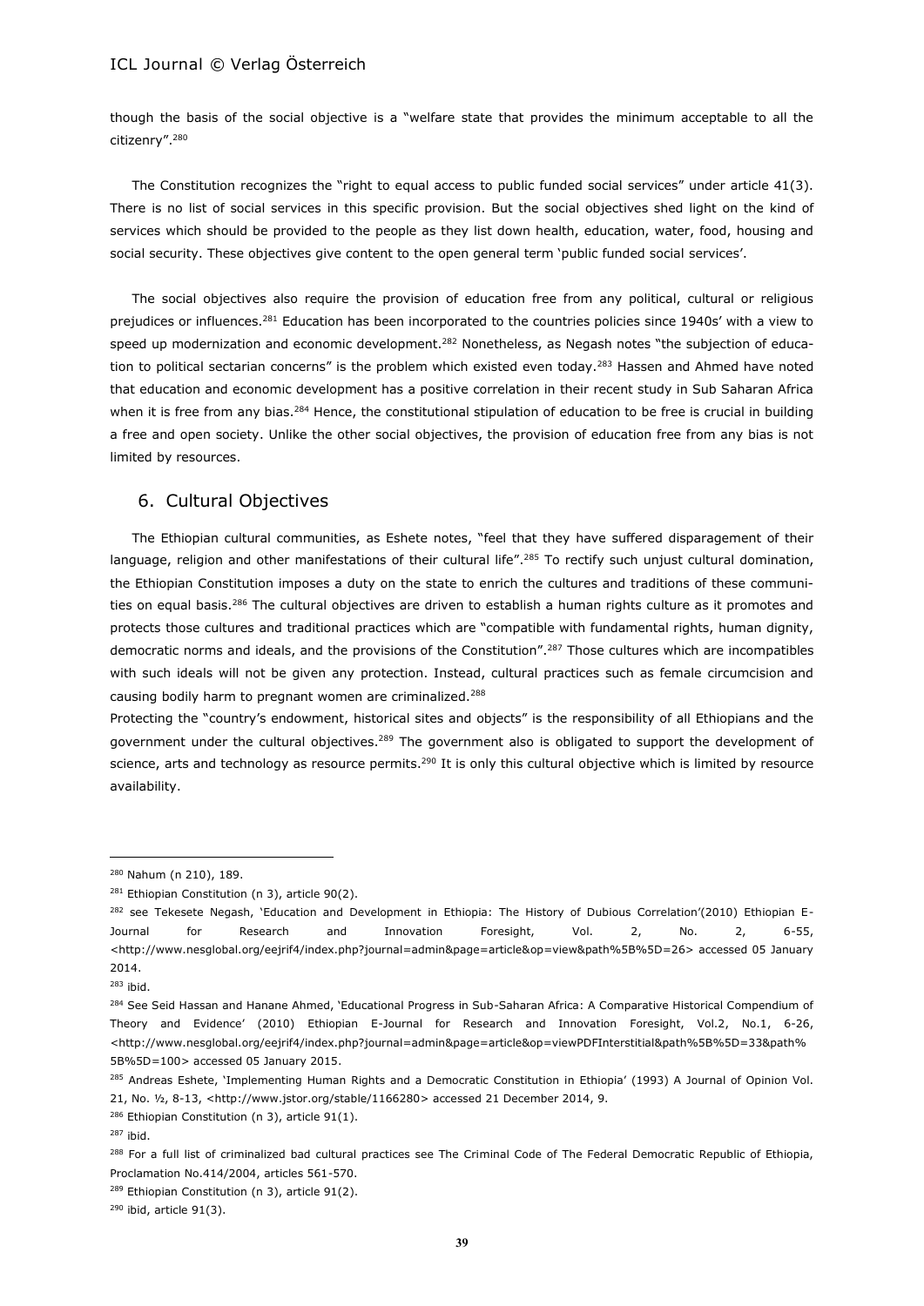though the basis of the social objective is a "welfare state that provides the minimum acceptable to all the citizenry".[280]

The Constitution recognizes the "right to equal access to public funded social services" under article 41(3). There is no list of social services in this specific provision. But the social objectives shed light on the kind of services which should be provided to the people as they list down health, education, water, food, housing and social security. These objectives give content to the open general term 'public funded social services'.

The social objectives also require the provision of education free from any political, cultural or religious prejudices or influences.[281] Education has been incorporated to the countries policies since 1940s' with a view to speed up modernization and economic development.[282] Nonetheless, as Negash notes "the subjection of education to political sectarian concerns" is the problem which existed even today.[283] Hassen and Ahmed have noted that education and economic development has a positive correlation in their recent study in Sub Saharan Africa when it is free from any bias.[284] Hence, the constitutional stipulation of education to be free is crucial in building a free and open society. Unlike the other social objectives, the provision of education free from any bias is not limited by resources.

## 6. Cultural Objectives

The Ethiopian cultural communities, as Eshete notes, "feel that they have suffered disparagement of their language, religion and other manifestations of their cultural life".[285] To rectify such unjust cultural domination, the Ethiopian Constitution imposes a duty on the state to enrich the cultures and traditions of these communities on equal basis.[286] The cultural objectives are driven to establish a human rights culture as it promotes and protects those cultures and traditional practices which are "compatible with fundamental rights, human dignity, democratic norms and ideals, and the provisions of the Constitution".[287] Those cultures which are incompatibles with such ideals will not be given any protection. Instead, cultural practices such as female circumcision and causing bodily harm to pregnant women are criminalized.[288]

Protecting the "country's endowment, historical sites and objects" is the responsibility of all Ethiopians and the government under the cultural objectives.[289] The government also is obligated to support the development of science, arts and technology as resource permits.[290] It is only this cultural objective which is limited by resource availability.

---

[280] Nahum (n 210), 189.

[281] Ethiopian Constitution (n 3), article 90(2).

[282] see Tekesete Negash, 'Education and Development in Ethiopia: The History of Dubious Correlation'(2010) Ethiopian E-Journal for Research and Innovation Foresight, Vol. 2, No. 2, 6-55, <http://www.nesglobal.org/eejrif4/index.php?journal=admin&page=article&op=view&path%5B%5D=26> accessed 05 January 2014.

[283] ibid.

[284] See Seid Hassan and Hanane Ahmed, 'Educational Progress in Sub-Saharan Africa: A Comparative Historical Compendium of Theory and Evidence' (2010) Ethiopian E-Journal for Research and Innovation Foresight, Vol.2, No.1, 6-26, <http://www.nesglobal.org/eejrif4/index.php?journal=admin&page=article&op=viewPDFInterstitial&path%5B%5D=33&path%5B%5D=100> accessed 05 January 2015.

[285] Andreas Eshete, 'Implementing Human Rights and a Democratic Constitution in Ethiopia' (1993) A Journal of Opinion Vol. 21, No. ½, 8-13, <http://www.jstor.org/stable/1166280> accessed 21 December 2014, 9.

[286] Ethiopian Constitution (n 3), article 91(1).

[287] ibid.

[288] For a full list of criminalized bad cultural practices see The Criminal Code of The Federal Democratic Republic of Ethiopia, Proclamation No.414/2004, articles 561-570.

[289] Ethiopian Constitution (n 3), article 91(2).

[290] ibid, article 91(3).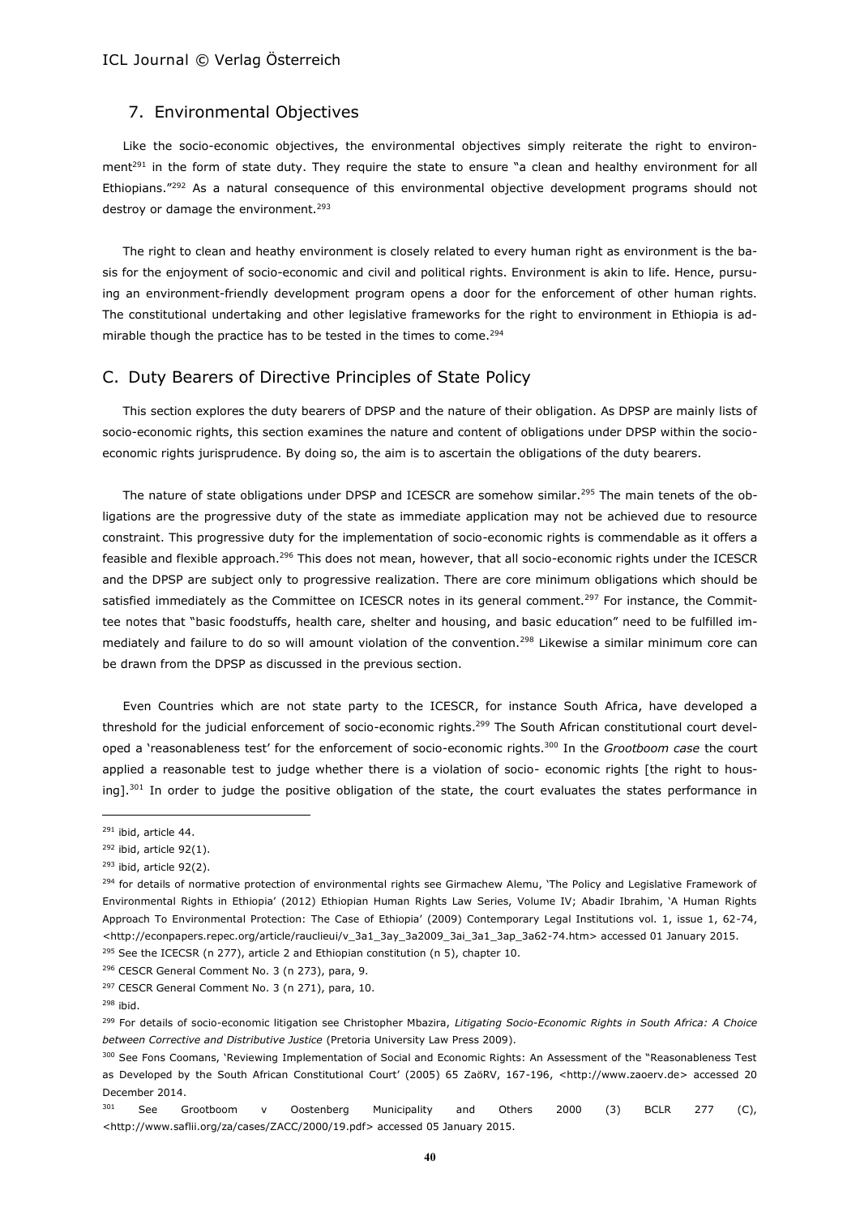## 7. Environmental Objectives

Like the socio-economic objectives, the environmental objectives simply reiterate the right to environment[291] in the form of state duty. They require the state to ensure "a clean and healthy environment for all Ethiopians."[292] As a natural consequence of this environmental objective development programs should not destroy or damage the environment.[293]

The right to clean and heathy environment is closely related to every human right as environment is the basis for the enjoyment of socio-economic and civil and political rights. Environment is akin to life. Hence, pursuing an environment-friendly development program opens a door for the enforcement of other human rights. The constitutional undertaking and other legislative frameworks for the right to environment in Ethiopia is admirable though the practice has to be tested in the times to come.[294]

# C. Duty Bearers of Directive Principles of State Policy

This section explores the duty bearers of DPSP and the nature of their obligation. As DPSP are mainly lists of socio-economic rights, this section examines the nature and content of obligations under DPSP within the socio-economic rights jurisprudence. By doing so, the aim is to ascertain the obligations of the duty bearers.

The nature of state obligations under DPSP and ICESCR are somehow similar.[295] The main tenets of the obligations are the progressive duty of the state as immediate application may not be achieved due to resource constraint. This progressive duty for the implementation of socio-economic rights is commendable as it offers a feasible and flexible approach.[296] This does not mean, however, that all socio-economic rights under the ICESCR and the DPSP are subject only to progressive realization. There are core minimum obligations which should be satisfied immediately as the Committee on ICESCR notes in its general comment.[297] For instance, the Committee notes that "basic foodstuffs, health care, shelter and housing, and basic education" need to be fulfilled immediately and failure to do so will amount violation of the convention.[298] Likewise a similar minimum core can be drawn from the DPSP as discussed in the previous section.

Even Countries which are not state party to the ICESCR, for instance South Africa, have developed a threshold for the judicial enforcement of socio-economic rights.[299] The South African constitutional court developed a 'reasonableness test' for the enforcement of socio-economic rights.[300] In the *Grootboom case* the court applied a reasonable test to judge whether there is a violation of socio- economic rights [the right to housing].[301] In order to judge the positive obligation of the state, the court evaluates the states performance in

---

[291] ibid, article 44.

[292] ibid, article 92(1).

[293] ibid, article 92(2).

[294] for details of normative protection of environmental rights see Girmachew Alemu, 'The Policy and Legislative Framework of Environmental Rights in Ethiopia' (2012) Ethiopian Human Rights Law Series, Volume IV; Abadir Ibrahim, 'A Human Rights Approach To Environmental Protection: The Case of Ethiopia' (2009) Contemporary Legal Institutions vol. 1, issue 1, 62-74, <http://econpapers.repec.org/article/rauclieui/v_3a1_3ay_3a2009_3ai_3a1_3ap_3a62-74.htm> accessed 01 January 2015.

[295] See the ICECSR (n 277), article 2 and Ethiopian constitution (n 5), chapter 10.

[296] CESCR General Comment No. 3 (n 273), para, 9.

[297] CESCR General Comment No. 3 (n 271), para, 10.

[298] ibid.

[299] For details of socio-economic litigation see Christopher Mbazira, *Litigating Socio-Economic Rights in South Africa: A Choice between Corrective and Distributive Justice* (Pretoria University Law Press 2009).

[300] See Fons Coomans, 'Reviewing Implementation of Social and Economic Rights: An Assessment of the "Reasonableness Test as Developed by the South African Constitutional Court' (2005) 65 ZaöRV, 167-196, <http://www.zaoerv.de> accessed 20 December 2014.

[301] See Grootboom v Oostenberg Municipality and Others 2000 (3) BCLR 277 (C), <http://www.saflii.org/za/cases/ZACC/2000/19.pdf> accessed 05 January 2015.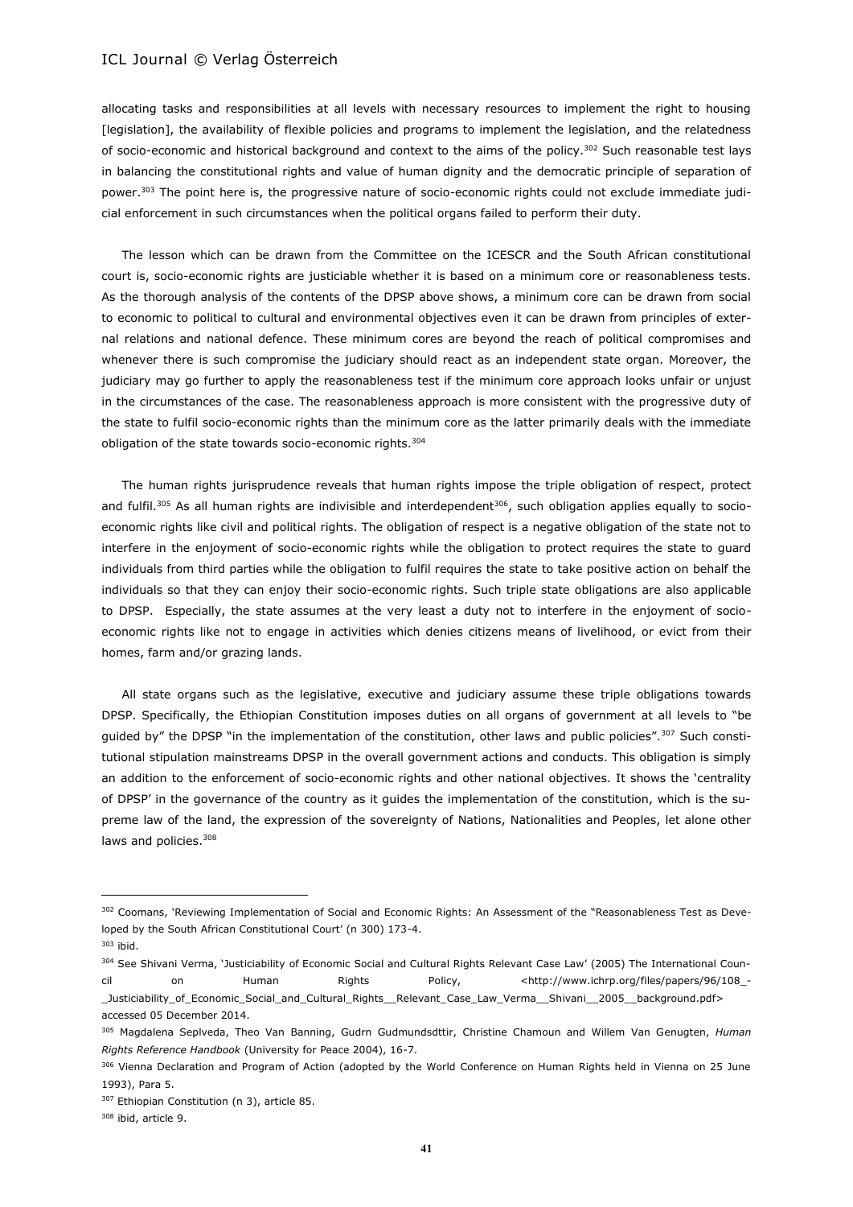allocating tasks and responsibilities at all levels with necessary resources to implement the right to housing [legislation], the availability of flexible policies and programs to implement the legislation, and the relatedness of socio-economic and historical background and context to the aims of the policy.[302] Such reasonable test lays in balancing the constitutional rights and value of human dignity and the democratic principle of separation of power.[303] The point here is, the progressive nature of socio-economic rights could not exclude immediate judicial enforcement in such circumstances when the political organs failed to perform their duty.

The lesson which can be drawn from the Committee on the ICESCR and the South African constitutional court is, socio-economic rights are justiciable whether it is based on a minimum core or reasonableness tests. As the thorough analysis of the contents of the DPSP above shows, a minimum core can be drawn from social to economic to political to cultural and environmental objectives even it can be drawn from principles of external relations and national defence. These minimum cores are beyond the reach of political compromises and whenever there is such compromise the judiciary should react as an independent state organ. Moreover, the judiciary may go further to apply the reasonableness test if the minimum core approach looks unfair or unjust in the circumstances of the case. The reasonableness approach is more consistent with the progressive duty of the state to fulfil socio-economic rights than the minimum core as the latter primarily deals with the immediate obligation of the state towards socio-economic rights.[304]

The human rights jurisprudence reveals that human rights impose the triple obligation of respect, protect and fulfil.[305] As all human rights are indivisible and interdependent[306], such obligation applies equally to socio-economic rights like civil and political rights. The obligation of respect is a negative obligation of the state not to interfere in the enjoyment of socio-economic rights while the obligation to protect requires the state to guard individuals from third parties while the obligation to fulfil requires the state to take positive action on behalf the individuals so that they can enjoy their socio-economic rights. Such triple state obligations are also applicable to DPSP. Especially, the state assumes at the very least a duty not to interfere in the enjoyment of socio-economic rights like not to engage in activities which denies citizens means of livelihood, or evict from their homes, farm and/or grazing lands.

All state organs such as the legislative, executive and judiciary assume these triple obligations towards DPSP. Specifically, the Ethiopian Constitution imposes duties on all organs of government at all levels to "be guided by" the DPSP "in the implementation of the constitution, other laws and public policies".[307] Such constitutional stipulation mainstreams DPSP in the overall government actions and conducts. This obligation is simply an addition to the enforcement of socio-economic rights and other national objectives. It shows the 'centrality of DPSP' in the governance of the country as it guides the implementation of the constitution, which is the supreme law of the land, the expression of the sovereignty of Nations, Nationalities and Peoples, let alone other laws and policies.[308]

---

[302] Coomans, 'Reviewing Implementation of Social and Economic Rights: An Assessment of the "Reasonableness Test as Developed by the South African Constitutional Court' (n 300) 173-4.

[303] ibid.

[304] See Shivani Verma, 'Justiciability of Economic Social and Cultural Rights Relevant Case Law' (2005) The International Council on Human Rights Policy, <http://www.ichrp.org/files/papers/96/108_-_Justiciability_of_Economic_Social_and_Cultural_Rights__Relevant_Case_Law_Verma__Shivani__2005__background.pdf> accessed 05 December 2014.

[305] Magdalena Seplveda, Theo Van Banning, Gudrn Gudmundsdttir, Christine Chamoun and Willem Van Genugten, *Human Rights Reference Handbook* (University for Peace 2004), 16-7.

[306] Vienna Declaration and Program of Action (adopted by the World Conference on Human Rights held in Vienna on 25 June 1993), Para 5.

[307] Ethiopian Constitution (n 3), article 85.

[308] ibid, article 9.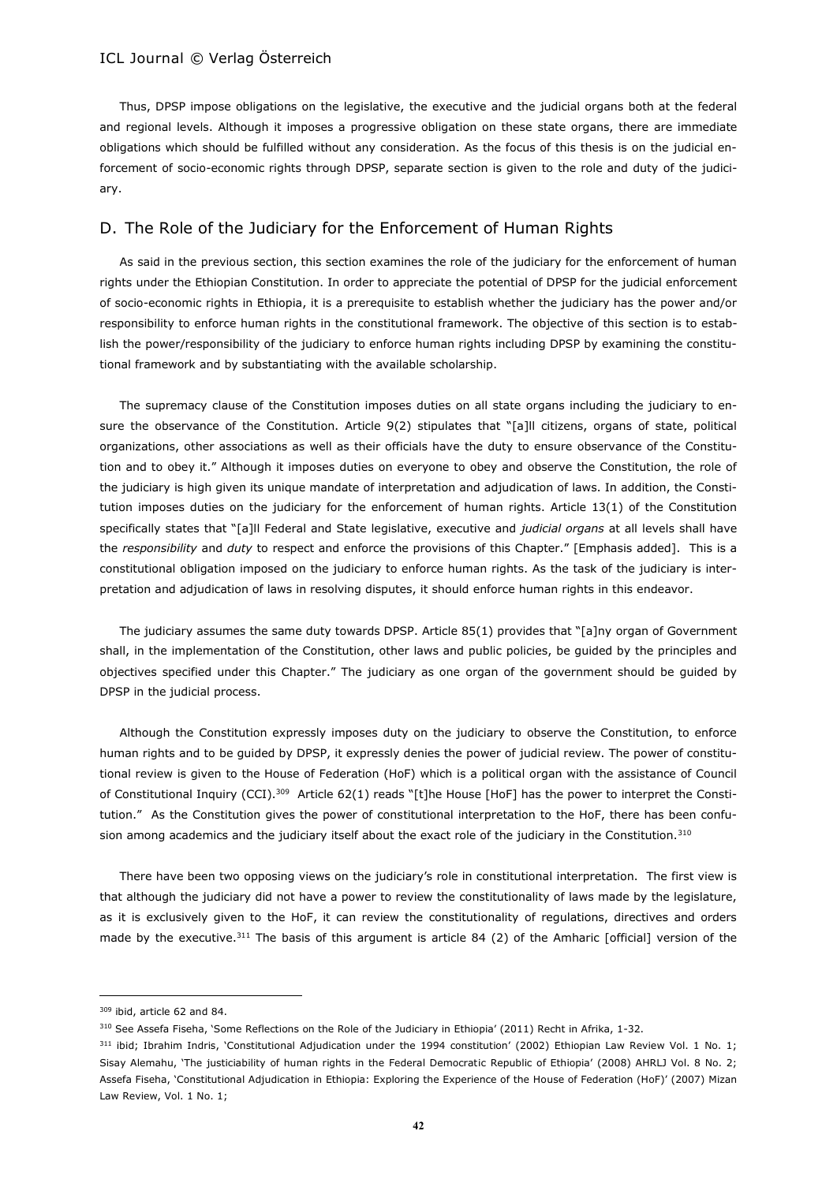Thus, DPSP impose obligations on the legislative, the executive and the judicial organs both at the federal and regional levels. Although it imposes a progressive obligation on these state organs, there are immediate obligations which should be fulfilled without any consideration. As the focus of this thesis is on the judicial enforcement of socio-economic rights through DPSP, separate section is given to the role and duty of the judiciary.

## D. The Role of the Judiciary for the Enforcement of Human Rights

As said in the previous section, this section examines the role of the judiciary for the enforcement of human rights under the Ethiopian Constitution. In order to appreciate the potential of DPSP for the judicial enforcement of socio-economic rights in Ethiopia, it is a prerequisite to establish whether the judiciary has the power and/or responsibility to enforce human rights in the constitutional framework. The objective of this section is to establish the power/responsibility of the judiciary to enforce human rights including DPSP by examining the constitutional framework and by substantiating with the available scholarship.

The supremacy clause of the Constitution imposes duties on all state organs including the judiciary to ensure the observance of the Constitution. Article 9(2) stipulates that "[a]ll citizens, organs of state, political organizations, other associations as well as their officials have the duty to ensure observance of the Constitution and to obey it." Although it imposes duties on everyone to obey and observe the Constitution, the role of the judiciary is high given its unique mandate of interpretation and adjudication of laws. In addition, the Constitution imposes duties on the judiciary for the enforcement of human rights. Article 13(1) of the Constitution specifically states that "[a]ll Federal and State legislative, executive and *judicial organs* at all levels shall have the *responsibility* and *duty* to respect and enforce the provisions of this Chapter." [Emphasis added]. This is a constitutional obligation imposed on the judiciary to enforce human rights. As the task of the judiciary is interpretation and adjudication of laws in resolving disputes, it should enforce human rights in this endeavor.

The judiciary assumes the same duty towards DPSP. Article 85(1) provides that "[a]ny organ of Government shall, in the implementation of the Constitution, other laws and public policies, be guided by the principles and objectives specified under this Chapter." The judiciary as one organ of the government should be guided by DPSP in the judicial process.

Although the Constitution expressly imposes duty on the judiciary to observe the Constitution, to enforce human rights and to be guided by DPSP, it expressly denies the power of judicial review. The power of constitutional review is given to the House of Federation (HoF) which is a political organ with the assistance of Council of Constitutional Inquiry (CCI).[309] Article 62(1) reads "[t]he House [HoF] has the power to interpret the Constitution." As the Constitution gives the power of constitutional interpretation to the HoF, there has been confusion among academics and the judiciary itself about the exact role of the judiciary in the Constitution.[310]

There have been two opposing views on the judiciary's role in constitutional interpretation. The first view is that although the judiciary did not have a power to review the constitutionality of laws made by the legislature, as it is exclusively given to the HoF, it can review the constitutionality of regulations, directives and orders made by the executive.[311] The basis of this argument is article 84 (2) of the Amharic [official] version of the

---

[309] ibid, article 62 and 84.

[310] See Assefa Fiseha, 'Some Reflections on the Role of the Judiciary in Ethiopia' (2011) Recht in Afrika, 1-32.

[311] ibid; Ibrahim Indris, 'Constitutional Adjudication under the 1994 constitution' (2002) Ethiopian Law Review Vol. 1 No. 1; Sisay Alemahu, 'The justiciability of human rights in the Federal Democratic Republic of Ethiopia' (2008) AHRLJ Vol. 8 No. 2; Assefa Fiseha, 'Constitutional Adjudication in Ethiopia: Exploring the Experience of the House of Federation (HoF)' (2007) Mizan Law Review, Vol. 1 No. 1;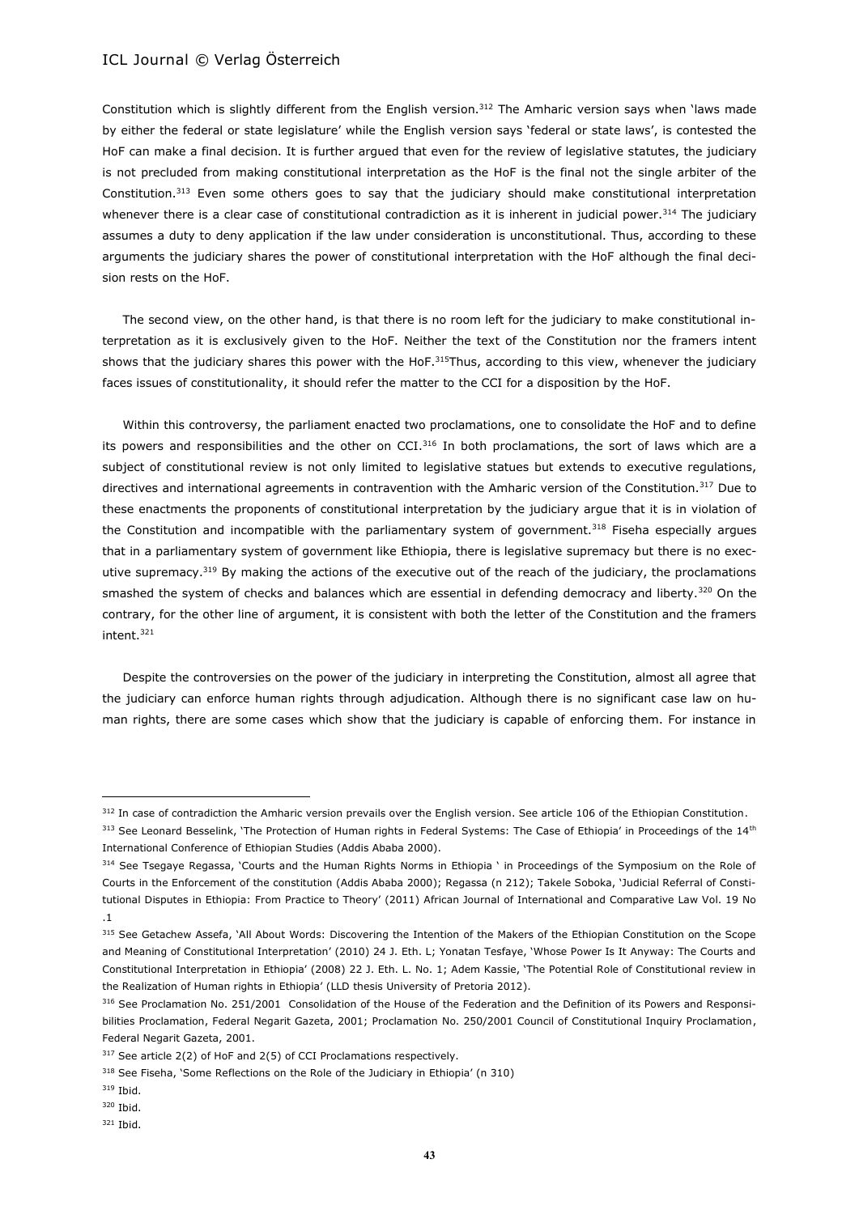Constitution which is slightly different from the English version.[312] The Amharic version says when 'laws made by either the federal or state legislature' while the English version says 'federal or state laws', is contested the HoF can make a final decision. It is further argued that even for the review of legislative statutes, the judiciary is not precluded from making constitutional interpretation as the HoF is the final not the single arbiter of the Constitution.[313] Even some others goes to say that the judiciary should make constitutional interpretation whenever there is a clear case of constitutional contradiction as it is inherent in judicial power.[314] The judiciary assumes a duty to deny application if the law under consideration is unconstitutional. Thus, according to these arguments the judiciary shares the power of constitutional interpretation with the HoF although the final decision rests on the HoF.

The second view, on the other hand, is that there is no room left for the judiciary to make constitutional interpretation as it is exclusively given to the HoF. Neither the text of the Constitution nor the framers intent shows that the judiciary shares this power with the HoF.[315]Thus, according to this view, whenever the judiciary faces issues of constitutionality, it should refer the matter to the CCI for a disposition by the HoF.

Within this controversy, the parliament enacted two proclamations, one to consolidate the HoF and to define its powers and responsibilities and the other on CCI.[316] In both proclamations, the sort of laws which are a subject of constitutional review is not only limited to legislative statues but extends to executive regulations, directives and international agreements in contravention with the Amharic version of the Constitution.[317] Due to these enactments the proponents of constitutional interpretation by the judiciary argue that it is in violation of the Constitution and incompatible with the parliamentary system of government.[318] Fiseha especially argues that in a parliamentary system of government like Ethiopia, there is legislative supremacy but there is no executive supremacy.[319] By making the actions of the executive out of the reach of the judiciary, the proclamations smashed the system of checks and balances which are essential in defending democracy and liberty.[320] On the contrary, for the other line of argument, it is consistent with both the letter of the Constitution and the framers intent.[321]

Despite the controversies on the power of the judiciary in interpreting the Constitution, almost all agree that the judiciary can enforce human rights through adjudication. Although there is no significant case law on human rights, there are some cases which show that the judiciary is capable of enforcing them. For instance in

---

[312] In case of contradiction the Amharic version prevails over the English version. See article 106 of the Ethiopian Constitution.

[313] See Leonard Besselink, 'The Protection of Human rights in Federal Systems: The Case of Ethiopia' in Proceedings of the 14th International Conference of Ethiopian Studies (Addis Ababa 2000).

[314] See Tsegaye Regassa, 'Courts and the Human Rights Norms in Ethiopia ' in Proceedings of the Symposium on the Role of Courts in the Enforcement of the constitution (Addis Ababa 2000); Regassa (n 212); Takele Soboka, 'Judicial Referral of Constitutional Disputes in Ethiopia: From Practice to Theory' (2011) African Journal of International and Comparative Law Vol. 19 No .1

[315] See Getachew Assefa, 'All About Words: Discovering the Intention of the Makers of the Ethiopian Constitution on the Scope and Meaning of Constitutional Interpretation' (2010) 24 J. Eth. L; Yonatan Tesfaye, 'Whose Power Is It Anyway: The Courts and Constitutional Interpretation in Ethiopia' (2008) 22 J. Eth. L. No. 1; Adem Kassie, 'The Potential Role of Constitutional review in the Realization of Human rights in Ethiopia' (LLD thesis University of Pretoria 2012).

[316] See Proclamation No. 251/2001 Consolidation of the House of the Federation and the Definition of its Powers and Responsibilities Proclamation, Federal Negarit Gazeta, 2001; Proclamation No. 250/2001 Council of Constitutional Inquiry Proclamation, Federal Negarit Gazeta, 2001.

[317] See article 2(2) of HoF and 2(5) of CCI Proclamations respectively.

[318] See Fiseha, 'Some Reflections on the Role of the Judiciary in Ethiopia' (n 310)

[319] Ibid.

[320] Ibid.

[321] Ibid.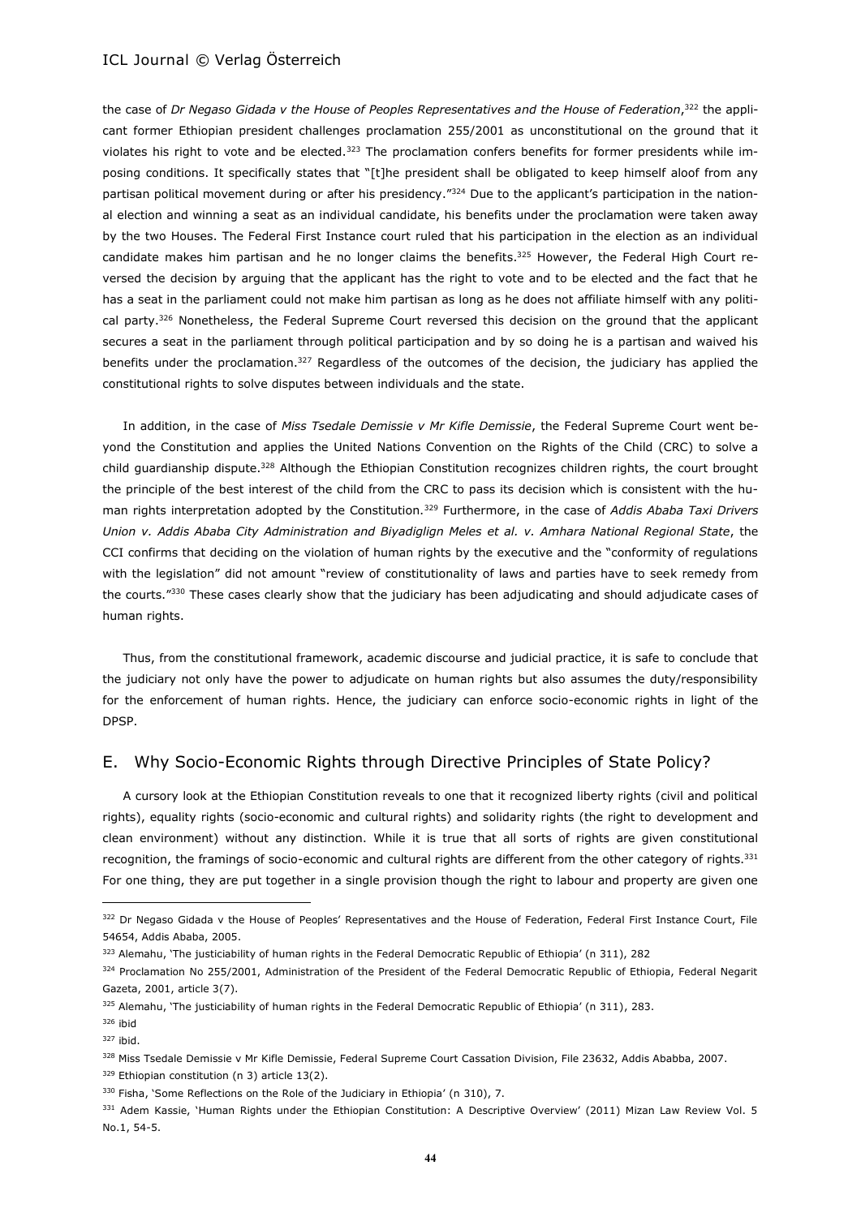the case of *Dr Negaso Gidada v the House of Peoples Representatives and the House of Federation*,[322] the applicant former Ethiopian president challenges proclamation 255/2001 as unconstitutional on the ground that it violates his right to vote and be elected.[323] The proclamation confers benefits for former presidents while imposing conditions. It specifically states that "[t]he president shall be obligated to keep himself aloof from any partisan political movement during or after his presidency."[324] Due to the applicant's participation in the national election and winning a seat as an individual candidate, his benefits under the proclamation were taken away by the two Houses. The Federal First Instance court ruled that his participation in the election as an individual candidate makes him partisan and he no longer claims the benefits.[325] However, the Federal High Court reversed the decision by arguing that the applicant has the right to vote and to be elected and the fact that he has a seat in the parliament could not make him partisan as long as he does not affiliate himself with any political party.[326] Nonetheless, the Federal Supreme Court reversed this decision on the ground that the applicant secures a seat in the parliament through political participation and by so doing he is a partisan and waived his benefits under the proclamation.[327] Regardless of the outcomes of the decision, the judiciary has applied the constitutional rights to solve disputes between individuals and the state.

In addition, in the case of *Miss Tsedale Demissie v Mr Kifle Demissie*, the Federal Supreme Court went beyond the Constitution and applies the United Nations Convention on the Rights of the Child (CRC) to solve a child guardianship dispute.[328] Although the Ethiopian Constitution recognizes children rights, the court brought the principle of the best interest of the child from the CRC to pass its decision which is consistent with the human rights interpretation adopted by the Constitution.[329] Furthermore, in the case of *Addis Ababa Taxi Drivers Union v. Addis Ababa City Administration and Biyadiglign Meles et al. v. Amhara National Regional State*, the CCI confirms that deciding on the violation of human rights by the executive and the "conformity of regulations with the legislation" did not amount "review of constitutionality of laws and parties have to seek remedy from the courts."[330] These cases clearly show that the judiciary has been adjudicating and should adjudicate cases of human rights.

Thus, from the constitutional framework, academic discourse and judicial practice, it is safe to conclude that the judiciary not only have the power to adjudicate on human rights but also assumes the duty/responsibility for the enforcement of human rights. Hence, the judiciary can enforce socio-economic rights in light of the DPSP.

## E. Why Socio-Economic Rights through Directive Principles of State Policy?

A cursory look at the Ethiopian Constitution reveals to one that it recognized liberty rights (civil and political rights), equality rights (socio-economic and cultural rights) and solidarity rights (the right to development and clean environment) without any distinction. While it is true that all sorts of rights are given constitutional recognition, the framings of socio-economic and cultural rights are different from the other category of rights.[331] For one thing, they are put together in a single provision though the right to labour and property are given one

---

[322] Dr Negaso Gidada v the House of Peoples' Representatives and the House of Federation, Federal First Instance Court, File 54654, Addis Ababa, 2005.

[323] Alemahu, 'The justiciability of human rights in the Federal Democratic Republic of Ethiopia' (n 311), 282

[324] Proclamation No 255/2001, Administration of the President of the Federal Democratic Republic of Ethiopia, Federal Negarit Gazeta, 2001, article 3(7).

[325] Alemahu, 'The justiciability of human rights in the Federal Democratic Republic of Ethiopia' (n 311), 283.

[326] ibid

[327] ibid.

[328] Miss Tsedale Demissie v Mr Kifle Demissie, Federal Supreme Court Cassation Division, File 23632, Addis Ababba, 2007.

[329] Ethiopian constitution (n 3) article 13(2).

[330] Fisha, 'Some Reflections on the Role of the Judiciary in Ethiopia' (n 310), 7.

[331] Adem Kassie, 'Human Rights under the Ethiopian Constitution: A Descriptive Overview' (2011) Mizan Law Review Vol. 5 No.1, 54-5.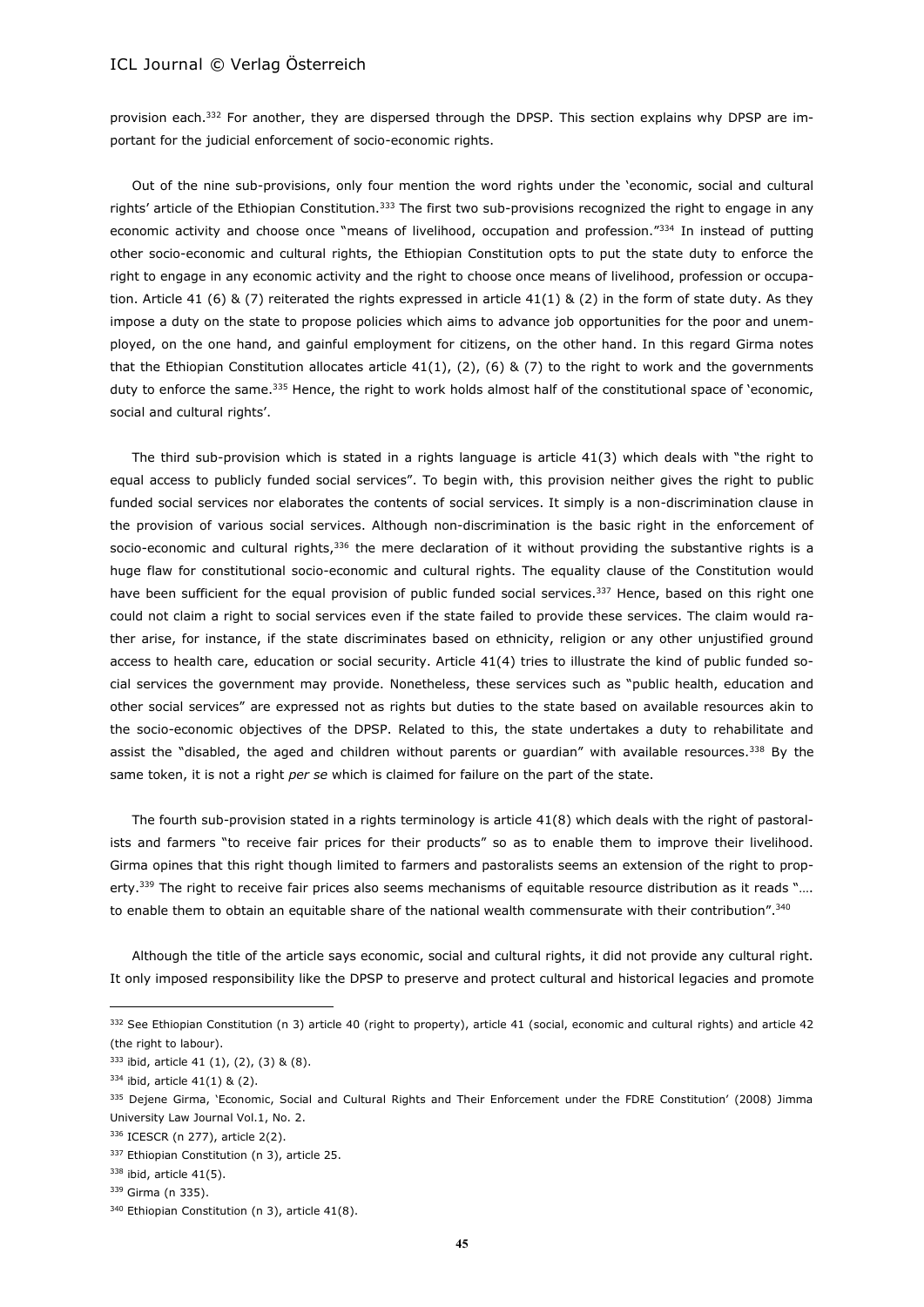provision each.[332] For another, they are dispersed through the DPSP. This section explains why DPSP are important for the judicial enforcement of socio-economic rights.

Out of the nine sub-provisions, only four mention the word rights under the 'economic, social and cultural rights' article of the Ethiopian Constitution.[333] The first two sub-provisions recognized the right to engage in any economic activity and choose once "means of livelihood, occupation and profession."[334] In instead of putting other socio-economic and cultural rights, the Ethiopian Constitution opts to put the state duty to enforce the right to engage in any economic activity and the right to choose once means of livelihood, profession or occupation. Article 41 (6) & (7) reiterated the rights expressed in article 41(1) & (2) in the form of state duty. As they impose a duty on the state to propose policies which aims to advance job opportunities for the poor and unemployed, on the one hand, and gainful employment for citizens, on the other hand. In this regard Girma notes that the Ethiopian Constitution allocates article 41(1), (2), (6) & (7) to the right to work and the governments duty to enforce the same.[335] Hence, the right to work holds almost half of the constitutional space of 'economic, social and cultural rights'.

The third sub-provision which is stated in a rights language is article 41(3) which deals with "the right to equal access to publicly funded social services". To begin with, this provision neither gives the right to public funded social services nor elaborates the contents of social services. It simply is a non-discrimination clause in the provision of various social services. Although non-discrimination is the basic right in the enforcement of socio-economic and cultural rights,[336] the mere declaration of it without providing the substantive rights is a huge flaw for constitutional socio-economic and cultural rights. The equality clause of the Constitution would have been sufficient for the equal provision of public funded social services.[337] Hence, based on this right one could not claim a right to social services even if the state failed to provide these services. The claim would rather arise, for instance, if the state discriminates based on ethnicity, religion or any other unjustified ground access to health care, education or social security. Article 41(4) tries to illustrate the kind of public funded social services the government may provide. Nonetheless, these services such as "public health, education and other social services" are expressed not as rights but duties to the state based on available resources akin to the socio-economic objectives of the DPSP. Related to this, the state undertakes a duty to rehabilitate and assist the "disabled, the aged and children without parents or guardian" with available resources.[338] By the same token, it is not a right *per se* which is claimed for failure on the part of the state.

The fourth sub-provision stated in a rights terminology is article 41(8) which deals with the right of pastoralists and farmers "to receive fair prices for their products" so as to enable them to improve their livelihood. Girma opines that this right though limited to farmers and pastoralists seems an extension of the right to property.[339] The right to receive fair prices also seems mechanisms of equitable resource distribution as it reads "…. to enable them to obtain an equitable share of the national wealth commensurate with their contribution".[340]

Although the title of the article says economic, social and cultural rights, it did not provide any cultural right. It only imposed responsibility like the DPSP to preserve and protect cultural and historical legacies and promote

---

[332] See Ethiopian Constitution (n 3) article 40 (right to property), article 41 (social, economic and cultural rights) and article 42 (the right to labour).

[333] ibid, article 41 (1), (2), (3) & (8).

[334] ibid, article 41(1) & (2).

[335] Dejene Girma, 'Economic, Social and Cultural Rights and Their Enforcement under the FDRE Constitution' (2008) Jimma University Law Journal Vol.1, No. 2.

[336] ICESCR (n 277), article 2(2).

[337] Ethiopian Constitution (n 3), article 25.

[338] ibid, article 41(5).

[339] Girma (n 335).

[340] Ethiopian Constitution (n 3), article 41(8).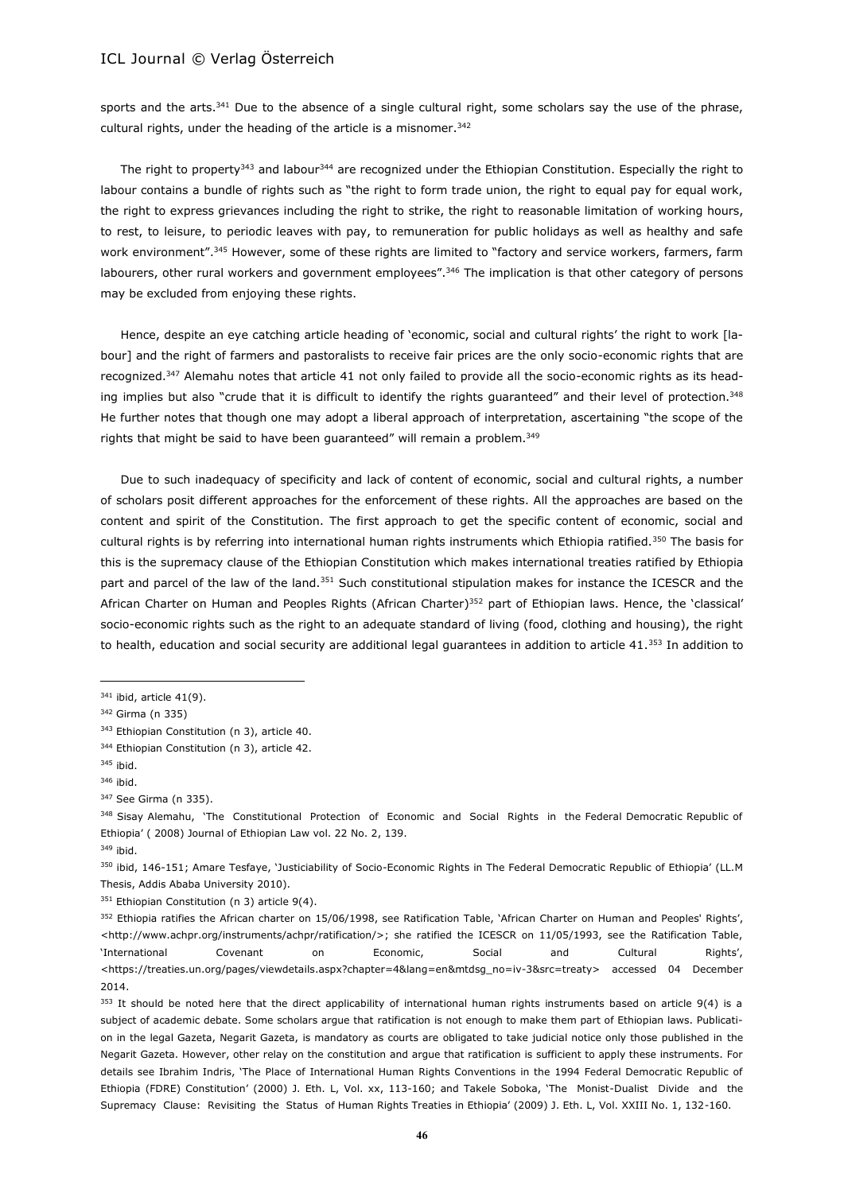sports and the arts.[341] Due to the absence of a single cultural right, some scholars say the use of the phrase, cultural rights, under the heading of the article is a misnomer.[342]

The right to property[343] and labour[344] are recognized under the Ethiopian Constitution. Especially the right to labour contains a bundle of rights such as "the right to form trade union, the right to equal pay for equal work, the right to express grievances including the right to strike, the right to reasonable limitation of working hours, to rest, to leisure, to periodic leaves with pay, to remuneration for public holidays as well as healthy and safe work environment".[345] However, some of these rights are limited to "factory and service workers, farmers, farm labourers, other rural workers and government employees".[346] The implication is that other category of persons may be excluded from enjoying these rights.

Hence, despite an eye catching article heading of 'economic, social and cultural rights' the right to work [labour] and the right of farmers and pastoralists to receive fair prices are the only socio-economic rights that are recognized.[347] Alemahu notes that article 41 not only failed to provide all the socio-economic rights as its heading implies but also "crude that it is difficult to identify the rights guaranteed" and their level of protection.[348] He further notes that though one may adopt a liberal approach of interpretation, ascertaining "the scope of the rights that might be said to have been guaranteed" will remain a problem.[349]

Due to such inadequacy of specificity and lack of content of economic, social and cultural rights, a number of scholars posit different approaches for the enforcement of these rights. All the approaches are based on the content and spirit of the Constitution. The first approach to get the specific content of economic, social and cultural rights is by referring into international human rights instruments which Ethiopia ratified.[350] The basis for this is the supremacy clause of the Ethiopian Constitution which makes international treaties ratified by Ethiopia part and parcel of the law of the land.[351] Such constitutional stipulation makes for instance the ICESCR and the African Charter on Human and Peoples Rights (African Charter)[352] part of Ethiopian laws. Hence, the 'classical' socio-economic rights such as the right to an adequate standard of living (food, clothing and housing), the right to health, education and social security are additional legal guarantees in addition to article 41.[353] In addition to

---

[341] ibid, article 41(9).

[342] Girma (n 335)

[343] Ethiopian Constitution (n 3), article 40.

[344] Ethiopian Constitution (n 3), article 42.

[345] ibid.

[346] ibid.

[347] See Girma (n 335).

[348] Sisay Alemahu, 'The Constitutional Protection of Economic and Social Rights in the Federal Democratic Republic of Ethiopia' ( 2008) Journal of Ethiopian Law vol. 22 No. 2, 139.

[349] ibid.

[350] ibid, 146-151; Amare Tesfaye, 'Justiciability of Socio-Economic Rights in The Federal Democratic Republic of Ethiopia' (LL.M Thesis, Addis Ababa University 2010).

[351] Ethiopian Constitution (n 3) article 9(4).

[352] Ethiopia ratifies the African charter on 15/06/1998, see Ratification Table, 'African Charter on Human and Peoples' Rights', <http://www.achpr.org/instruments/achpr/ratification/>; she ratified the ICESCR on 11/05/1993, see the Ratification Table, 'International Covenant on Economic, Social and Cultural Rights', <https://treaties.un.org/pages/viewdetails.aspx?chapter=4&lang=en&mtdsg_no=iv-3&src=treaty> accessed 04 December 2014.

[353] It should be noted here that the direct applicability of international human rights instruments based on article 9(4) is a subject of academic debate. Some scholars argue that ratification is not enough to make them part of Ethiopian laws. Publication in the legal Gazeta, Negarit Gazeta, is mandatory as courts are obligated to take judicial notice only those published in the Negarit Gazeta. However, other relay on the constitution and argue that ratification is sufficient to apply these instruments. For details see Ibrahim Indris, 'The Place of International Human Rights Conventions in the 1994 Federal Democratic Republic of Ethiopia (FDRE) Constitution' (2000) J. Eth. L, Vol. xx, 113-160; and Takele Soboka, 'The Monist-Dualist Divide and the Supremacy Clause: Revisiting the Status of Human Rights Treaties in Ethiopia' (2009) J. Eth. L, Vol. XXIII No. 1, 132-160.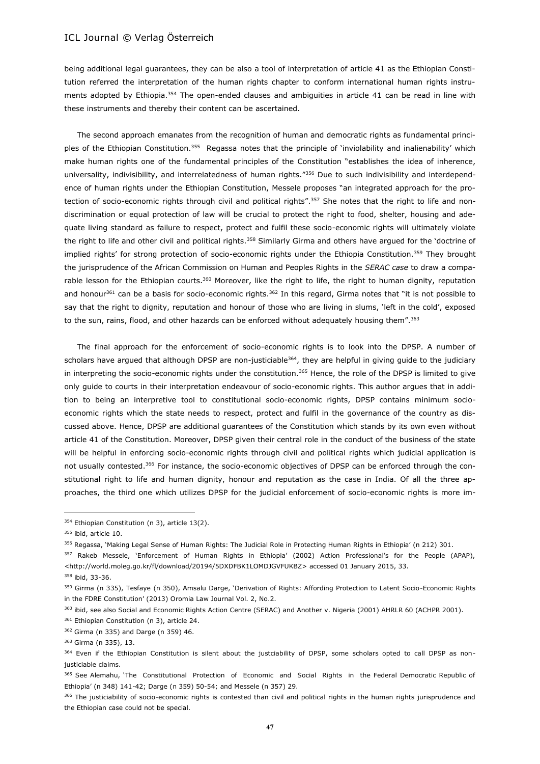being additional legal guarantees, they can be also a tool of interpretation of article 41 as the Ethiopian Constitution referred the interpretation of the human rights chapter to conform international human rights instruments adopted by Ethiopia.[354] The open-ended clauses and ambiguities in article 41 can be read in line with these instruments and thereby their content can be ascertained.

The second approach emanates from the recognition of human and democratic rights as fundamental principles of the Ethiopian Constitution.[355] Regassa notes that the principle of 'inviolability and inalienability' which make human rights one of the fundamental principles of the Constitution "establishes the idea of inherence, universality, indivisibility, and interrelatedness of human rights."[356] Due to such indivisibility and interdependence of human rights under the Ethiopian Constitution, Messele proposes "an integrated approach for the protection of socio-economic rights through civil and political rights".[357] She notes that the right to life and non-discrimination or equal protection of law will be crucial to protect the right to food, shelter, housing and adequate living standard as failure to respect, protect and fulfil these socio-economic rights will ultimately violate the right to life and other civil and political rights.[358] Similarly Girma and others have argued for the 'doctrine of implied rights' for strong protection of socio-economic rights under the Ethiopia Constitution.[359] They brought the jurisprudence of the African Commission on Human and Peoples Rights in the *SERAC case* to draw a comparable lesson for the Ethiopian courts.[360] Moreover, like the right to life, the right to human dignity, reputation and honour[361] can be a basis for socio-economic rights.[362] In this regard, Girma notes that "it is not possible to say that the right to dignity, reputation and honour of those who are living in slums, 'left in the cold', exposed to the sun, rains, flood, and other hazards can be enforced without adequately housing them".[363]

The final approach for the enforcement of socio-economic rights is to look into the DPSP. A number of scholars have argued that although DPSP are non-justiciable[364], they are helpful in giving guide to the judiciary in interpreting the socio-economic rights under the constitution.[365] Hence, the role of the DPSP is limited to give only guide to courts in their interpretation endeavour of socio-economic rights. This author argues that in addition to being an interpretive tool to constitutional socio-economic rights, DPSP contains minimum socio-economic rights which the state needs to respect, protect and fulfil in the governance of the country as discussed above. Hence, DPSP are additional guarantees of the Constitution which stands by its own even without article 41 of the Constitution. Moreover, DPSP given their central role in the conduct of the business of the state will be helpful in enforcing socio-economic rights through civil and political rights which judicial application is not usually contested.[366] For instance, the socio-economic objectives of DPSP can be enforced through the constitutional right to life and human dignity, honour and reputation as the case in India. Of all the three approaches, the third one which utilizes DPSP for the judicial enforcement of socio-economic rights is more im-

---

[354] Ethiopian Constitution (n 3), article 13(2).

[355] ibid, article 10.

[356] Regassa, 'Making Legal Sense of Human Rights: The Judicial Role in Protecting Human Rights in Ethiopia' (n 212) 301.

[357] Rakeb Messele, 'Enforcement of Human Rights in Ethiopia' (2002) Action Professional's for the People (APAP), <http://world.moleg.go.kr/fl/download/20194/5DXDFBK1LOMDJGVFUKBZ> accessed 01 January 2015, 33.

[358] ibid, 33-36.

[359] Girma (n 335), Tesfaye (n 350), Amsalu Darge, 'Derivation of Rights: Affording Protection to Latent Socio-Economic Rights in the FDRE Constitution' (2013) Oromia Law Journal Vol. 2, No.2.

[360] ibid, see also Social and Economic Rights Action Centre (SERAC) and Another v. Nigeria (2001) AHRLR 60 (ACHPR 2001).

[361] Ethiopian Constitution (n 3), article 24.

[362] Girma (n 335) and Darge (n 359) 46.

[363] Girma (n 335), 13.

[364] Even if the Ethiopian Constitution is silent about the justciability of DPSP, some scholars opted to call DPSP as non-justiciable claims.

[365] See Alemahu, 'The Constitutional Protection of Economic and Social Rights in the Federal Democratic Republic of Ethiopia' (n 348) 141-42; Darge (n 359) 50-54; and Messele (n 357) 29.

[366] The justiciability of socio-economic rights is contested than civil and political rights in the human rights jurisprudence and the Ethiopian case could not be special.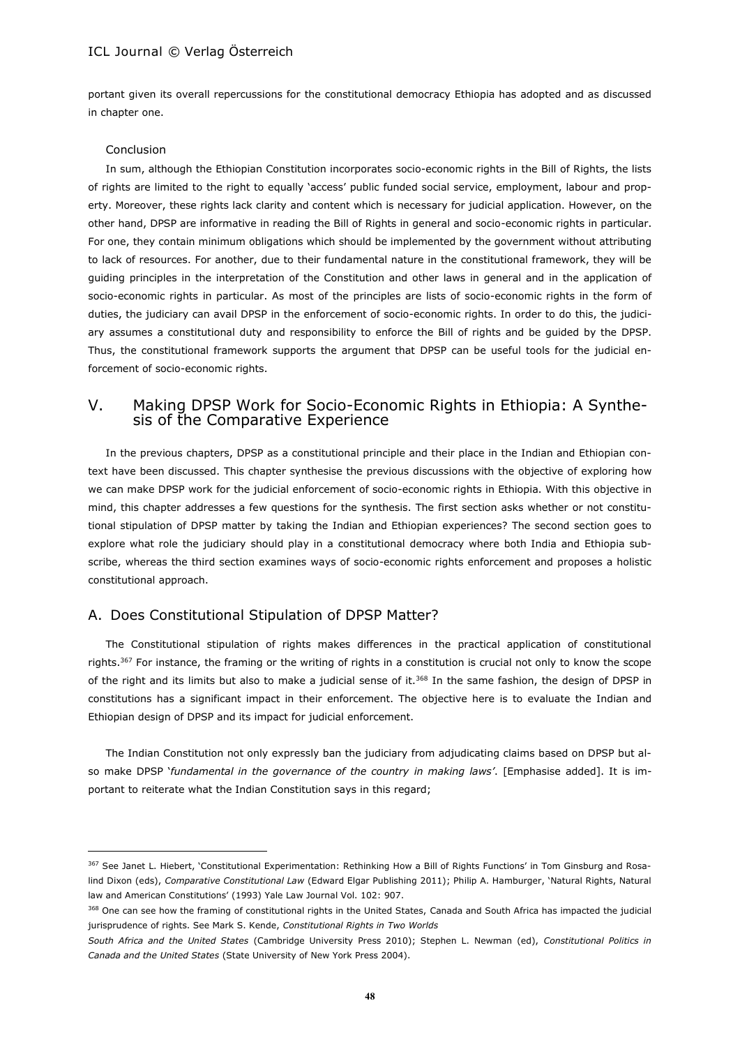portant given its overall repercussions for the constitutional democracy Ethiopia has adopted and as discussed in chapter one.

Conclusion

In sum, although the Ethiopian Constitution incorporates socio-economic rights in the Bill of Rights, the lists of rights are limited to the right to equally 'access' public funded social service, employment, labour and property. Moreover, these rights lack clarity and content which is necessary for judicial application. However, on the other hand, DPSP are informative in reading the Bill of Rights in general and socio-economic rights in particular. For one, they contain minimum obligations which should be implemented by the government without attributing to lack of resources. For another, due to their fundamental nature in the constitutional framework, they will be guiding principles in the interpretation of the Constitution and other laws in general and in the application of socio-economic rights in particular. As most of the principles are lists of socio-economic rights in the form of duties, the judiciary can avail DPSP in the enforcement of socio-economic rights. In order to do this, the judiciary assumes a constitutional duty and responsibility to enforce the Bill of rights and be guided by the DPSP. Thus, the constitutional framework supports the argument that DPSP can be useful tools for the judicial enforcement of socio-economic rights.

## V. Making DPSP Work for Socio-Economic Rights in Ethiopia: A Synthesis of the Comparative Experience

In the previous chapters, DPSP as a constitutional principle and their place in the Indian and Ethiopian context have been discussed. This chapter synthesise the previous discussions with the objective of exploring how we can make DPSP work for the judicial enforcement of socio-economic rights in Ethiopia. With this objective in mind, this chapter addresses a few questions for the synthesis. The first section asks whether or not constitutional stipulation of DPSP matter by taking the Indian and Ethiopian experiences? The second section goes to explore what role the judiciary should play in a constitutional democracy where both India and Ethiopia subscribe, whereas the third section examines ways of socio-economic rights enforcement and proposes a holistic constitutional approach.

### A. Does Constitutional Stipulation of DPSP Matter?

The Constitutional stipulation of rights makes differences in the practical application of constitutional rights.[367] For instance, the framing or the writing of rights in a constitution is crucial not only to know the scope of the right and its limits but also to make a judicial sense of it.[368] In the same fashion, the design of DPSP in constitutions has a significant impact in their enforcement. The objective here is to evaluate the Indian and Ethiopian design of DPSP and its impact for judicial enforcement.

The Indian Constitution not only expressly ban the judiciary from adjudicating claims based on DPSP but also make DPSP '*fundamental in the governance of the country in making laws'*. [Emphasise added]. It is important to reiterate what the Indian Constitution says in this regard;

---

[367] See Janet L. Hiebert, 'Constitutional Experimentation: Rethinking How a Bill of Rights Functions' in Tom Ginsburg and Rosalind Dixon (eds), *Comparative Constitutional Law* (Edward Elgar Publishing 2011); Philip A. Hamburger, 'Natural Rights, Natural law and American Constitutions' (1993) Yale Law Journal Vol. 102: 907.

[368] One can see how the framing of constitutional rights in the United States, Canada and South Africa has impacted the judicial jurisprudence of rights. See Mark S. Kende, *Constitutional Rights in Two Worlds South Africa and the United States* (Cambridge University Press 2010); Stephen L. Newman (ed), *Constitutional Politics in Canada and the United States* (State University of New York Press 2004).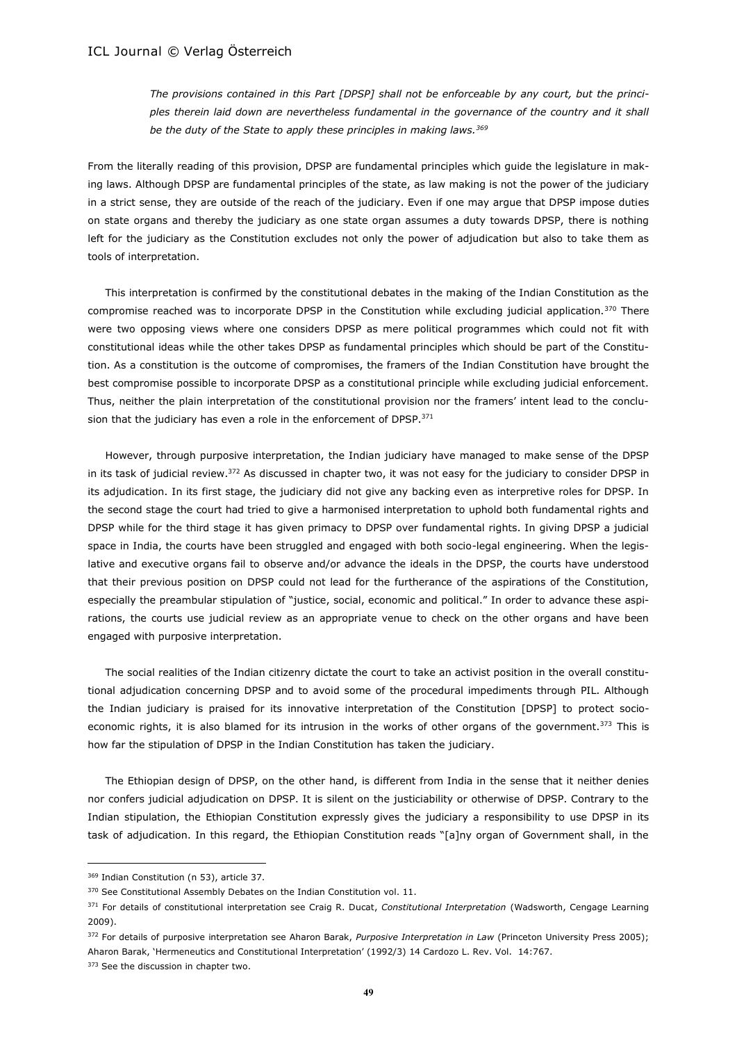> *The provisions contained in this Part [DPSP] shall not be enforceable by any court, but the principles therein laid down are nevertheless fundamental in the governance of the country and it shall be the duty of the State to apply these principles in making laws.*[369]

From the literally reading of this provision, DPSP are fundamental principles which guide the legislature in making laws. Although DPSP are fundamental principles of the state, as law making is not the power of the judiciary in a strict sense, they are outside of the reach of the judiciary. Even if one may argue that DPSP impose duties on state organs and thereby the judiciary as one state organ assumes a duty towards DPSP, there is nothing left for the judiciary as the Constitution excludes not only the power of adjudication but also to take them as tools of interpretation.

This interpretation is confirmed by the constitutional debates in the making of the Indian Constitution as the compromise reached was to incorporate DPSP in the Constitution while excluding judicial application.[370] There were two opposing views where one considers DPSP as mere political programmes which could not fit with constitutional ideas while the other takes DPSP as fundamental principles which should be part of the Constitution. As a constitution is the outcome of compromises, the framers of the Indian Constitution have brought the best compromise possible to incorporate DPSP as a constitutional principle while excluding judicial enforcement. Thus, neither the plain interpretation of the constitutional provision nor the framers' intent lead to the conclusion that the judiciary has even a role in the enforcement of DPSP.[371]

However, through purposive interpretation, the Indian judiciary have managed to make sense of the DPSP in its task of judicial review.[372] As discussed in chapter two, it was not easy for the judiciary to consider DPSP in its adjudication. In its first stage, the judiciary did not give any backing even as interpretive roles for DPSP. In the second stage the court had tried to give a harmonised interpretation to uphold both fundamental rights and DPSP while for the third stage it has given primacy to DPSP over fundamental rights. In giving DPSP a judicial space in India, the courts have been struggled and engaged with both socio-legal engineering. When the legislative and executive organs fail to observe and/or advance the ideals in the DPSP, the courts have understood that their previous position on DPSP could not lead for the furtherance of the aspirations of the Constitution, especially the preambular stipulation of "justice, social, economic and political." In order to advance these aspirations, the courts use judicial review as an appropriate venue to check on the other organs and have been engaged with purposive interpretation.

The social realities of the Indian citizenry dictate the court to take an activist position in the overall constitutional adjudication concerning DPSP and to avoid some of the procedural impediments through PIL. Although the Indian judiciary is praised for its innovative interpretation of the Constitution [DPSP] to protect socio-economic rights, it is also blamed for its intrusion in the works of other organs of the government.[373] This is how far the stipulation of DPSP in the Indian Constitution has taken the judiciary.

The Ethiopian design of DPSP, on the other hand, is different from India in the sense that it neither denies nor confers judicial adjudication on DPSP. It is silent on the justiciability or otherwise of DPSP. Contrary to the Indian stipulation, the Ethiopian Constitution expressly gives the judiciary a responsibility to use DPSP in its task of adjudication. In this regard, the Ethiopian Constitution reads "[a]ny organ of Government shall, in the

---

[369] Indian Constitution (n 53), article 37.

[370] See Constitutional Assembly Debates on the Indian Constitution vol. 11.

[371] For details of constitutional interpretation see Craig R. Ducat, *Constitutional Interpretation* (Wadsworth, Cengage Learning 2009).

[372] For details of purposive interpretation see Aharon Barak, *Purposive Interpretation in Law* (Princeton University Press 2005); Aharon Barak, 'Hermeneutics and Constitutional Interpretation' (1992/3) 14 Cardozo L. Rev. Vol. 14:767.

[373] See the discussion in chapter two.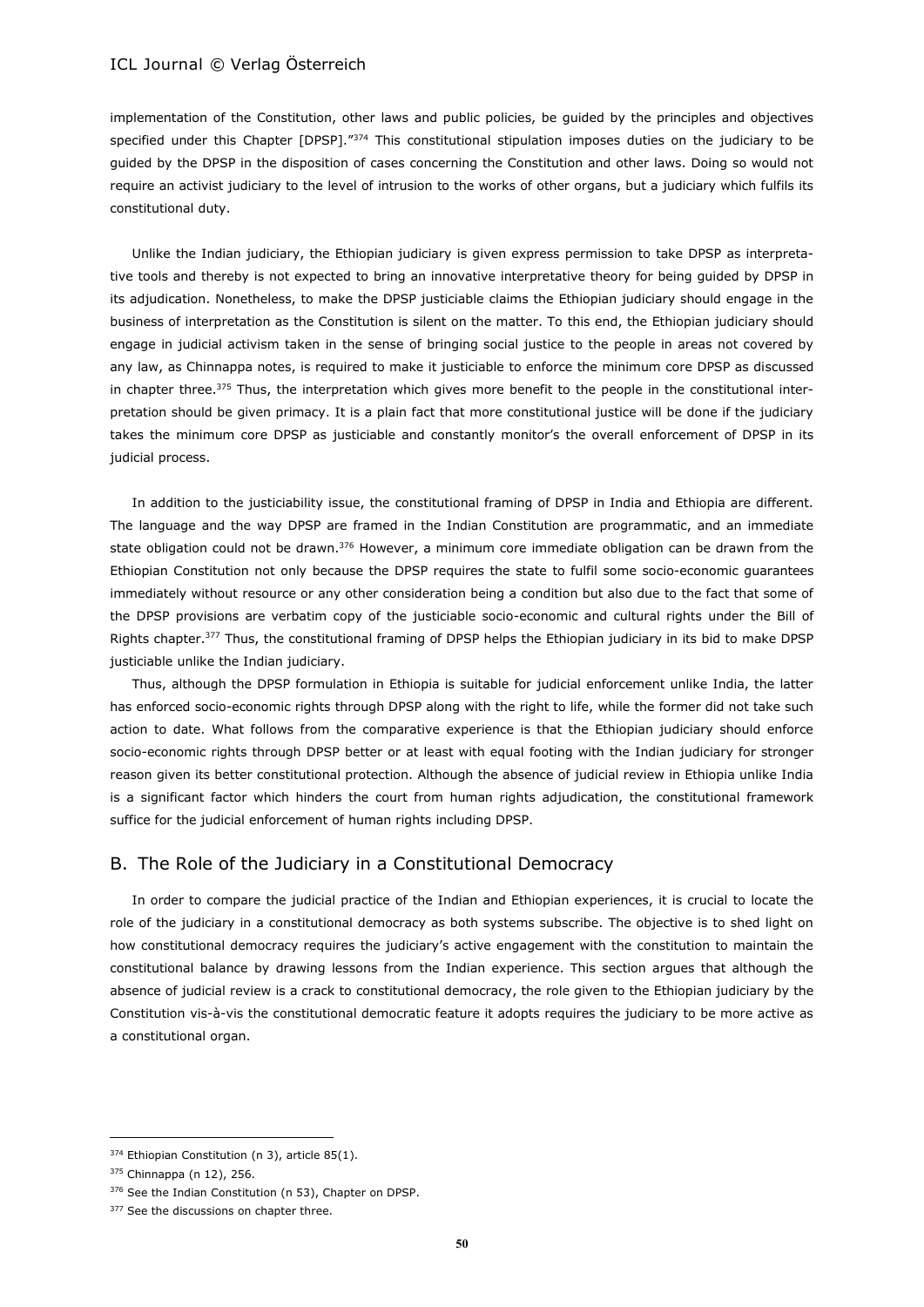implementation of the Constitution, other laws and public policies, be guided by the principles and objectives specified under this Chapter [DPSP]."[374] This constitutional stipulation imposes duties on the judiciary to be guided by the DPSP in the disposition of cases concerning the Constitution and other laws. Doing so would not require an activist judiciary to the level of intrusion to the works of other organs, but a judiciary which fulfils its constitutional duty.

Unlike the Indian judiciary, the Ethiopian judiciary is given express permission to take DPSP as interpretative tools and thereby is not expected to bring an innovative interpretative theory for being guided by DPSP in its adjudication. Nonetheless, to make the DPSP justiciable claims the Ethiopian judiciary should engage in the business of interpretation as the Constitution is silent on the matter. To this end, the Ethiopian judiciary should engage in judicial activism taken in the sense of bringing social justice to the people in areas not covered by any law, as Chinnappa notes, is required to make it justiciable to enforce the minimum core DPSP as discussed in chapter three.[375] Thus, the interpretation which gives more benefit to the people in the constitutional interpretation should be given primacy. It is a plain fact that more constitutional justice will be done if the judiciary takes the minimum core DPSP as justiciable and constantly monitor's the overall enforcement of DPSP in its judicial process.

In addition to the justiciability issue, the constitutional framing of DPSP in India and Ethiopia are different. The language and the way DPSP are framed in the Indian Constitution are programmatic, and an immediate state obligation could not be drawn.[376] However, a minimum core immediate obligation can be drawn from the Ethiopian Constitution not only because the DPSP requires the state to fulfil some socio-economic guarantees immediately without resource or any other consideration being a condition but also due to the fact that some of the DPSP provisions are verbatim copy of the justiciable socio-economic and cultural rights under the Bill of Rights chapter.[377] Thus, the constitutional framing of DPSP helps the Ethiopian judiciary in its bid to make DPSP justiciable unlike the Indian judiciary.

Thus, although the DPSP formulation in Ethiopia is suitable for judicial enforcement unlike India, the latter has enforced socio-economic rights through DPSP along with the right to life, while the former did not take such action to date. What follows from the comparative experience is that the Ethiopian judiciary should enforce socio-economic rights through DPSP better or at least with equal footing with the Indian judiciary for stronger reason given its better constitutional protection. Although the absence of judicial review in Ethiopia unlike India is a significant factor which hinders the court from human rights adjudication, the constitutional framework suffice for the judicial enforcement of human rights including DPSP.

## B. The Role of the Judiciary in a Constitutional Democracy

In order to compare the judicial practice of the Indian and Ethiopian experiences, it is crucial to locate the role of the judiciary in a constitutional democracy as both systems subscribe. The objective is to shed light on how constitutional democracy requires the judiciary's active engagement with the constitution to maintain the constitutional balance by drawing lessons from the Indian experience. This section argues that although the absence of judicial review is a crack to constitutional democracy, the role given to the Ethiopian judiciary by the Constitution vis-à-vis the constitutional democratic feature it adopts requires the judiciary to be more active as a constitutional organ.

---

[374] Ethiopian Constitution (n 3), article 85(1).

[375] Chinnappa (n 12), 256.

[376] See the Indian Constitution (n 53), Chapter on DPSP.

[377] See the discussions on chapter three.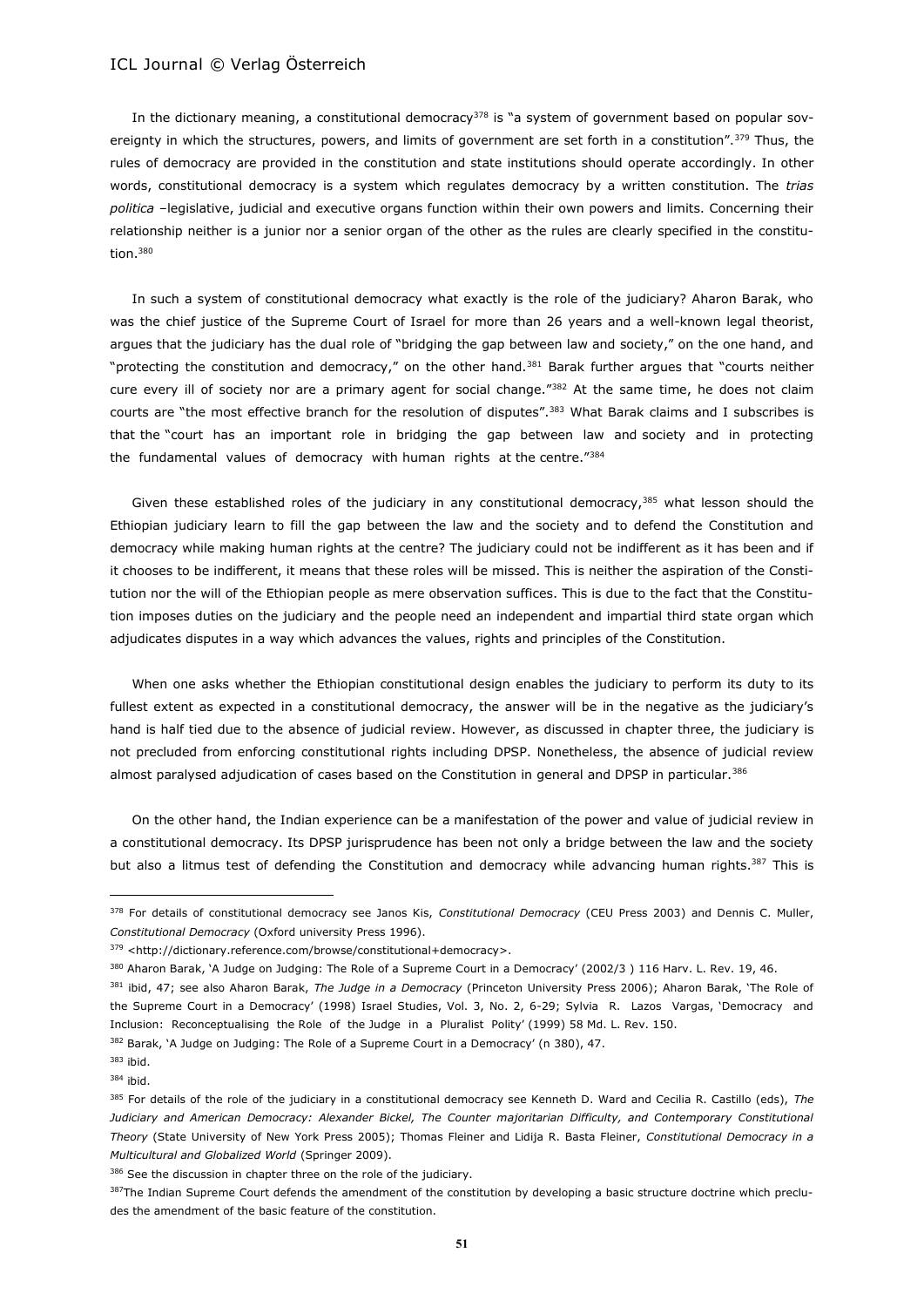In the dictionary meaning, a constitutional democracy[378] is "a system of government based on popular sovereignty in which the structures, powers, and limits of government are set forth in a constitution".[379] Thus, the rules of democracy are provided in the constitution and state institutions should operate accordingly. In other words, constitutional democracy is a system which regulates democracy by a written constitution. The *trias politica* –legislative, judicial and executive organs function within their own powers and limits. Concerning their relationship neither is a junior nor a senior organ of the other as the rules are clearly specified in the constitution.[380]

In such a system of constitutional democracy what exactly is the role of the judiciary? Aharon Barak, who was the chief justice of the Supreme Court of Israel for more than 26 years and a well-known legal theorist, argues that the judiciary has the dual role of "bridging the gap between law and society," on the one hand, and "protecting the constitution and democracy," on the other hand.[381] Barak further argues that "courts neither cure every ill of society nor are a primary agent for social change."[382] At the same time, he does not claim courts are "the most effective branch for the resolution of disputes".[383] What Barak claims and I subscribes is that the "court has an important role in bridging the gap between law and society and in protecting the fundamental values of democracy with human rights at the centre."[384]

Given these established roles of the judiciary in any constitutional democracy,[385] what lesson should the Ethiopian judiciary learn to fill the gap between the law and the society and to defend the Constitution and democracy while making human rights at the centre? The judiciary could not be indifferent as it has been and if it chooses to be indifferent, it means that these roles will be missed. This is neither the aspiration of the Constitution nor the will of the Ethiopian people as mere observation suffices. This is due to the fact that the Constitution imposes duties on the judiciary and the people need an independent and impartial third state organ which adjudicates disputes in a way which advances the values, rights and principles of the Constitution.

When one asks whether the Ethiopian constitutional design enables the judiciary to perform its duty to its fullest extent as expected in a constitutional democracy, the answer will be in the negative as the judiciary's hand is half tied due to the absence of judicial review. However, as discussed in chapter three, the judiciary is not precluded from enforcing constitutional rights including DPSP. Nonetheless, the absence of judicial review almost paralysed adjudication of cases based on the Constitution in general and DPSP in particular.[386]

On the other hand, the Indian experience can be a manifestation of the power and value of judicial review in a constitutional democracy. Its DPSP jurisprudence has been not only a bridge between the law and the society but also a litmus test of defending the Constitution and democracy while advancing human rights.[387] This is

---

[378] For details of constitutional democracy see Janos Kis, *Constitutional Democracy* (CEU Press 2003) and Dennis C. Muller, *Constitutional Democracy* (Oxford university Press 1996).

[379] <http://dictionary.reference.com/browse/constitutional+democracy>.

[380] Aharon Barak, 'A Judge on Judging: The Role of a Supreme Court in a Democracy' (2002/3 ) 116 Harv. L. Rev. 19, 46.

[381] ibid, 47; see also Aharon Barak, *The Judge in a Democracy* (Princeton University Press 2006); Aharon Barak, 'The Role of the Supreme Court in a Democracy' (1998) Israel Studies, Vol. 3, No. 2, 6-29; Sylvia R. Lazos Vargas, 'Democracy and Inclusion: Reconceptualising the Role of the Judge in a Pluralist Polity' (1999) 58 Md. L. Rev. 150.

[382] Barak, 'A Judge on Judging: The Role of a Supreme Court in a Democracy' (n 380), 47.

[383] ibid.

[384] ibid.

[385] For details of the role of the judiciary in a constitutional democracy see Kenneth D. Ward and Cecilia R. Castillo (eds), *The Judiciary and American Democracy: Alexander Bickel, The Counter majoritarian Difficulty, and Contemporary Constitutional Theory* (State University of New York Press 2005); Thomas Fleiner and Lidija R. Basta Fleiner, *Constitutional Democracy in a Multicultural and Globalized World* (Springer 2009).

[386] See the discussion in chapter three on the role of the judiciary.

[387] The Indian Supreme Court defends the amendment of the constitution by developing a basic structure doctrine which precludes the amendment of the basic feature of the constitution.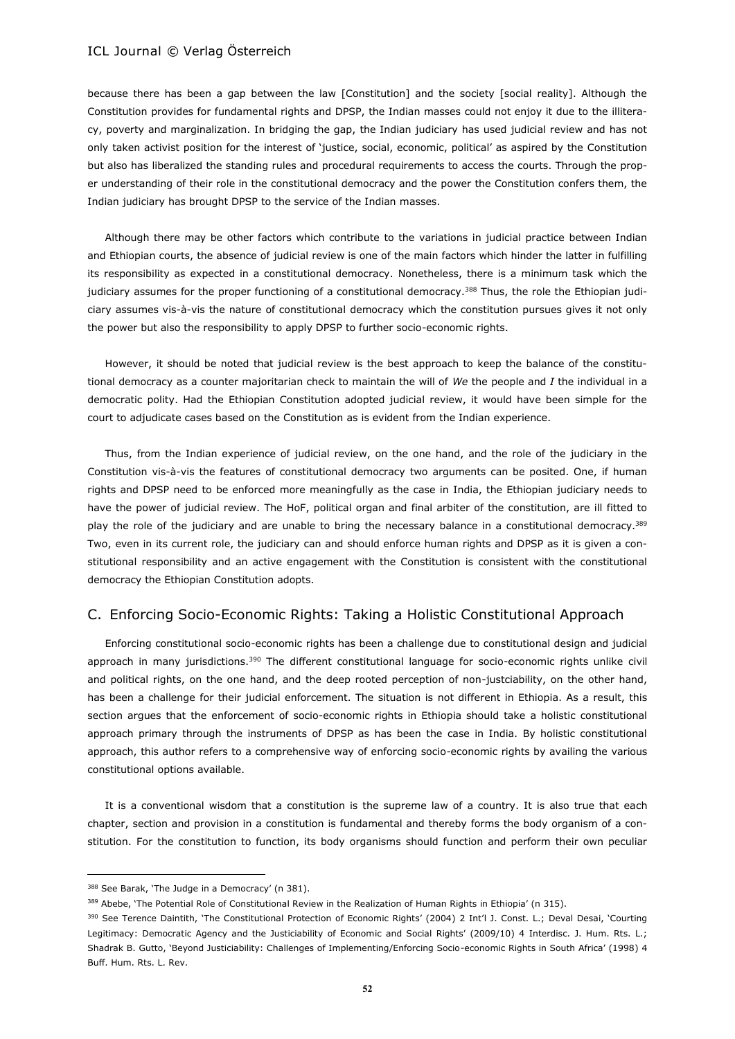because there has been a gap between the law [Constitution] and the society [social reality]. Although the Constitution provides for fundamental rights and DPSP, the Indian masses could not enjoy it due to the illiteracy, poverty and marginalization. In bridging the gap, the Indian judiciary has used judicial review and has not only taken activist position for the interest of 'justice, social, economic, political' as aspired by the Constitution but also has liberalized the standing rules and procedural requirements to access the courts. Through the proper understanding of their role in the constitutional democracy and the power the Constitution confers them, the Indian judiciary has brought DPSP to the service of the Indian masses.

Although there may be other factors which contribute to the variations in judicial practice between Indian and Ethiopian courts, the absence of judicial review is one of the main factors which hinder the latter in fulfilling its responsibility as expected in a constitutional democracy. Nonetheless, there is a minimum task which the judiciary assumes for the proper functioning of a constitutional democracy.[388] Thus, the role the Ethiopian judiciary assumes vis-à-vis the nature of constitutional democracy which the constitution pursues gives it not only the power but also the responsibility to apply DPSP to further socio-economic rights.

However, it should be noted that judicial review is the best approach to keep the balance of the constitutional democracy as a counter majoritarian check to maintain the will of *We* the people and *I* the individual in a democratic polity. Had the Ethiopian Constitution adopted judicial review, it would have been simple for the court to adjudicate cases based on the Constitution as is evident from the Indian experience.

Thus, from the Indian experience of judicial review, on the one hand, and the role of the judiciary in the Constitution vis-à-vis the features of constitutional democracy two arguments can be posited. One, if human rights and DPSP need to be enforced more meaningfully as the case in India, the Ethiopian judiciary needs to have the power of judicial review. The HoF, political organ and final arbiter of the constitution, are ill fitted to play the role of the judiciary and are unable to bring the necessary balance in a constitutional democracy.[389] Two, even in its current role, the judiciary can and should enforce human rights and DPSP as it is given a constitutional responsibility and an active engagement with the Constitution is consistent with the constitutional democracy the Ethiopian Constitution adopts.

## C. Enforcing Socio-Economic Rights: Taking a Holistic Constitutional Approach

Enforcing constitutional socio-economic rights has been a challenge due to constitutional design and judicial approach in many jurisdictions.[390] The different constitutional language for socio-economic rights unlike civil and political rights, on the one hand, and the deep rooted perception of non-justciability, on the other hand, has been a challenge for their judicial enforcement. The situation is not different in Ethiopia. As a result, this section argues that the enforcement of socio-economic rights in Ethiopia should take a holistic constitutional approach primary through the instruments of DPSP as has been the case in India. By holistic constitutional approach, this author refers to a comprehensive way of enforcing socio-economic rights by availing the various constitutional options available.

It is a conventional wisdom that a constitution is the supreme law of a country. It is also true that each chapter, section and provision in a constitution is fundamental and thereby forms the body organism of a constitution. For the constitution to function, its body organisms should function and perform their own peculiar

---

[388] See Barak, 'The Judge in a Democracy' (n 381).

[389] Abebe, 'The Potential Role of Constitutional Review in the Realization of Human Rights in Ethiopia' (n 315).

[390] See Terence Daintith, 'The Constitutional Protection of Economic Rights' (2004) 2 Int'l J. Const. L.; Deval Desai, 'Courting Legitimacy: Democratic Agency and the Justiciability of Economic and Social Rights' (2009/10) 4 Interdisc. J. Hum. Rts. L.; Shadrak B. Gutto, 'Beyond Justiciability: Challenges of Implementing/Enforcing Socio-economic Rights in South Africa' (1998) 4 Buff. Hum. Rts. L. Rev.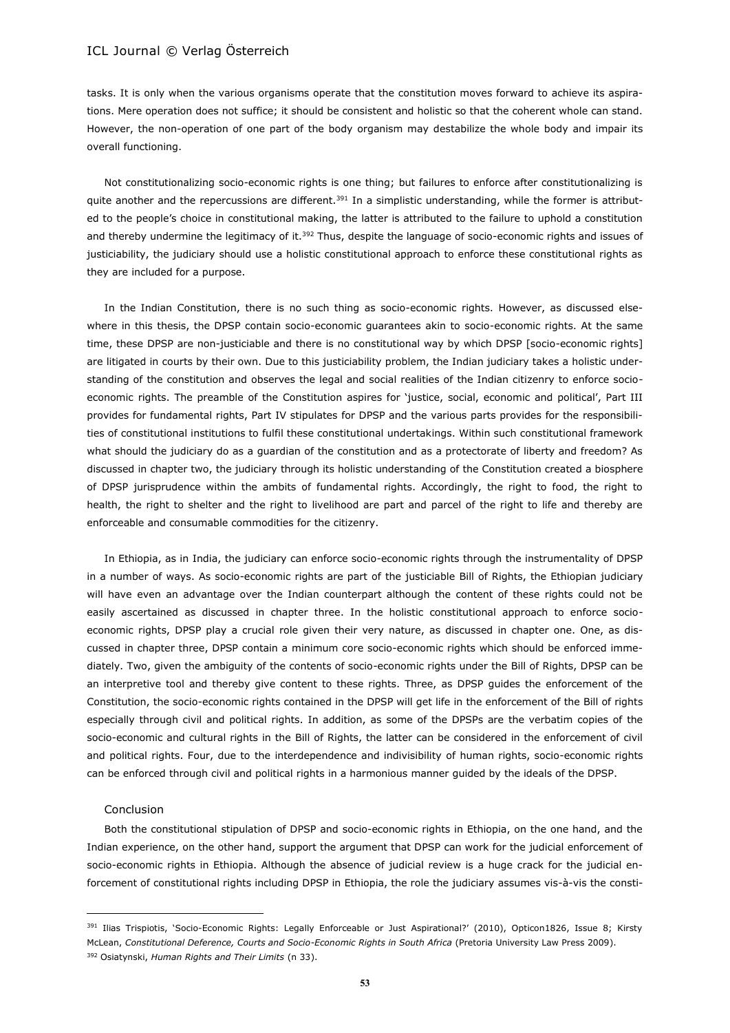tasks. It is only when the various organisms operate that the constitution moves forward to achieve its aspirations. Mere operation does not suffice; it should be consistent and holistic so that the coherent whole can stand. However, the non-operation of one part of the body organism may destabilize the whole body and impair its overall functioning.

Not constitutionalizing socio-economic rights is one thing; but failures to enforce after constitutionalizing is quite another and the repercussions are different.[391] In a simplistic understanding, while the former is attributed to the people's choice in constitutional making, the latter is attributed to the failure to uphold a constitution and thereby undermine the legitimacy of it.[392] Thus, despite the language of socio-economic rights and issues of justiciability, the judiciary should use a holistic constitutional approach to enforce these constitutional rights as they are included for a purpose.

In the Indian Constitution, there is no such thing as socio-economic rights. However, as discussed elsewhere in this thesis, the DPSP contain socio-economic guarantees akin to socio-economic rights. At the same time, these DPSP are non-justiciable and there is no constitutional way by which DPSP [socio-economic rights] are litigated in courts by their own. Due to this justiciability problem, the Indian judiciary takes a holistic understanding of the constitution and observes the legal and social realities of the Indian citizenry to enforce socio-economic rights. The preamble of the Constitution aspires for 'justice, social, economic and political', Part III provides for fundamental rights, Part IV stipulates for DPSP and the various parts provides for the responsibilities of constitutional institutions to fulfil these constitutional undertakings. Within such constitutional framework what should the judiciary do as a guardian of the constitution and as a protectorate of liberty and freedom? As discussed in chapter two, the judiciary through its holistic understanding of the Constitution created a biosphere of DPSP jurisprudence within the ambits of fundamental rights. Accordingly, the right to food, the right to health, the right to shelter and the right to livelihood are part and parcel of the right to life and thereby are enforceable and consumable commodities for the citizenry.

In Ethiopia, as in India, the judiciary can enforce socio-economic rights through the instrumentality of DPSP in a number of ways. As socio-economic rights are part of the justiciable Bill of Rights, the Ethiopian judiciary will have even an advantage over the Indian counterpart although the content of these rights could not be easily ascertained as discussed in chapter three. In the holistic constitutional approach to enforce socio-economic rights, DPSP play a crucial role given their very nature, as discussed in chapter one. One, as discussed in chapter three, DPSP contain a minimum core socio-economic rights which should be enforced immediately. Two, given the ambiguity of the contents of socio-economic rights under the Bill of Rights, DPSP can be an interpretive tool and thereby give content to these rights. Three, as DPSP guides the enforcement of the Constitution, the socio-economic rights contained in the DPSP will get life in the enforcement of the Bill of rights especially through civil and political rights. In addition, as some of the DPSPs are the verbatim copies of the socio-economic and cultural rights in the Bill of Rights, the latter can be considered in the enforcement of civil and political rights. Four, due to the interdependence and indivisibility of human rights, socio-economic rights can be enforced through civil and political rights in a harmonious manner guided by the ideals of the DPSP.

## Conclusion

Both the constitutional stipulation of DPSP and socio-economic rights in Ethiopia, on the one hand, and the Indian experience, on the other hand, support the argument that DPSP can work for the judicial enforcement of socio-economic rights in Ethiopia. Although the absence of judicial review is a huge crack for the judicial enforcement of constitutional rights including DPSP in Ethiopia, the role the judiciary assumes vis-à-vis the consti-

---

[391] Ilias Trispiotis, 'Socio-Economic Rights: Legally Enforceable or Just Aspirational?' (2010), Opticon1826, Issue 8; Kirsty McLean, *Constitutional Deference, Courts and Socio-Economic Rights in South Africa* (Pretoria University Law Press 2009).

[392] Osiatynski, *Human Rights and Their Limits* (n 33).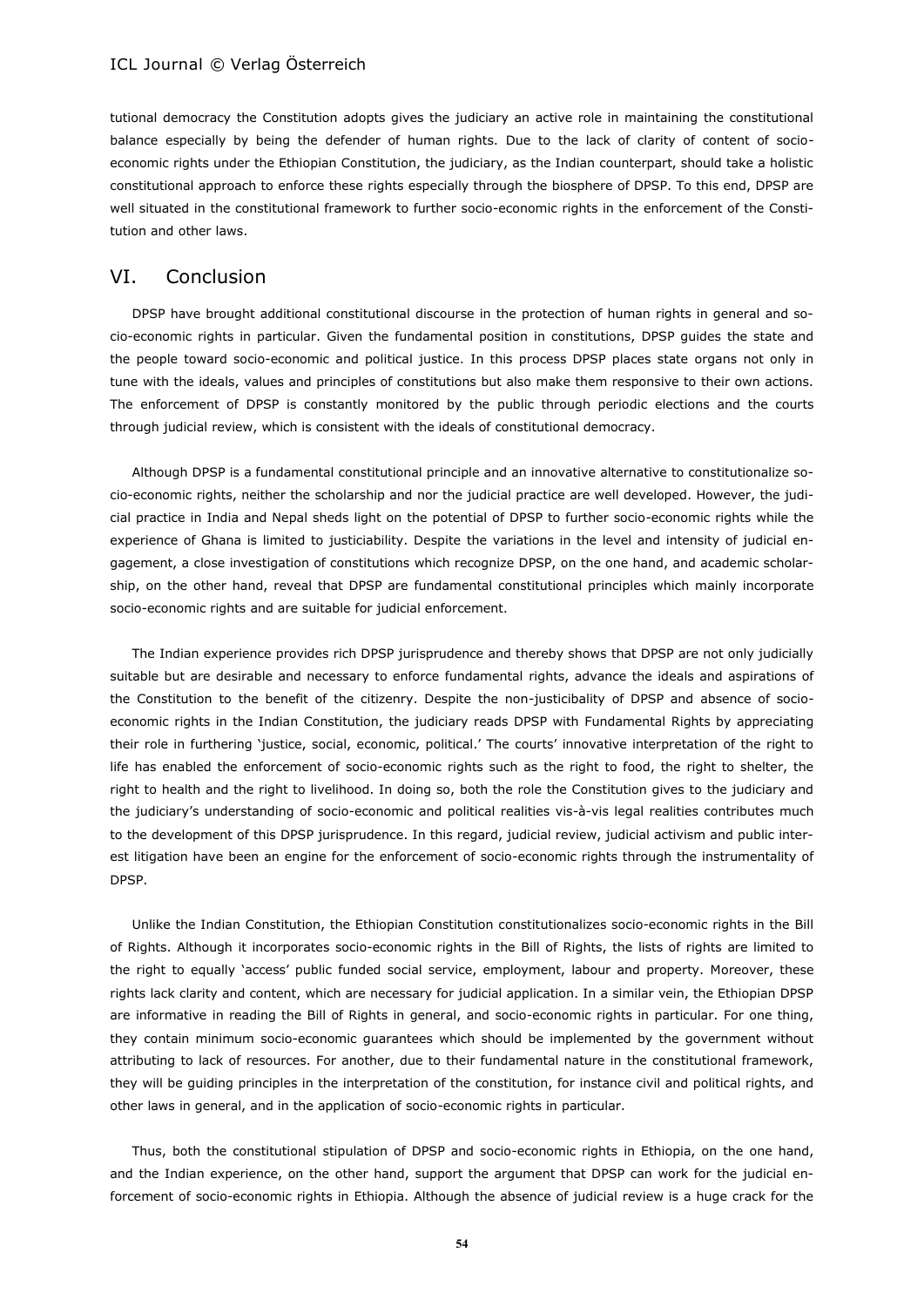tutional democracy the Constitution adopts gives the judiciary an active role in maintaining the constitutional balance especially by being the defender of human rights. Due to the lack of clarity of content of socio-economic rights under the Ethiopian Constitution, the judiciary, as the Indian counterpart, should take a holistic constitutional approach to enforce these rights especially through the biosphere of DPSP. To this end, DPSP are well situated in the constitutional framework to further socio-economic rights in the enforcement of the Constitution and other laws.

## VI. Conclusion

DPSP have brought additional constitutional discourse in the protection of human rights in general and socio-economic rights in particular. Given the fundamental position in constitutions, DPSP guides the state and the people toward socio-economic and political justice. In this process DPSP places state organs not only in tune with the ideals, values and principles of constitutions but also make them responsive to their own actions. The enforcement of DPSP is constantly monitored by the public through periodic elections and the courts through judicial review, which is consistent with the ideals of constitutional democracy.

Although DPSP is a fundamental constitutional principle and an innovative alternative to constitutionalize socio-economic rights, neither the scholarship and nor the judicial practice are well developed. However, the judicial practice in India and Nepal sheds light on the potential of DPSP to further socio-economic rights while the experience of Ghana is limited to justiciability. Despite the variations in the level and intensity of judicial engagement, a close investigation of constitutions which recognize DPSP, on the one hand, and academic scholarship, on the other hand, reveal that DPSP are fundamental constitutional principles which mainly incorporate socio-economic rights and are suitable for judicial enforcement.

The Indian experience provides rich DPSP jurisprudence and thereby shows that DPSP are not only judicially suitable but are desirable and necessary to enforce fundamental rights, advance the ideals and aspirations of the Constitution to the benefit of the citizenry. Despite the non-justicibality of DPSP and absence of socio-economic rights in the Indian Constitution, the judiciary reads DPSP with Fundamental Rights by appreciating their role in furthering 'justice, social, economic, political.' The courts' innovative interpretation of the right to life has enabled the enforcement of socio-economic rights such as the right to food, the right to shelter, the right to health and the right to livelihood. In doing so, both the role the Constitution gives to the judiciary and the judiciary's understanding of socio-economic and political realities vis-à-vis legal realities contributes much to the development of this DPSP jurisprudence. In this regard, judicial review, judicial activism and public interest litigation have been an engine for the enforcement of socio-economic rights through the instrumentality of DPSP.

Unlike the Indian Constitution, the Ethiopian Constitution constitutionalizes socio-economic rights in the Bill of Rights. Although it incorporates socio-economic rights in the Bill of Rights, the lists of rights are limited to the right to equally 'access' public funded social service, employment, labour and property. Moreover, these rights lack clarity and content, which are necessary for judicial application. In a similar vein, the Ethiopian DPSP are informative in reading the Bill of Rights in general, and socio-economic rights in particular. For one thing, they contain minimum socio-economic guarantees which should be implemented by the government without attributing to lack of resources. For another, due to their fundamental nature in the constitutional framework, they will be guiding principles in the interpretation of the constitution, for instance civil and political rights, and other laws in general, and in the application of socio-economic rights in particular.

Thus, both the constitutional stipulation of DPSP and socio-economic rights in Ethiopia, on the one hand, and the Indian experience, on the other hand, support the argument that DPSP can work for the judicial enforcement of socio-economic rights in Ethiopia. Although the absence of judicial review is a huge crack for the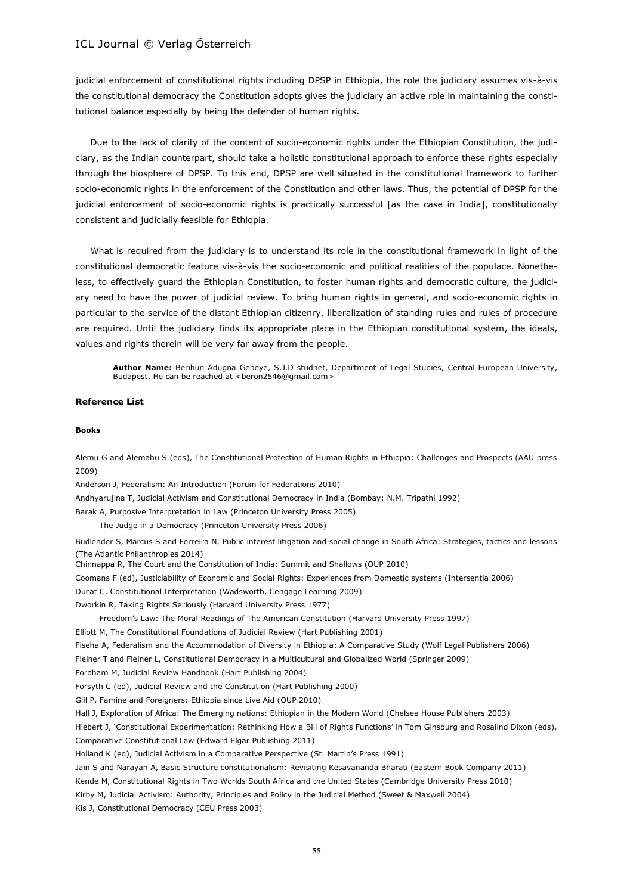judicial enforcement of constitutional rights including DPSP in Ethiopia, the role the judiciary assumes vis-à-vis the constitutional democracy the Constitution adopts gives the judiciary an active role in maintaining the constitutional balance especially by being the defender of human rights.

Due to the lack of clarity of the content of socio-economic rights under the Ethiopian Constitution, the judiciary, as the Indian counterpart, should take a holistic constitutional approach to enforce these rights especially through the biosphere of DPSP. To this end, DPSP are well situated in the constitutional framework to further socio-economic rights in the enforcement of the Constitution and other laws. Thus, the potential of DPSP for the judicial enforcement of socio-economic rights is practically successful [as the case in India], constitutionally consistent and judicially feasible for Ethiopia.

What is required from the judiciary is to understand its role in the constitutional framework in light of the constitutional democratic feature vis-à-vis the socio-economic and political realities of the populace. Nonetheless, to effectively guard the Ethiopian Constitution, to foster human rights and democratic culture, the judiciary need to have the power of judicial review. To bring human rights in general, and socio-economic rights in particular to the service of the distant Ethiopian citizenry, liberalization of standing rules and rules of procedure are required. Until the judiciary finds its appropriate place in the Ethiopian constitutional system, the ideals, values and rights therein will be very far away from the people.

**Author Name:** Berihun Adugna Gebeye, S.J.D studnet, Department of Legal Studies, Central European University, Budapest. He can be reached at <beron2546@gmail.com>

### Reference List

#### Books

Alemu G and Alemahu S (eds), The Constitutional Protection of Human Rights in Ethiopia: Challenges and Prospects (AAU press 2009)

Anderson J, Federalism: An Introduction (Forum for Federations 2010)

Andhyarujina T, Judicial Activism and Constitutional Democracy in India (Bombay: N.M. Tripathi 1992)

Barak A, Purposive Interpretation in Law (Princeton University Press 2005)

__ __ The Judge in a Democracy (Princeton University Press 2006)

Budlender S, Marcus S and Ferreira N, Public interest litigation and social change in South Africa: Strategies, tactics and lessons (The Atlantic Philanthropies 2014)

Chinnappa R, The Court and the Constitution of India: Summit and Shallows (OUP 2010)

Coomans F (ed), Justiciability of Economic and Social Rights: Experiences from Domestic systems (Intersentia 2006)

Ducat C, Constitutional Interpretation (Wadsworth, Cengage Learning 2009)

Dworkin R, Taking Rights Seriously (Harvard University Press 1977)

__ __ Freedom's Law: The Moral Readings of The American Constitution (Harvard University Press 1997)

Elliott M, The Constitutional Foundations of Judicial Review (Hart Publishing 2001)

Fiseha A, Federalism and the Accommodation of Diversity in Ethiopia: A Comparative Study (Wolf Legal Publishers 2006)

Fleiner T and Fleiner L, Constitutional Democracy in a Multicultural and Globalized World (Springer 2009)

Fordham M, Judicial Review Handbook (Hart Publishing 2004)

Forsyth C (ed), Judicial Review and the Constitution (Hart Publishing 2000)

Gill P, Famine and Foreigners: Ethiopia since Live Aid (OUP 2010)

Hall J, Exploration of Africa: The Emerging nations: Ethiopian in the Modern World (Chelsea House Publishers 2003)

Hiebert J, 'Constitutional Experimentation: Rethinking How a Bill of Rights Functions' in Tom Ginsburg and Rosalind Dixon (eds), Comparative Constitutional Law (Edward Elgar Publishing 2011)

Holland K (ed), Judicial Activism in a Comparative Perspective (St. Martin's Press 1991)

Jain S and Narayan A, Basic Structure constitutionalism: Revisiting Kesavananda Bharati (Eastern Book Company 2011)

Kende M, Constitutional Rights in Two Worlds South Africa and the United States (Cambridge University Press 2010)

Kirby M, Judicial Activism: Authority, Principles and Policy in the Judicial Method (Sweet & Maxwell 2004)

Kis J, Constitutional Democracy (CEU Press 2003)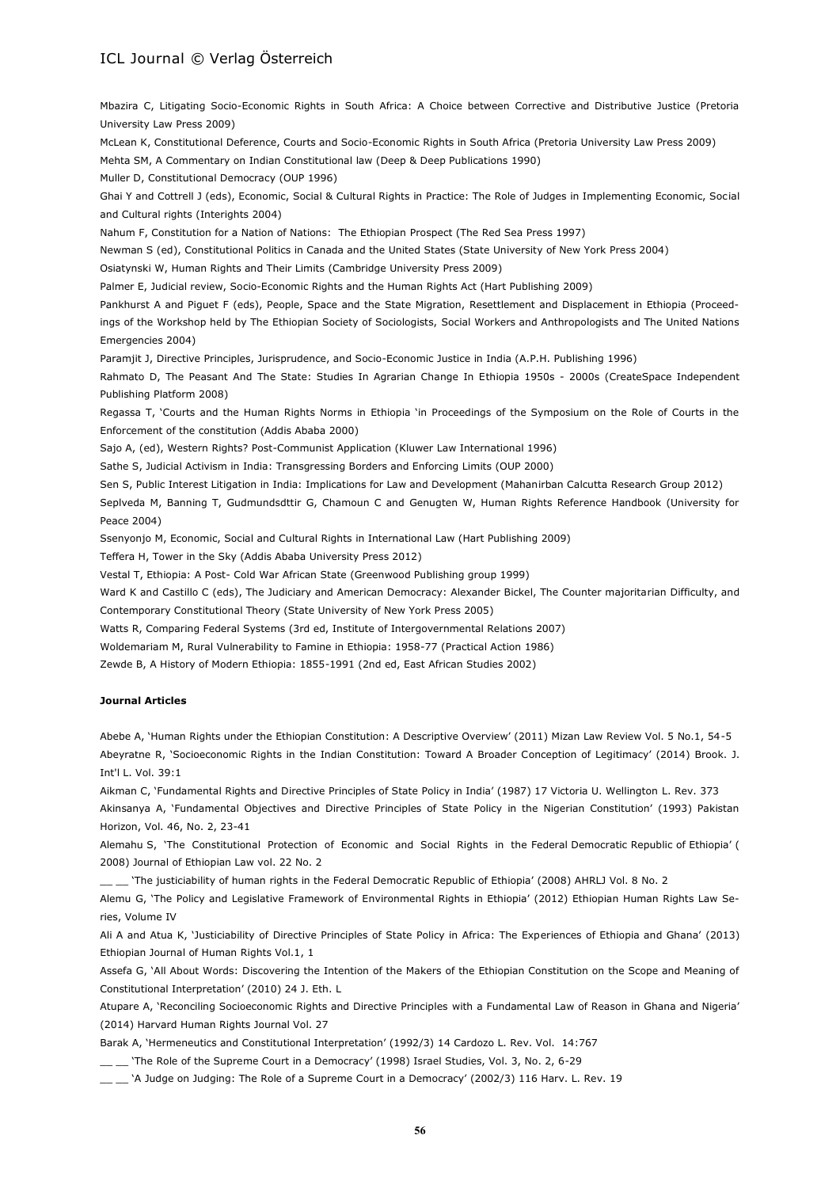Mbazira C, Litigating Socio-Economic Rights in South Africa: A Choice between Corrective and Distributive Justice (Pretoria University Law Press 2009)

McLean K, Constitutional Deference, Courts and Socio-Economic Rights in South Africa (Pretoria University Law Press 2009)

Mehta SM, A Commentary on Indian Constitutional law (Deep & Deep Publications 1990)

Muller D, Constitutional Democracy (OUP 1996)

Ghai Y and Cottrell J (eds), Economic, Social & Cultural Rights in Practice: The Role of Judges in Implementing Economic, Social and Cultural rights (Interights 2004)

Nahum F, Constitution for a Nation of Nations: The Ethiopian Prospect (The Red Sea Press 1997)

Newman S (ed), Constitutional Politics in Canada and the United States (State University of New York Press 2004)

Osiatynski W, Human Rights and Their Limits (Cambridge University Press 2009)

Palmer E, Judicial review, Socio-Economic Rights and the Human Rights Act (Hart Publishing 2009)

Pankhurst A and Piguet F (eds), People, Space and the State Migration, Resettlement and Displacement in Ethiopia (Proceedings of the Workshop held by The Ethiopian Society of Sociologists, Social Workers and Anthropologists and The United Nations Emergencies 2004)

Paramjit J, Directive Principles, Jurisprudence, and Socio-Economic Justice in India (A.P.H. Publishing 1996)

Rahmato D, The Peasant And The State: Studies In Agrarian Change In Ethiopia 1950s - 2000s (CreateSpace Independent Publishing Platform 2008)

Regassa T, 'Courts and the Human Rights Norms in Ethiopia 'in Proceedings of the Symposium on the Role of Courts in the Enforcement of the constitution (Addis Ababa 2000)

Sajo A, (ed), Western Rights? Post-Communist Application (Kluwer Law International 1996)

Sathe S, Judicial Activism in India: Transgressing Borders and Enforcing Limits (OUP 2000)

Sen S, Public Interest Litigation in India: Implications for Law and Development (Mahanirban Calcutta Research Group 2012)

Seplveda M, Banning T, Gudmundsdttir G, Chamoun C and Genugten W, Human Rights Reference Handbook (University for Peace 2004)

Ssenyonjo M, Economic, Social and Cultural Rights in International Law (Hart Publishing 2009)

Teffera H, Tower in the Sky (Addis Ababa University Press 2012)

Vestal T, Ethiopia: A Post- Cold War African State (Greenwood Publishing group 1999)

Ward K and Castillo C (eds), The Judiciary and American Democracy: Alexander Bickel, The Counter majoritarian Difficulty, and Contemporary Constitutional Theory (State University of New York Press 2005)

Watts R, Comparing Federal Systems (3rd ed, Institute of Intergovernmental Relations 2007)

Woldemariam M, Rural Vulnerability to Famine in Ethiopia: 1958-77 (Practical Action 1986)

Zewde B, A History of Modern Ethiopia: 1855-1991 (2nd ed, East African Studies 2002)

**Journal Articles**

Abebe A, 'Human Rights under the Ethiopian Constitution: A Descriptive Overview' (2011) Mizan Law Review Vol. 5 No.1, 54-5

Abeyratne R, 'Socioeconomic Rights in the Indian Constitution: Toward A Broader Conception of Legitimacy' (2014) Brook. J. Int'l L. Vol. 39:1

Aikman C, 'Fundamental Rights and Directive Principles of State Policy in India' (1987) 17 Victoria U. Wellington L. Rev. 373

Akinsanya A, 'Fundamental Objectives and Directive Principles of State Policy in the Nigerian Constitution' (1993) Pakistan Horizon, Vol. 46, No. 2, 23-41

Alemahu S, 'The Constitutional Protection of Economic and Social Rights in the Federal Democratic Republic of Ethiopia' ( 2008) Journal of Ethiopian Law vol. 22 No. 2

__ __ 'The justiciability of human rights in the Federal Democratic Republic of Ethiopia' (2008) AHRLJ Vol. 8 No. 2

Alemu G, 'The Policy and Legislative Framework of Environmental Rights in Ethiopia' (2012) Ethiopian Human Rights Law Series, Volume IV

Ali A and Atua K, 'Justiciability of Directive Principles of State Policy in Africa: The Experiences of Ethiopia and Ghana' (2013) Ethiopian Journal of Human Rights Vol.1, 1

Assefa G, 'All About Words: Discovering the Intention of the Makers of the Ethiopian Constitution on the Scope and Meaning of Constitutional Interpretation' (2010) 24 J. Eth. L

Atupare A, 'Reconciling Socioeconomic Rights and Directive Principles with a Fundamental Law of Reason in Ghana and Nigeria' (2014) Harvard Human Rights Journal Vol. 27

Barak A, 'Hermeneutics and Constitutional Interpretation' (1992/3) 14 Cardozo L. Rev. Vol. 14:767

__ __ 'The Role of the Supreme Court in a Democracy' (1998) Israel Studies, Vol. 3, No. 2, 6-29

__ __ 'A Judge on Judging: The Role of a Supreme Court in a Democracy' (2002/3) 116 Harv. L. Rev. 19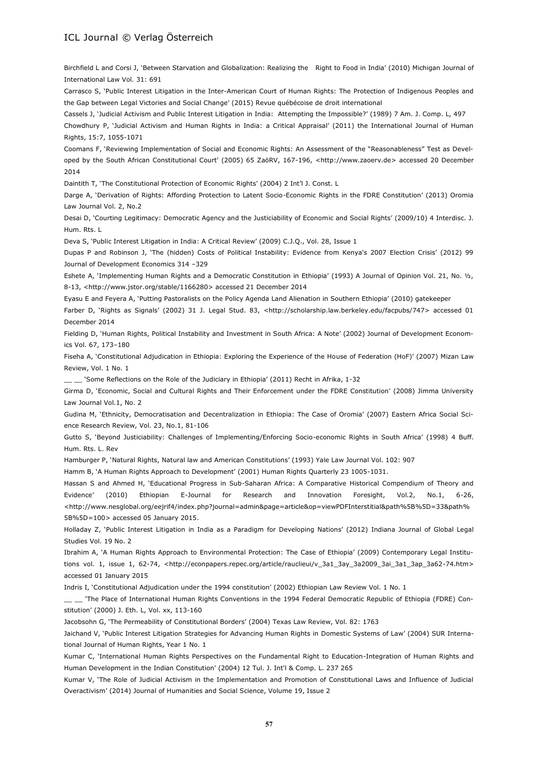Birchfield L and Corsi J, 'Between Starvation and Globalization: Realizing the Right to Food in India' (2010) Michigan Journal of International Law Vol. 31: 691

Carrasco S, 'Public Interest Litigation in the Inter-American Court of Human Rights: The Protection of Indigenous Peoples and the Gap between Legal Victories and Social Change' (2015) Revue québécoise de droit international

Cassels J, 'Judicial Activism and Public Interest Litigation in India: Attempting the Impossible?' (1989) 7 Am. J. Comp. L, 497

Chowdhury P, 'Judicial Activism and Human Rights in India: a Critical Appraisal' (2011) the International Journal of Human Rights, 15:7, 1055-1071

Coomans F, 'Reviewing Implementation of Social and Economic Rights: An Assessment of the "Reasonableness" Test as Developed by the South African Constitutional Court' (2005) 65 ZaöRV, 167-196, <http://www.zaoerv.de> accessed 20 December 2014

Daintith T, 'The Constitutional Protection of Economic Rights' (2004) 2 Int'l J. Const. L

Darge A, 'Derivation of Rights: Affording Protection to Latent Socio-Economic Rights in the FDRE Constitution' (2013) Oromia Law Journal Vol. 2, No.2

Desai D, 'Courting Legitimacy: Democratic Agency and the Justiciability of Economic and Social Rights' (2009/10) 4 Interdisc. J. Hum. Rts. L

Deva S, 'Public Interest Litigation in India: A Critical Review' (2009) C.J.Q., Vol. 28, Issue 1

Dupas P and Robinson J, 'The (hidden) Costs of Political Instability: Evidence from Kenya's 2007 Election Crisis' (2012) 99 Journal of Development Economics 314 –329

Eshete A, 'Implementing Human Rights and a Democratic Constitution in Ethiopia' (1993) A Journal of Opinion Vol. 21, No. ½, 8-13, <http://www.jstor.org/stable/1166280> accessed 21 December 2014

Eyasu E and Feyera A, 'Putting Pastoralists on the Policy Agenda Land Alienation in Southern Ethiopia' (2010) gatekeeper

Farber D, 'Rights as Signals' (2002) 31 J. Legal Stud. 83, <http://scholarship.law.berkeley.edu/facpubs/747> accessed 01 December 2014

Fielding D, 'Human Rights, Political Instability and Investment in South Africa: A Note' (2002) Journal of Development Economics Vol. 67, 173–180

Fiseha A, 'Constitutional Adjudication in Ethiopia: Exploring the Experience of the House of Federation (HoF)' (2007) Mizan Law Review, Vol. 1 No. 1

__ __ 'Some Reflections on the Role of the Judiciary in Ethiopia' (2011) Recht in Afrika, 1-32

Girma D, 'Economic, Social and Cultural Rights and Their Enforcement under the FDRE Constitution' (2008) Jimma University Law Journal Vol.1, No. 2

Gudina M, 'Ethnicity, Democratisation and Decentralization in Ethiopia: The Case of Oromia' (2007) Eastern Africa Social Science Research Review, Vol. 23, No.1, 81-106

Gutto S, 'Beyond Justiciability: Challenges of Implementing/Enforcing Socio-economic Rights in South Africa' (1998) 4 Buff. Hum. Rts. L. Rev

Hamburger P, 'Natural Rights, Natural law and American Constitutions' (1993) Yale Law Journal Vol. 102: 907

Hamm B, 'A Human Rights Approach to Development' (2001) Human Rights Quarterly 23 1005-1031.

Hassan S and Ahmed H, 'Educational Progress in Sub-Saharan Africa: A Comparative Historical Compendium of Theory and Evidence' (2010) Ethiopian E-Journal for Research and Innovation Foresight, Vol.2, No.1, 6-26, <http://www.nesglobal.org/eejrif4/index.php?journal=admin&page=article&op=viewPDFInterstitial&path%5B%5D=33&path%5B%5D=100> accessed 05 January 2015.

Holladay Z, 'Public Interest Litigation in India as a Paradigm for Developing Nations' (2012) Indiana Journal of Global Legal Studies Vol. 19 No. 2

Ibrahim A, 'A Human Rights Approach to Environmental Protection: The Case of Ethiopia' (2009) Contemporary Legal Institutions vol. 1, issue 1, 62-74, <http://econpapers.repec.org/article/rauclieui/v_3a1_3ay_3a2009_3ai_3a1_3ap_3a62-74.htm> accessed 01 January 2015

Indris I, 'Constitutional Adjudication under the 1994 constitution' (2002) Ethiopian Law Review Vol. 1 No. 1

__ __ 'The Place of International Human Rights Conventions in the 1994 Federal Democratic Republic of Ethiopia (FDRE) Constitution' (2000) J. Eth. L, Vol. xx, 113-160

Jacobsohn G, 'The Permeability of Constitutional Borders' (2004) Texas Law Review, Vol. 82: 1763

Jaichand V, 'Public Interest Litigation Strategies for Advancing Human Rights in Domestic Systems of Law' (2004) SUR International Journal of Human Rights, Year 1 No. 1

Kumar C, 'International Human Rights Perspectives on the Fundamental Right to Education-Integration of Human Rights and Human Development in the Indian Constitution' (2004) 12 Tul. J. Int'l & Comp. L. 237 265

Kumar V, 'The Role of Judicial Activism in the Implementation and Promotion of Constitutional Laws and Influence of Judicial Overactivism' (2014) Journal of Humanities and Social Science, Volume 19, Issue 2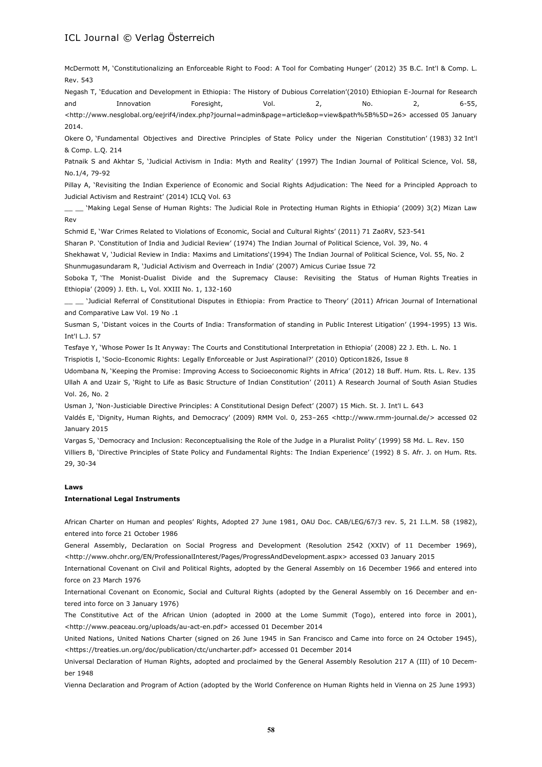McDermott M, 'Constitutionalizing an Enforceable Right to Food: A Tool for Combating Hunger' (2012) 35 B.C. Int'l & Comp. L. Rev. 543

Negash T, 'Education and Development in Ethiopia: The History of Dubious Correlation'(2010) Ethiopian E-Journal for Research and Innovation Foresight, Vol. 2, No. 2, 6-55, <http://www.nesglobal.org/eejrif4/index.php?journal=admin&page=article&op=view&path%5B%5D=26> accessed 05 January 2014.

Okere O, 'Fundamental Objectives and Directive Principles of State Policy under the Nigerian Constitution' (1983) 32 Int'l & Comp. L.Q. 214

Patnaik S and Akhtar S, 'Judicial Activism in India: Myth and Reality' (1997) The Indian Journal of Political Science, Vol. 58, No.1/4, 79-92

Pillay A, 'Revisiting the Indian Experience of Economic and Social Rights Adjudication: The Need for a Principled Approach to Judicial Activism and Restraint' (2014) ICLQ Vol. 63

__ __ 'Making Legal Sense of Human Rights: The Judicial Role in Protecting Human Rights in Ethiopia' (2009) 3(2) Mizan Law Rev

Schmid E, 'War Crimes Related to Violations of Economic, Social and Cultural Rights' (2011) 71 ZaöRV, 523-541

Sharan P. 'Constitution of India and Judicial Review' (1974) The Indian Journal of Political Science, Vol. 39, No. 4

Shekhawat V, 'Judicial Review in India: Maxims and Limitations'(1994) The Indian Journal of Political Science, Vol. 55, No. 2

Shunmugasundaram R, 'Judicial Activism and Overreach in India' (2007) Amicus Curiae Issue 72

Soboka T, 'The Monist-Dualist Divide and the Supremacy Clause: Revisiting the Status of Human Rights Treaties in Ethiopia' (2009) J. Eth. L, Vol. XXIII No. 1, 132-160

__ __ 'Judicial Referral of Constitutional Disputes in Ethiopia: From Practice to Theory' (2011) African Journal of International and Comparative Law Vol. 19 No .1

Susman S, 'Distant voices in the Courts of India: Transformation of standing in Public Interest Litigation' (1994-1995) 13 Wis. Int'l L.J. 57

Tesfaye Y, 'Whose Power Is It Anyway: The Courts and Constitutional Interpretation in Ethiopia' (2008) 22 J. Eth. L. No. 1

Trispiotis I, 'Socio-Economic Rights: Legally Enforceable or Just Aspirational?' (2010) Opticon1826, Issue 8

Udombana N, 'Keeping the Promise: Improving Access to Socioeconomic Rights in Africa' (2012) 18 Buff. Hum. Rts. L. Rev. 135

Ullah A and Uzair S, 'Right to Life as Basic Structure of Indian Constitution' (2011) A Research Journal of South Asian Studies Vol. 26, No. 2

Usman J, 'Non-Justiciable Directive Principles: A Constitutional Design Defect' (2007) 15 Mich. St. J. Int'l L. 643

Valdés E, 'Dignity, Human Rights, and Democracy' (2009) RMM Vol. 0, 253–265 <http://www.rmm-journal.de/> accessed 02 January 2015

Vargas S, 'Democracy and Inclusion: Reconceptualising the Role of the Judge in a Pluralist Polity' (1999) 58 Md. L. Rev. 150

Villiers B, 'Directive Principles of State Policy and Fundamental Rights: The Indian Experience' (1992) 8 S. Afr. J. on Hum. Rts. 29, 30-34

**Laws**

**International Legal Instruments**

African Charter on Human and peoples' Rights, Adopted 27 June 1981, OAU Doc. CAB/LEG/67/3 rev. 5, 21 I.L.M. 58 (1982), entered into force 21 October 1986

General Assembly, Declaration on Social Progress and Development (Resolution 2542 (XXIV) of 11 December 1969), <http://www.ohchr.org/EN/ProfessionalInterest/Pages/ProgressAndDevelopment.aspx> accessed 03 January 2015

International Covenant on Civil and Political Rights, adopted by the General Assembly on 16 December 1966 and entered into force on 23 March 1976

International Covenant on Economic, Social and Cultural Rights (adopted by the General Assembly on 16 December and entered into force on 3 January 1976)

The Constitutive Act of the African Union (adopted in 2000 at the Lome Summit (Togo), entered into force in 2001), <http://www.peaceau.org/uploads/au-act-en.pdf> accessed 01 December 2014

United Nations, United Nations Charter (signed on 26 June 1945 in San Francisco and Came into force on 24 October 1945), <https://treaties.un.org/doc/publication/ctc/uncharter.pdf> accessed 01 December 2014

Universal Declaration of Human Rights, adopted and proclaimed by the General Assembly Resolution 217 A (III) of 10 December 1948

Vienna Declaration and Program of Action (adopted by the World Conference on Human Rights held in Vienna on 25 June 1993)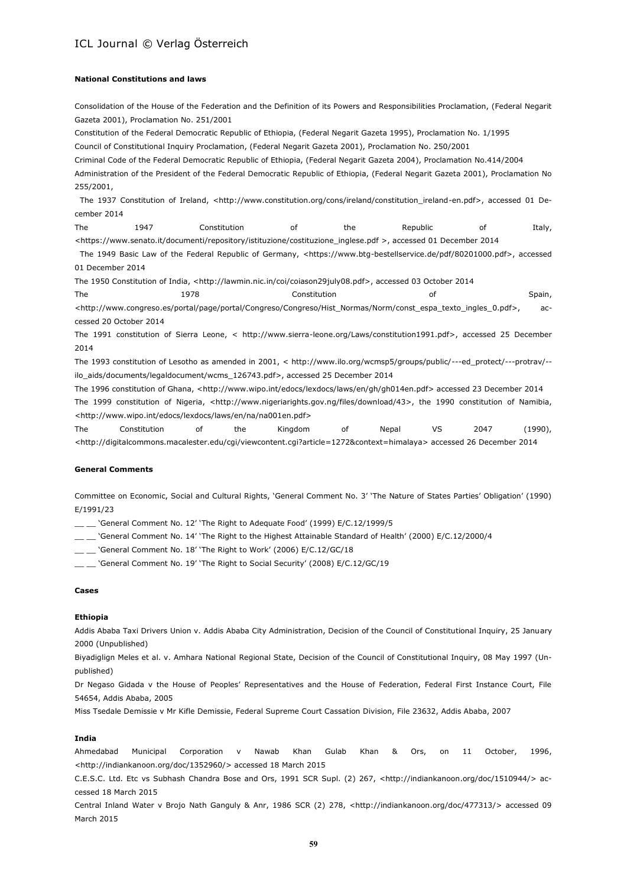#### National Constitutions and laws

Consolidation of the House of the Federation and the Definition of its Powers and Responsibilities Proclamation, (Federal Negarit Gazeta 2001), Proclamation No. 251/2001

Constitution of the Federal Democratic Republic of Ethiopia, (Federal Negarit Gazeta 1995), Proclamation No. 1/1995

Council of Constitutional Inquiry Proclamation, (Federal Negarit Gazeta 2001), Proclamation No. 250/2001

Criminal Code of the Federal Democratic Republic of Ethiopia, (Federal Negarit Gazeta 2004), Proclamation No.414/2004

Administration of the President of the Federal Democratic Republic of Ethiopia, (Federal Negarit Gazeta 2001), Proclamation No 255/2001,

The 1937 Constitution of Ireland, <http://www.constitution.org/cons/ireland/constitution_ireland-en.pdf>, accessed 01 December 2014

The 1947 Constitution of the Republic of Italy, <https://www.senato.it/documenti/repository/istituzione/costituzione_inglese.pdf >, accessed 01 December 2014

The 1949 Basic Law of the Federal Republic of Germany, <https://www.btg-bestellservice.de/pdf/80201000.pdf>, accessed 01 December 2014

The 1950 Constitution of India, <http://lawmin.nic.in/coi/coiason29july08.pdf>, accessed 03 October 2014

The 1978 Constitution of Spain, <http://www.congreso.es/portal/page/portal/Congreso/Congreso/Hist_Normas/Norm/const_espa_texto_ingles_0.pdf>, accessed 20 October 2014

The 1991 constitution of Sierra Leone, < http://www.sierra-leone.org/Laws/constitution1991.pdf>, accessed 25 December 2014

The 1993 constitution of Lesotho as amended in 2001, < http://www.ilo.org/wcmsp5/groups/public/---ed_protect/---protrav/--ilo_aids/documents/legaldocument/wcms_126743.pdf>, accessed 25 December 2014

The 1996 constitution of Ghana, <http://www.wipo.int/edocs/lexdocs/laws/en/gh/gh014en.pdf> accessed 23 December 2014

The 1999 constitution of Nigeria, <http://www.nigeriarights.gov.ng/files/download/43>, the 1990 constitution of Namibia, <http://www.wipo.int/edocs/lexdocs/laws/en/na/na001en.pdf>

The Constitution of the Kingdom of Nepal VS 2047 (1990), <http://digitalcommons.macalester.edu/cgi/viewcontent.cgi?article=1272&context=himalaya> accessed 26 December 2014

#### General Comments

Committee on Economic, Social and Cultural Rights, 'General Comment No. 3' 'The Nature of States Parties' Obligation' (1990) E/1991/23

__ __ 'General Comment No. 12' 'The Right to Adequate Food' (1999) E/C.12/1999/5

__ __ 'General Comment No. 14' 'The Right to the Highest Attainable Standard of Health' (2000) E/C.12/2000/4

__ __ 'General Comment No. 18' 'The Right to Work' (2006) E/C.12/GC/18

__ __ 'General Comment No. 19' 'The Right to Social Security' (2008) E/C.12/GC/19

#### Cases

##### Ethiopia

Addis Ababa Taxi Drivers Union v. Addis Ababa City Administration, Decision of the Council of Constitutional Inquiry, 25 January 2000 (Unpublished)

Biyadiglign Meles et al. v. Amhara National Regional State, Decision of the Council of Constitutional Inquiry, 08 May 1997 (Unpublished)

Dr Negaso Gidada v the House of Peoples' Representatives and the House of Federation, Federal First Instance Court, File 54654, Addis Ababa, 2005

Miss Tsedale Demissie v Mr Kifle Demissie, Federal Supreme Court Cassation Division, File 23632, Addis Ababa, 2007

##### India

Ahmedabad Municipal Corporation v Nawab Khan Gulab Khan & Ors, on 11 October, 1996, <http://indiankanoon.org/doc/1352960/> accessed 18 March 2015

C.E.S.C. Ltd. Etc vs Subhash Chandra Bose and Ors, 1991 SCR Supl. (2) 267, <http://indiankanoon.org/doc/1510944/> accessed 18 March 2015

Central Inland Water v Brojo Nath Ganguly & Anr, 1986 SCR (2) 278, <http://indiankanoon.org/doc/477313/> accessed 09 March 2015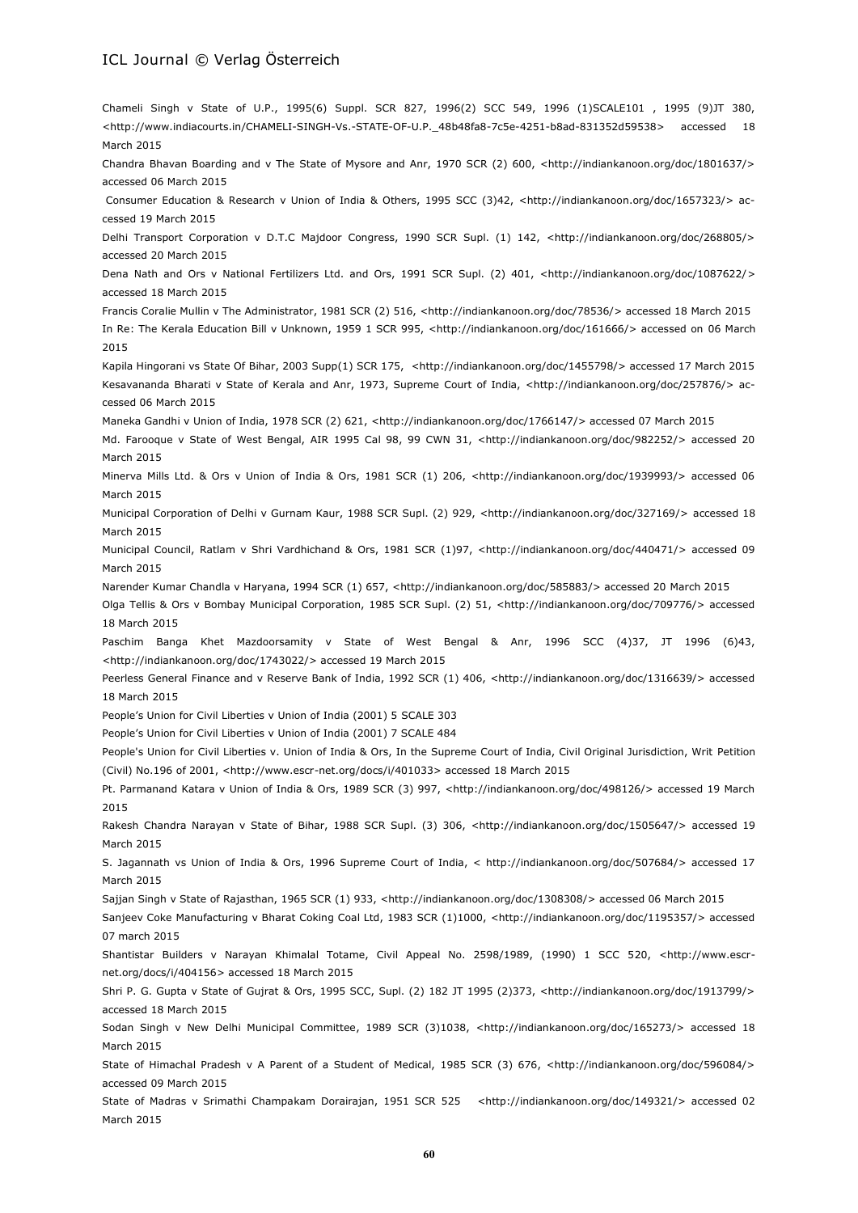Chameli Singh v State of U.P., 1995(6) Suppl. SCR 827, 1996(2) SCC 549, 1996 (1)SCALE101 , 1995 (9)JT 380, <http://www.indiacourts.in/CHAMELI-SINGH-Vs.-STATE-OF-U.P._48b48fa8-7c5e-4251-b8ad-831352d59538> accessed 18 March 2015

Chandra Bhavan Boarding and v The State of Mysore and Anr, 1970 SCR (2) 600, <http://indiankanoon.org/doc/1801637/> accessed 06 March 2015

Consumer Education & Research v Union of India & Others, 1995 SCC (3)42, <http://indiankanoon.org/doc/1657323/> accessed 19 March 2015

Delhi Transport Corporation v D.T.C Majdoor Congress, 1990 SCR Supl. (1) 142, <http://indiankanoon.org/doc/268805/> accessed 20 March 2015

Dena Nath and Ors v National Fertilizers Ltd. and Ors, 1991 SCR Supl. (2) 401, <http://indiankanoon.org/doc/1087622/> accessed 18 March 2015

Francis Coralie Mullin v The Administrator, 1981 SCR (2) 516, <http://indiankanoon.org/doc/78536/> accessed 18 March 2015

In Re: The Kerala Education Bill v Unknown, 1959 1 SCR 995, <http://indiankanoon.org/doc/161666/> accessed on 06 March 2015

Kapila Hingorani vs State Of Bihar, 2003 Supp(1) SCR 175, <http://indiankanoon.org/doc/1455798/> accessed 17 March 2015

Kesavananda Bharati v State of Kerala and Anr, 1973, Supreme Court of India, <http://indiankanoon.org/doc/257876/> accessed 06 March 2015

Maneka Gandhi v Union of India, 1978 SCR (2) 621, <http://indiankanoon.org/doc/1766147/> accessed 07 March 2015

Md. Farooque v State of West Bengal, AIR 1995 Cal 98, 99 CWN 31, <http://indiankanoon.org/doc/982252/> accessed 20 March 2015

Minerva Mills Ltd. & Ors v Union of India & Ors, 1981 SCR (1) 206, <http://indiankanoon.org/doc/1939993/> accessed 06 March 2015

Municipal Corporation of Delhi v Gurnam Kaur, 1988 SCR Supl. (2) 929, <http://indiankanoon.org/doc/327169/> accessed 18 March 2015

Municipal Council, Ratlam v Shri Vardhichand & Ors, 1981 SCR (1)97, <http://indiankanoon.org/doc/440471/> accessed 09 March 2015

Narender Kumar Chandla v Haryana, 1994 SCR (1) 657, <http://indiankanoon.org/doc/585883/> accessed 20 March 2015

Olga Tellis & Ors v Bombay Municipal Corporation, 1985 SCR Supl. (2) 51, <http://indiankanoon.org/doc/709776/> accessed 18 March 2015

Paschim Banga Khet Mazdoorsamity v State of West Bengal & Anr, 1996 SCC (4)37, JT 1996 (6)43, <http://indiankanoon.org/doc/1743022/> accessed 19 March 2015

Peerless General Finance and v Reserve Bank of India, 1992 SCR (1) 406, <http://indiankanoon.org/doc/1316639/> accessed 18 March 2015

People's Union for Civil Liberties v Union of India (2001) 5 SCALE 303

People's Union for Civil Liberties v Union of India (2001) 7 SCALE 484

People's Union for Civil Liberties v. Union of India & Ors, In the Supreme Court of India, Civil Original Jurisdiction, Writ Petition (Civil) No.196 of 2001, <http://www.escr-net.org/docs/i/401033> accessed 18 March 2015

Pt. Parmanand Katara v Union of India & Ors, 1989 SCR (3) 997, <http://indiankanoon.org/doc/498126/> accessed 19 March 2015

Rakesh Chandra Narayan v State of Bihar, 1988 SCR Supl. (3) 306, <http://indiankanoon.org/doc/1505647/> accessed 19 March 2015

S. Jagannath vs Union of India & Ors, 1996 Supreme Court of India, < http://indiankanoon.org/doc/507684/> accessed 17 March 2015

Sajjan Singh v State of Rajasthan, 1965 SCR (1) 933, <http://indiankanoon.org/doc/1308308/> accessed 06 March 2015

Sanjeev Coke Manufacturing v Bharat Coking Coal Ltd, 1983 SCR (1)1000, <http://indiankanoon.org/doc/1195357/> accessed 07 march 2015

Shantistar Builders v Narayan Khimalal Totame, Civil Appeal No. 2598/1989, (1990) 1 SCC 520, <http://www.escr-net.org/docs/i/404156> accessed 18 March 2015

Shri P. G. Gupta v State of Gujrat & Ors, 1995 SCC, Supl. (2) 182 JT 1995 (2)373, <http://indiankanoon.org/doc/1913799/> accessed 18 March 2015

Sodan Singh v New Delhi Municipal Committee, 1989 SCR (3)1038, <http://indiankanoon.org/doc/165273/> accessed 18 March 2015

State of Himachal Pradesh v A Parent of a Student of Medical, 1985 SCR (3) 676, <http://indiankanoon.org/doc/596084/> accessed 09 March 2015

State of Madras v Srimathi Champakam Dorairajan, 1951 SCR 525 <http://indiankanoon.org/doc/149321/> accessed 02 March 2015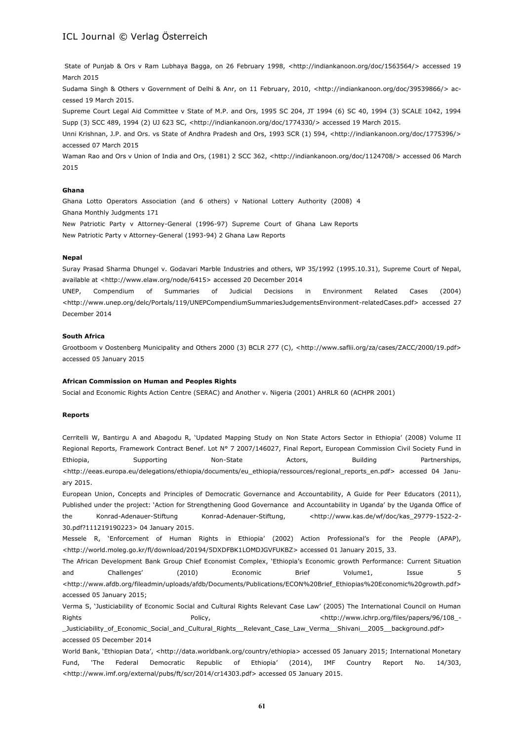State of Punjab & Ors v Ram Lubhaya Bagga, on 26 February 1998, <http://indiankanoon.org/doc/1563564/> accessed 19 March 2015

Sudama Singh & Others v Government of Delhi & Anr, on 11 February, 2010, <http://indiankanoon.org/doc/39539866/> accessed 19 March 2015.

Supreme Court Legal Aid Committee v State of M.P. and Ors, 1995 SC 204, JT 1994 (6) SC 40, 1994 (3) SCALE 1042, 1994 Supp (3) SCC 489, 1994 (2) UJ 623 SC, <http://indiankanoon.org/doc/1774330/> accessed 19 March 2015.

Unni Krishnan, J.P. and Ors. vs State of Andhra Pradesh and Ors, 1993 SCR (1) 594, <http://indiankanoon.org/doc/1775396/> accessed 07 March 2015

Waman Rao and Ors v Union of India and Ors, (1981) 2 SCC 362, <http://indiankanoon.org/doc/1124708/> accessed 06 March 2015

**Ghana**

Ghana Lotto Operators Association (and 6 others) v National Lottery Authority (2008) 4 Ghana Monthly Judgments 171

New Patriotic Party v Attorney-General (1996-97) Supreme Court of Ghana Law Reports

New Patriotic Party v Attorney-General (1993-94) 2 Ghana Law Reports

**Nepal**

Suray Prasad Sharma Dhungel v. Godavari Marble Industries and others, WP 35/1992 (1995.10.31), Supreme Court of Nepal, available at <http://www.elaw.org/node/6415> accessed 20 December 2014

UNEP, Compendium of Summaries of Judicial Decisions in Environment Related Cases (2004) <http://www.unep.org/delc/Portals/119/UNEPCompendiumSummariesJudgementsEnvironment-relatedCases.pdf> accessed 27 December 2014

**South Africa**

Grootboom v Oostenberg Municipality and Others 2000 (3) BCLR 277 (C), <http://www.saflii.org/za/cases/ZACC/2000/19.pdf> accessed 05 January 2015

**African Commission on Human and Peoples Rights**

Social and Economic Rights Action Centre (SERAC) and Another v. Nigeria (2001) AHRLR 60 (ACHPR 2001)

**Reports**

Cerritelli W, Bantirgu A and Abagodu R, 'Updated Mapping Study on Non State Actors Sector in Ethiopia' (2008) Volume II Regional Reports, Framework Contract Benef. Lot N° 7 2007/146027, Final Report, European Commission Civil Society Fund in Ethiopia, Supporting Non-State Actors, Building Partnerships, <http://eeas.europa.eu/delegations/ethiopia/documents/eu_ethiopia/ressources/regional_reports_en.pdf> accessed 04 January 2015.

European Union, Concepts and Principles of Democratic Governance and Accountability, A Guide for Peer Educators (2011), Published under the project: 'Action for Strengthening Good Governance and Accountability in Uganda' by the Uganda Office of the Konrad-Adenauer-Stiftung Konrad-Adenauer-Stiftung, <http://www.kas.de/wf/doc/kas_29779-1522-2-30.pdf?111219190223> 04 January 2015.

Messele R, 'Enforcement of Human Rights in Ethiopia' (2002) Action Professional's for the People (APAP), <http://world.moleg.go.kr/fl/download/20194/5DXDFBK1LOMDJGVFUKBZ> accessed 01 January 2015, 33.

The African Development Bank Group Chief Economist Complex, 'Ethiopia's Economic growth Performance: Current Situation and Challenges' (2010) Economic Brief Volume1, Issue 5 <http://www.afdb.org/fileadmin/uploads/afdb/Documents/Publications/ECON%20Brief_Ethiopias%20Economic%20growth.pdf> accessed 05 January 2015;

Verma S, 'Justiciability of Economic Social and Cultural Rights Relevant Case Law' (2005) The International Council on Human Rights Policy, <http://www.ichrp.org/files/papers/96/108_-_Justiciability_of_Economic_Social_and_Cultural_Rights__Relevant_Case_Law_Verma__Shivani__2005__background.pdf> accessed 05 December 2014

World Bank, 'Ethiopian Data', <http://data.worldbank.org/country/ethiopia> accessed 05 January 2015; International Monetary Fund, 'The Federal Democratic Republic of Ethiopia' (2014), IMF Country Report No. 14/303, <http://www.imf.org/external/pubs/ft/scr/2014/cr14303.pdf> accessed 05 January 2015.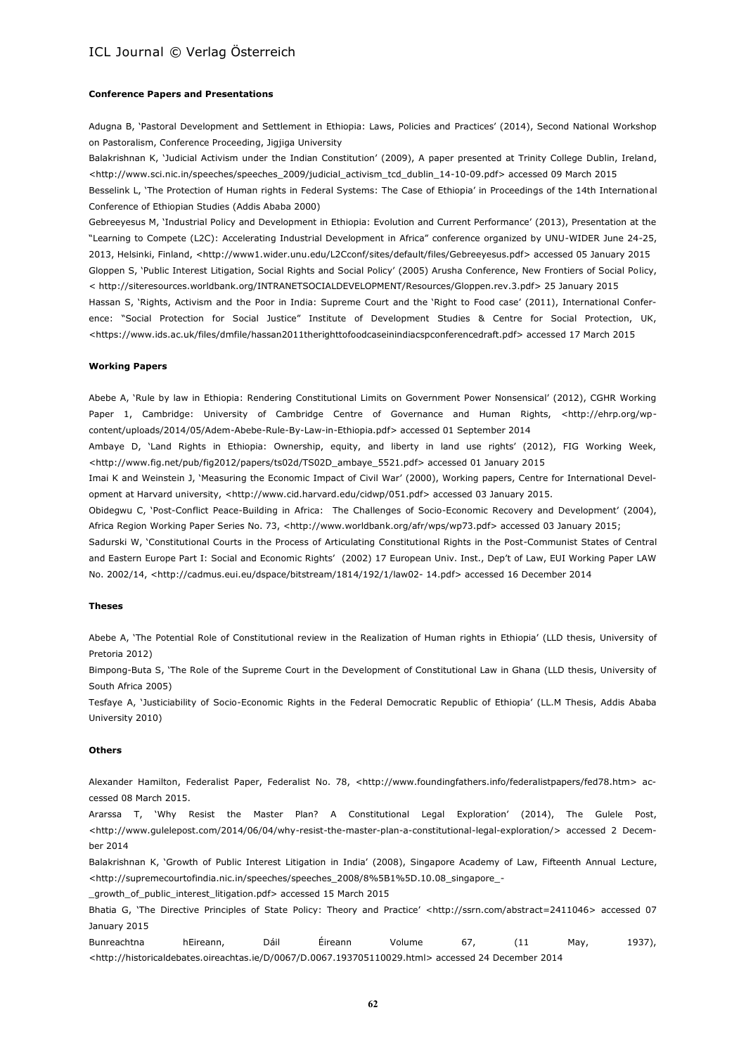**Conference Papers and Presentations**

Adugna B, 'Pastoral Development and Settlement in Ethiopia: Laws, Policies and Practices' (2014), Second National Workshop on Pastoralism, Conference Proceeding, Jigjiga University

Balakrishnan K, 'Judicial Activism under the Indian Constitution' (2009), A paper presented at Trinity College Dublin, Ireland, <http://www.sci.nic.in/speeches/speeches_2009/judicial_activism_tcd_dublin_14-10-09.pdf> accessed 09 March 2015

Besselink L, 'The Protection of Human rights in Federal Systems: The Case of Ethiopia' in Proceedings of the 14th International Conference of Ethiopian Studies (Addis Ababa 2000)

Gebreeyesus M, 'Industrial Policy and Development in Ethiopia: Evolution and Current Performance' (2013), Presentation at the "Learning to Compete (L2C): Accelerating Industrial Development in Africa" conference organized by UNU-WIDER June 24-25, 2013, Helsinki, Finland, <http://www1.wider.unu.edu/L2Cconf/sites/default/files/Gebreeyesus.pdf> accessed 05 January 2015

Gloppen S, 'Public Interest Litigation, Social Rights and Social Policy' (2005) Arusha Conference, New Frontiers of Social Policy, < http://siteresources.worldbank.org/INTRANETSOCIALDEVELOPMENT/Resources/Gloppen.rev.3.pdf> 25 January 2015

Hassan S, 'Rights, Activism and the Poor in India: Supreme Court and the 'Right to Food case' (2011), International Conference: "Social Protection for Social Justice" Institute of Development Studies & Centre for Social Protection, UK, <https://www.ids.ac.uk/files/dmfile/hassan2011therighttofoodcaseinindiacspconferencedraft.pdf> accessed 17 March 2015

**Working Papers**

Abebe A, 'Rule by law in Ethiopia: Rendering Constitutional Limits on Government Power Nonsensical' (2012), CGHR Working Paper 1, Cambridge: University of Cambridge Centre of Governance and Human Rights, <http://ehrp.org/wp-content/uploads/2014/05/Adem-Abebe-Rule-By-Law-in-Ethiopia.pdf> accessed 01 September 2014

Ambaye D, 'Land Rights in Ethiopia: Ownership, equity, and liberty in land use rights' (2012), FIG Working Week, <http://www.fig.net/pub/fig2012/papers/ts02d/TS02D_ambaye_5521.pdf> accessed 01 January 2015

Imai K and Weinstein J, 'Measuring the Economic Impact of Civil War' (2000), Working papers, Centre for International Development at Harvard university, <http://www.cid.harvard.edu/cidwp/051.pdf> accessed 03 January 2015.

Obidegwu C, 'Post-Conflict Peace-Building in Africa: The Challenges of Socio-Economic Recovery and Development' (2004), Africa Region Working Paper Series No. 73, <http://www.worldbank.org/afr/wps/wp73.pdf> accessed 03 January 2015;

Sadurski W, 'Constitutional Courts in the Process of Articulating Constitutional Rights in the Post-Communist States of Central and Eastern Europe Part I: Social and Economic Rights' (2002) 17 European Univ. Inst., Dep't of Law, EUI Working Paper LAW No. 2002/14, <http://cadmus.eui.eu/dspace/bitstream/1814/192/1/law02- 14.pdf> accessed 16 December 2014

**Theses**

Abebe A, 'The Potential Role of Constitutional review in the Realization of Human rights in Ethiopia' (LLD thesis, University of Pretoria 2012)

Bimpong-Buta S, 'The Role of the Supreme Court in the Development of Constitutional Law in Ghana (LLD thesis, University of South Africa 2005)

Tesfaye A, 'Justiciability of Socio-Economic Rights in the Federal Democratic Republic of Ethiopia' (LL.M Thesis, Addis Ababa University 2010)

**Others**

Alexander Hamilton, Federalist Paper, Federalist No. 78, <http://www.foundingfathers.info/federalistpapers/fed78.htm> accessed 08 March 2015.

Ararssa T, 'Why Resist the Master Plan? A Constitutional Legal Exploration' (2014), The Gulele Post, <http://www.gulelepost.com/2014/06/04/why-resist-the-master-plan-a-constitutional-legal-exploration/> accessed 2 December 2014

Balakrishnan K, 'Growth of Public Interest Litigation in India' (2008), Singapore Academy of Law, Fifteenth Annual Lecture, <http://supremecourtofindia.nic.in/speeches/speeches_2008/8%5B1%5D.10.08_singapore_-_growth_of_public_interest_litigation.pdf> accessed 15 March 2015

Bhatia G, 'The Directive Principles of State Policy: Theory and Practice' <http://ssrn.com/abstract=2411046> accessed 07 January 2015

Bunreachtna hEireann, Dáil Éireann Volume 67, (11 May, 1937), <http://historicaldebates.oireachtas.ie/D/0067/D.0067.193705110029.html> accessed 24 December 2014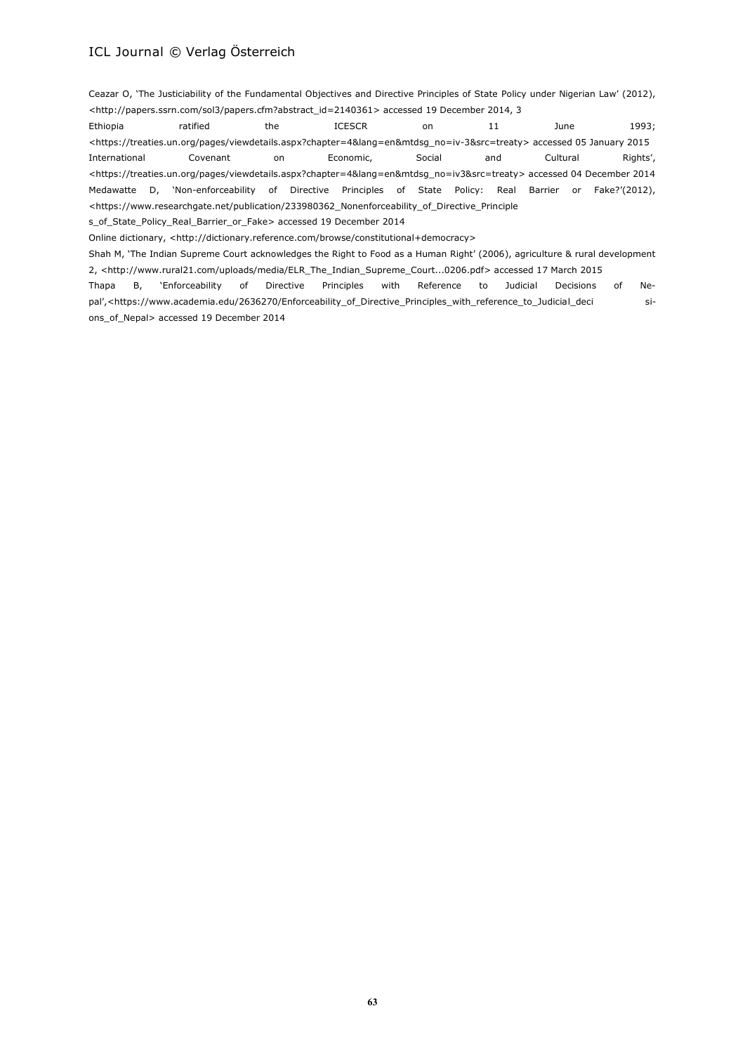Ceazar O, 'The Justiciability of the Fundamental Objectives and Directive Principles of State Policy under Nigerian Law' (2012), <http://papers.ssrn.com/sol3/papers.cfm?abstract_id=2140361> accessed 19 December 2014, 3

Ethiopia ratified the ICESCR on 11 June 1993; <https://treaties.un.org/pages/viewdetails.aspx?chapter=4&lang=en&mtdsg_no=iv-3&src=treaty> accessed 05 January 2015

International Covenant on Economic, Social and Cultural Rights', <https://treaties.un.org/pages/viewdetails.aspx?chapter=4&lang=en&mtdsg_no=iv3&src=treaty> accessed 04 December 2014

Medawatte D, 'Non-enforceability of Directive Principles of State Policy: Real Barrier or Fake?'(2012), <https://www.researchgate.net/publication/233980362_Nonenforceability_of_Directive_Principles_of_State_Policy_Real_Barrier_or_Fake> accessed 19 December 2014

Online dictionary, <http://dictionary.reference.com/browse/constitutional+democracy>

Shah M, 'The Indian Supreme Court acknowledges the Right to Food as a Human Right' (2006), agriculture & rural development 2, <http://www.rural21.com/uploads/media/ELR_The_Indian_Supreme_Court...0206.pdf> accessed 17 March 2015

Thapa B, 'Enforceability of Directive Principles with Reference to Judicial Decisions of Nepal',<https://www.academia.edu/2636270/Enforceability_of_Directive_Principles_with_reference_to_Judicial_decisions_of_Nepal> accessed 19 December 2014